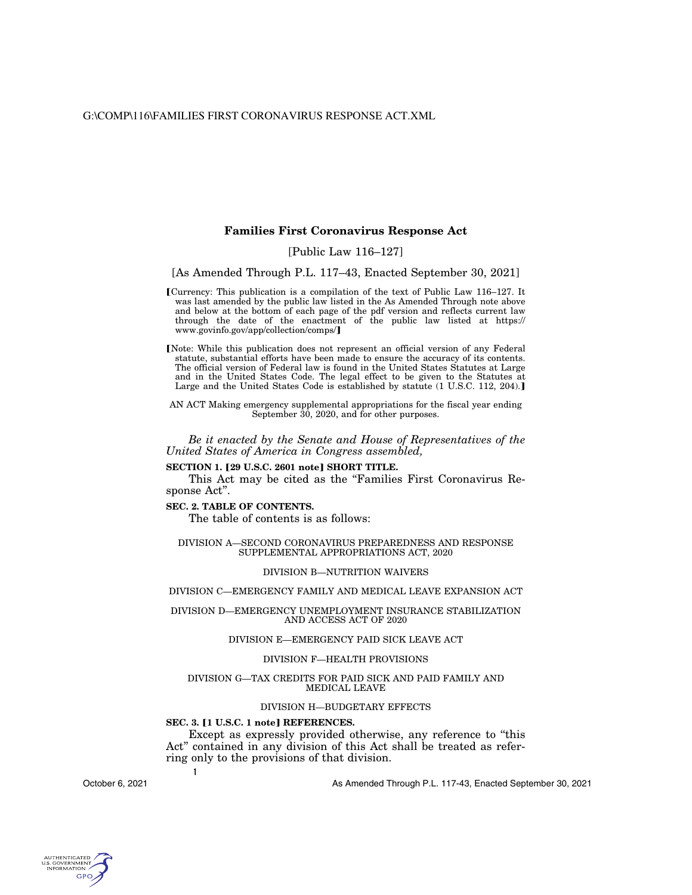# Families First Coronavirus Response Act

[Public Law 116–127]

[As Amended Through P.L. 117–43, Enacted September 30, 2021]

【Currency: This publication is a compilation of the text of Public Law 116–127. It was last amended by the public law listed in the As Amended Through note above and below at the bottom of each page of the pdf version and reflects current law through the date of the enactment of the public law listed at https://www.govinfo.gov/app/collection/comps/】

【Note: While this publication does not represent an official version of any Federal statute, substantial efforts have been made to ensure the accuracy of its contents. The official version of Federal law is found in the United States Statutes at Large and in the United States Code. The legal effect to be given to the Statutes at Large and the United States Code is established by statute (1 U.S.C. 112, 204).】

AN ACT Making emergency supplemental appropriations for the fiscal year ending September 30, 2020, and for other purposes.

*Be it enacted by the Senate and House of Representatives of the United States of America in Congress assembled,*

**SECTION 1. 【29 U.S.C. 2601 note】 SHORT TITLE.**

This Act may be cited as the "Families First Coronavirus Response Act".

**SEC. 2. TABLE OF CONTENTS.**

The table of contents is as follows:

DIVISION A—SECOND CORONAVIRUS PREPAREDNESS AND RESPONSE SUPPLEMENTAL APPROPRIATIONS ACT, 2020

DIVISION B—NUTRITION WAIVERS

DIVISION C—EMERGENCY FAMILY AND MEDICAL LEAVE EXPANSION ACT

DIVISION D—EMERGENCY UNEMPLOYMENT INSURANCE STABILIZATION AND ACCESS ACT OF 2020

DIVISION E—EMERGENCY PAID SICK LEAVE ACT

DIVISION F—HEALTH PROVISIONS

DIVISION G—TAX CREDITS FOR PAID SICK AND PAID FAMILY AND MEDICAL LEAVE

DIVISION H—BUDGETARY EFFECTS

**SEC. 3. 【1 U.S.C. 1 note】 REFERENCES.**

Except as expressly provided otherwise, any reference to "this Act" contained in any division of this Act shall be treated as referring only to the provisions of that division.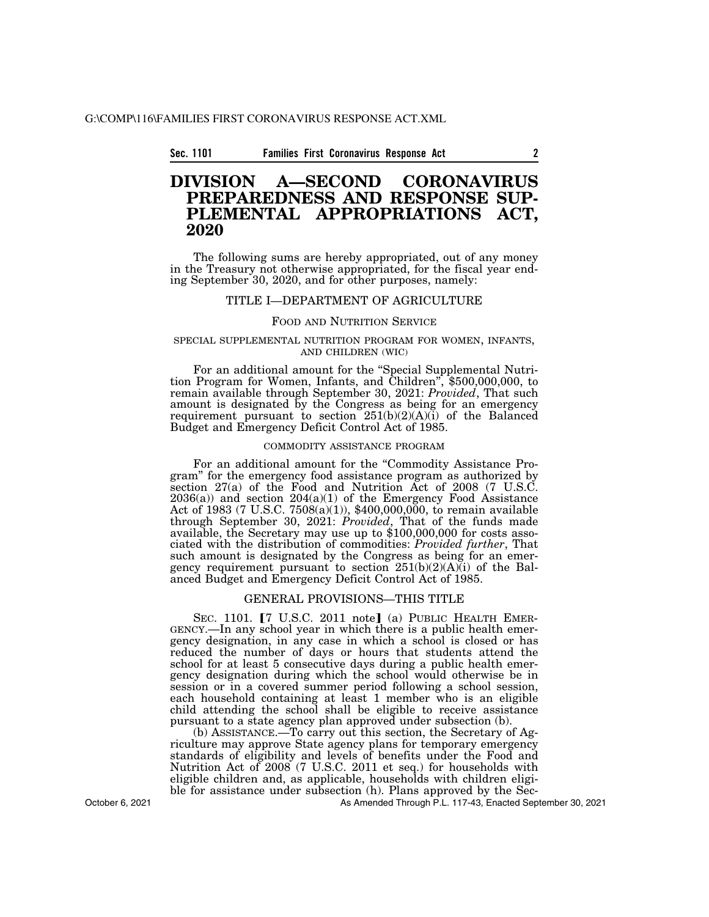# DIVISION A—SECOND CORONAVIRUS PREPAREDNESS AND RESPONSE SUPPLEMENTAL APPROPRIATIONS ACT, 2020

The following sums are hereby appropriated, out of any money in the Treasury not otherwise appropriated, for the fiscal year ending September 30, 2020, and for other purposes, namely:

## TITLE I—DEPARTMENT OF AGRICULTURE

### FOOD AND NUTRITION SERVICE

#### SPECIAL SUPPLEMENTAL NUTRITION PROGRAM FOR WOMEN, INFANTS, AND CHILDREN (WIC)

For an additional amount for the "Special Supplemental Nutrition Program for Women, Infants, and Children", $500,000,000, to remain available through September 30, 2021: *Provided*, That such amount is designated by the Congress as being for an emergency requirement pursuant to section 251(b)(2)(A)(i) of the Balanced Budget and Emergency Deficit Control Act of 1985.

#### COMMODITY ASSISTANCE PROGRAM

For an additional amount for the "Commodity Assistance Program" for the emergency food assistance program as authorized by section 27(a) of the Food and Nutrition Act of 2008 (7 U.S.C. 2036(a)) and section 204(a)(1) of the Emergency Food Assistance Act of 1983 (7 U.S.C. 7508(a)(1)), $400,000,000, to remain available through September 30, 2021: *Provided*, That of the funds made available, the Secretary may use up to $100,000,000 for costs associated with the distribution of commodities: *Provided further*, That such amount is designated by the Congress as being for an emergency requirement pursuant to section 251(b)(2)(A)(i) of the Balanced Budget and Emergency Deficit Control Act of 1985.

### GENERAL PROVISIONS—THIS TITLE

SEC. 1101. 【7 U.S.C. 2011 note】 (a) PUBLIC HEALTH EMERGENCY.—In any school year in which there is a public health emergency designation, in any case in which a school is closed or has reduced the number of days or hours that students attend the school for at least 5 consecutive days during a public health emergency designation during which the school would otherwise be in session or in a covered summer period following a school session, each household containing at least 1 member who is an eligible child attending the school shall be eligible to receive assistance pursuant to a state agency plan approved under subsection (b).

(b) ASSISTANCE.—To carry out this section, the Secretary of Agriculture may approve State agency plans for temporary emergency standards of eligibility and levels of benefits under the Food and Nutrition Act of 2008 (7 U.S.C. 2011 et seq.) for households with eligible children and, as applicable, households with children eligible for assistance under subsection (h). Plans approved by the Sec-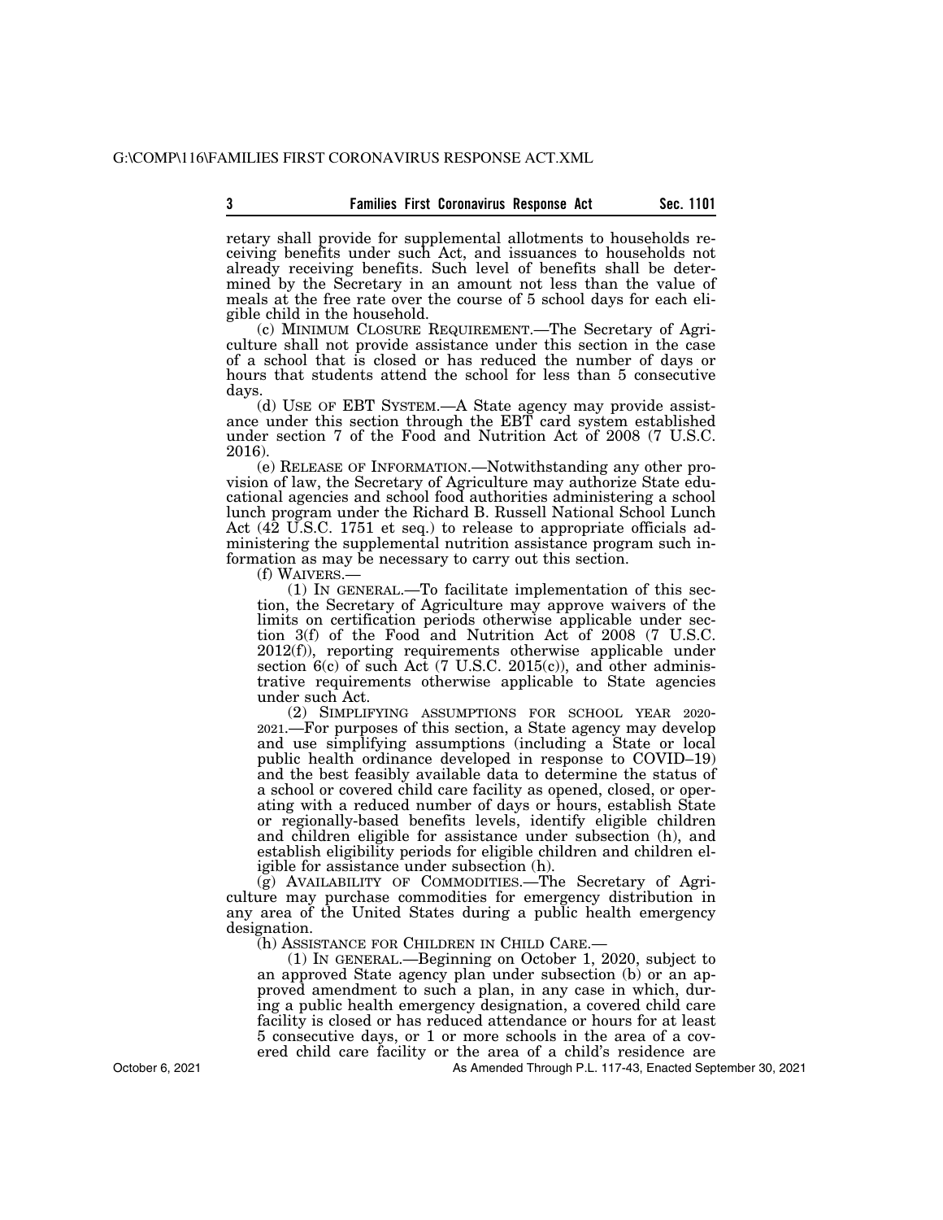retary shall provide for supplemental allotments to households receiving benefits under such Act, and issuances to households not already receiving benefits. Such level of benefits shall be determined by the Secretary in an amount not less than the value of meals at the free rate over the course of 5 school days for each eligible child in the household.

(c) MINIMUM CLOSURE REQUIREMENT.—The Secretary of Agriculture shall not provide assistance under this section in the case of a school that is closed or has reduced the number of days or hours that students attend the school for less than 5 consecutive days.

(d) USE OF EBT SYSTEM.—A State agency may provide assistance under this section through the EBT card system established under section 7 of the Food and Nutrition Act of 2008 (7 U.S.C. 2016).

(e) RELEASE OF INFORMATION.—Notwithstanding any other provision of law, the Secretary of Agriculture may authorize State educational agencies and school food authorities administering a school lunch program under the Richard B. Russell National School Lunch Act (42 U.S.C. 1751 et seq.) to release to appropriate officials administering the supplemental nutrition assistance program such information as may be necessary to carry out this section.

(f) WAIVERS.—

(1) IN GENERAL.—To facilitate implementation of this section, the Secretary of Agriculture may approve waivers of the limits on certification periods otherwise applicable under section 3(f) of the Food and Nutrition Act of 2008 (7 U.S.C. 2012(f)), reporting requirements otherwise applicable under section 6(c) of such Act (7 U.S.C. 2015(c)), and other administrative requirements otherwise applicable to State agencies under such Act.

(2) SIMPLIFYING ASSUMPTIONS FOR SCHOOL YEAR 2020-2021.—For purposes of this section, a State agency may develop and use simplifying assumptions (including a State or local public health ordinance developed in response to COVID–19) and the best feasibly available data to determine the status of a school or covered child care facility as opened, closed, or operating with a reduced number of days or hours, establish State or regionally-based benefits levels, identify eligible children and children eligible for assistance under subsection (h), and establish eligibility periods for eligible children and children eligible for assistance under subsection (h).

(g) AVAILABILITY OF COMMODITIES.—The Secretary of Agriculture may purchase commodities for emergency distribution in any area of the United States during a public health emergency designation.

(h) ASSISTANCE FOR CHILDREN IN CHILD CARE.—

(1) IN GENERAL.—Beginning on October 1, 2020, subject to an approved State agency plan under subsection (b) or an approved amendment to such a plan, in any case in which, during a public health emergency designation, a covered child care facility is closed or has reduced attendance or hours for at least 5 consecutive days, or 1 or more schools in the area of a covered child care facility or the area of a child's residence are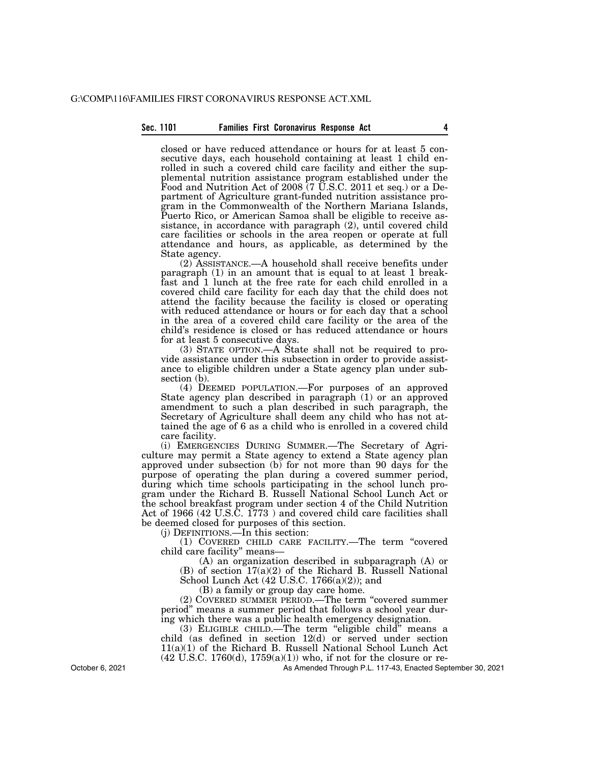closed or have reduced attendance or hours for at least 5 consecutive days, each household containing at least 1 child enrolled in such a covered child care facility and either the supplemental nutrition assistance program established under the Food and Nutrition Act of 2008 (7 U.S.C. 2011 et seq.) or a Department of Agriculture grant-funded nutrition assistance program in the Commonwealth of the Northern Mariana Islands, Puerto Rico, or American Samoa shall be eligible to receive assistance, in accordance with paragraph (2), until covered child care facilities or schools in the area reopen or operate at full attendance and hours, as applicable, as determined by the State agency.

(2) ASSISTANCE.—A household shall receive benefits under paragraph (1) in an amount that is equal to at least 1 breakfast and 1 lunch at the free rate for each child enrolled in a covered child care facility for each day that the child does not attend the facility because the facility is closed or operating with reduced attendance or hours or for each day that a school in the area of a covered child care facility or the area of the child's residence is closed or has reduced attendance or hours for at least 5 consecutive days.

(3) STATE OPTION.—A State shall not be required to provide assistance under this subsection in order to provide assistance to eligible children under a State agency plan under subsection (b).

(4) DEEMED POPULATION.—For purposes of an approved State agency plan described in paragraph (1) or an approved amendment to such a plan described in such paragraph, the Secretary of Agriculture shall deem any child who has not attained the age of 6 as a child who is enrolled in a covered child care facility.

(i) EMERGENCIES DURING SUMMER.—The Secretary of Agriculture may permit a State agency to extend a State agency plan approved under subsection (b) for not more than 90 days for the purpose of operating the plan during a covered summer period, during which time schools participating in the school lunch program under the Richard B. Russell National School Lunch Act or the school breakfast program under section 4 of the Child Nutrition Act of 1966 (42 U.S.C. 1773 ) and covered child care facilities shall be deemed closed for purposes of this section.

(j) DEFINITIONS.—In this section:

(1) COVERED CHILD CARE FACILITY.—The term "covered child care facility" means—

(A) an organization described in subparagraph (A) or (B) of section 17(a)(2) of the Richard B. Russell National School Lunch Act (42 U.S.C. 1766(a)(2)); and

(B) a family or group day care home.

(2) COVERED SUMMER PERIOD.—The term "covered summer period" means a summer period that follows a school year during which there was a public health emergency designation.

(3) ELIGIBLE CHILD.—The term "eligible child" means a child (as defined in section 12(d) or served under section 11(a)(1) of the Richard B. Russell National School Lunch Act (42 U.S.C. 1760(d), 1759(a)(1)) who, if not for the closure or re-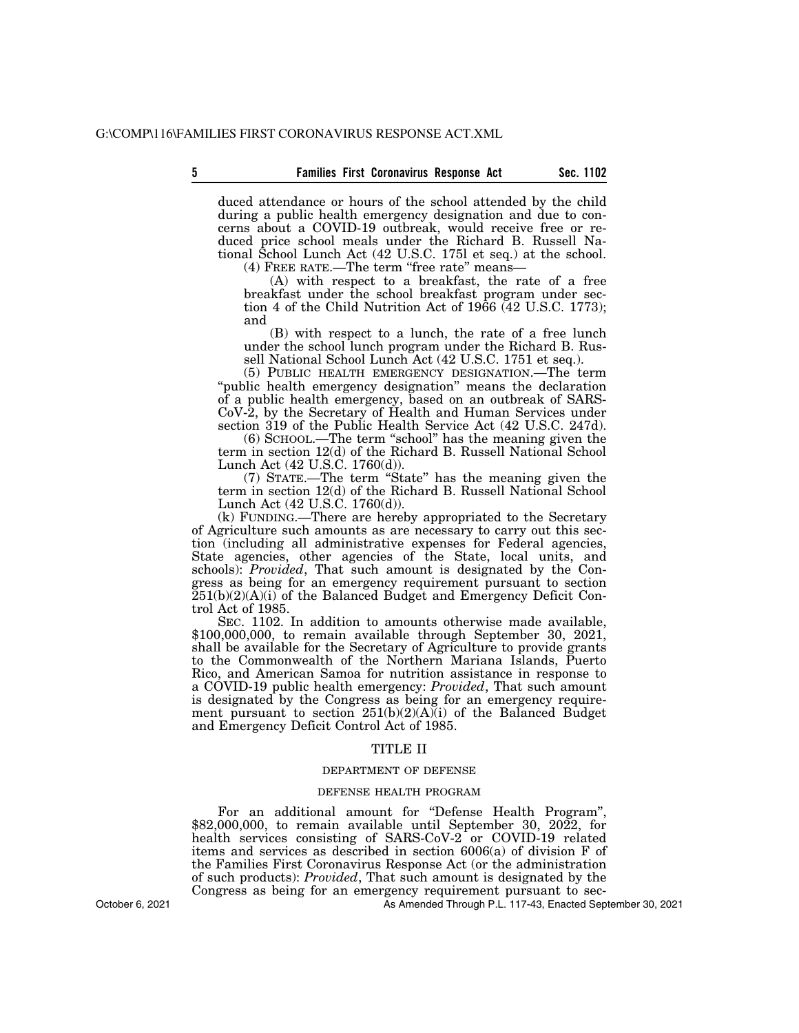duced attendance or hours of the school attended by the child during a public health emergency designation and due to concerns about a COVID-19 outbreak, would receive free or reduced price school meals under the Richard B. Russell National School Lunch Act (42 U.S.C. 175l et seq.) at the school.

(4) FREE RATE.—The term "free rate" means—

(A) with respect to a breakfast, the rate of a free breakfast under the school breakfast program under section 4 of the Child Nutrition Act of 1966 (42 U.S.C. 1773); and

(B) with respect to a lunch, the rate of a free lunch under the school lunch program under the Richard B. Russell National School Lunch Act (42 U.S.C. 1751 et seq.).

(5) PUBLIC HEALTH EMERGENCY DESIGNATION.—The term "public health emergency designation" means the declaration of a public health emergency, based on an outbreak of SARS-CoV-2, by the Secretary of Health and Human Services under section 319 of the Public Health Service Act (42 U.S.C. 247d).

(6) SCHOOL.—The term "school" has the meaning given the term in section 12(d) of the Richard B. Russell National School Lunch Act (42 U.S.C. 1760(d)).

(7) STATE.—The term "State" has the meaning given the term in section 12(d) of the Richard B. Russell National School Lunch Act (42 U.S.C. 1760(d)).

(k) FUNDING.—There are hereby appropriated to the Secretary of Agriculture such amounts as are necessary to carry out this section (including all administrative expenses for Federal agencies, State agencies, other agencies of the State, local units, and schools): *Provided*, That such amount is designated by the Congress as being for an emergency requirement pursuant to section 251(b)(2)(A)(i) of the Balanced Budget and Emergency Deficit Control Act of 1985.

SEC. 1102. In addition to amounts otherwise made available, $100,000,000, to remain available through September 30, 2021, shall be available for the Secretary of Agriculture to provide grants to the Commonwealth of the Northern Mariana Islands, Puerto Rico, and American Samoa for nutrition assistance in response to a COVID-19 public health emergency: *Provided*, That such amount is designated by the Congress as being for an emergency requirement pursuant to section 251(b)(2)(A)(i) of the Balanced Budget and Emergency Deficit Control Act of 1985.

## TITLE II

### DEPARTMENT OF DEFENSE

#### DEFENSE HEALTH PROGRAM

For an additional amount for "Defense Health Program", $82,000,000, to remain available until September 30, 2022, for health services consisting of SARS-CoV-2 or COVID-19 related items and services as described in section 6006(a) of division F of the Families First Coronavirus Response Act (or the administration of such products): *Provided*, That such amount is designated by the Congress as being for an emergency requirement pursuant to sec-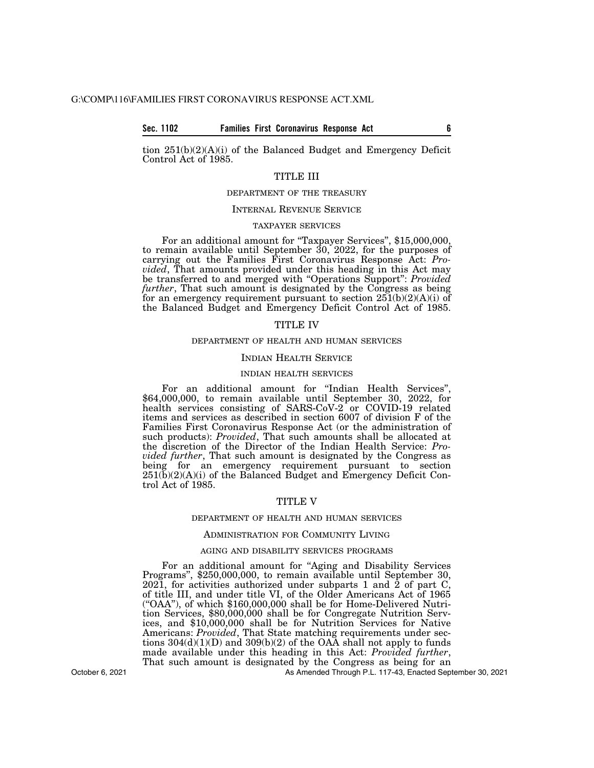tion 251(b)(2)(A)(i) of the Balanced Budget and Emergency Deficit Control Act of 1985.

## TITLE III

### DEPARTMENT OF THE TREASURY

### INTERNAL REVENUE SERVICE

#### TAXPAYER SERVICES

For an additional amount for "Taxpayer Services", $15,000,000, to remain available until September 30, 2022, for the purposes of carrying out the Families First Coronavirus Response Act: *Provided*, That amounts provided under this heading in this Act may be transferred to and merged with "Operations Support": *Provided further*, That such amount is designated by the Congress as being for an emergency requirement pursuant to section 251(b)(2)(A)(i) of the Balanced Budget and Emergency Deficit Control Act of 1985.

## TITLE IV

### DEPARTMENT OF HEALTH AND HUMAN SERVICES

### INDIAN HEALTH SERVICE

#### INDIAN HEALTH SERVICES

For an additional amount for "Indian Health Services", $64,000,000, to remain available until September 30, 2022, for health services consisting of SARS-CoV-2 or COVID-19 related items and services as described in section 6007 of division F of the Families First Coronavirus Response Act (or the administration of such products): *Provided*, That such amounts shall be allocated at the discretion of the Director of the Indian Health Service: *Provided further*, That such amount is designated by the Congress as being for an emergency requirement pursuant to section 251(b)(2)(A)(i) of the Balanced Budget and Emergency Deficit Control Act of 1985.

## TITLE V

### DEPARTMENT OF HEALTH AND HUMAN SERVICES

### ADMINISTRATION FOR COMMUNITY LIVING

#### AGING AND DISABILITY SERVICES PROGRAMS

For an additional amount for "Aging and Disability Services Programs", $250,000,000, to remain available until September 30, 2021, for activities authorized under subparts 1 and 2 of part C, of title III, and under title VI, of the Older Americans Act of 1965 ("OAA"), of which $160,000,000 shall be for Home-Delivered Nutrition Services, $80,000,000 shall be for Congregate Nutrition Services, and $10,000,000 shall be for Nutrition Services for Native Americans: *Provided*, That State matching requirements under sections 304(d)(1)(D) and 309(b)(2) of the OAA shall not apply to funds made available under this heading in this Act: *Provided further*, That such amount is designated by the Congress as being for an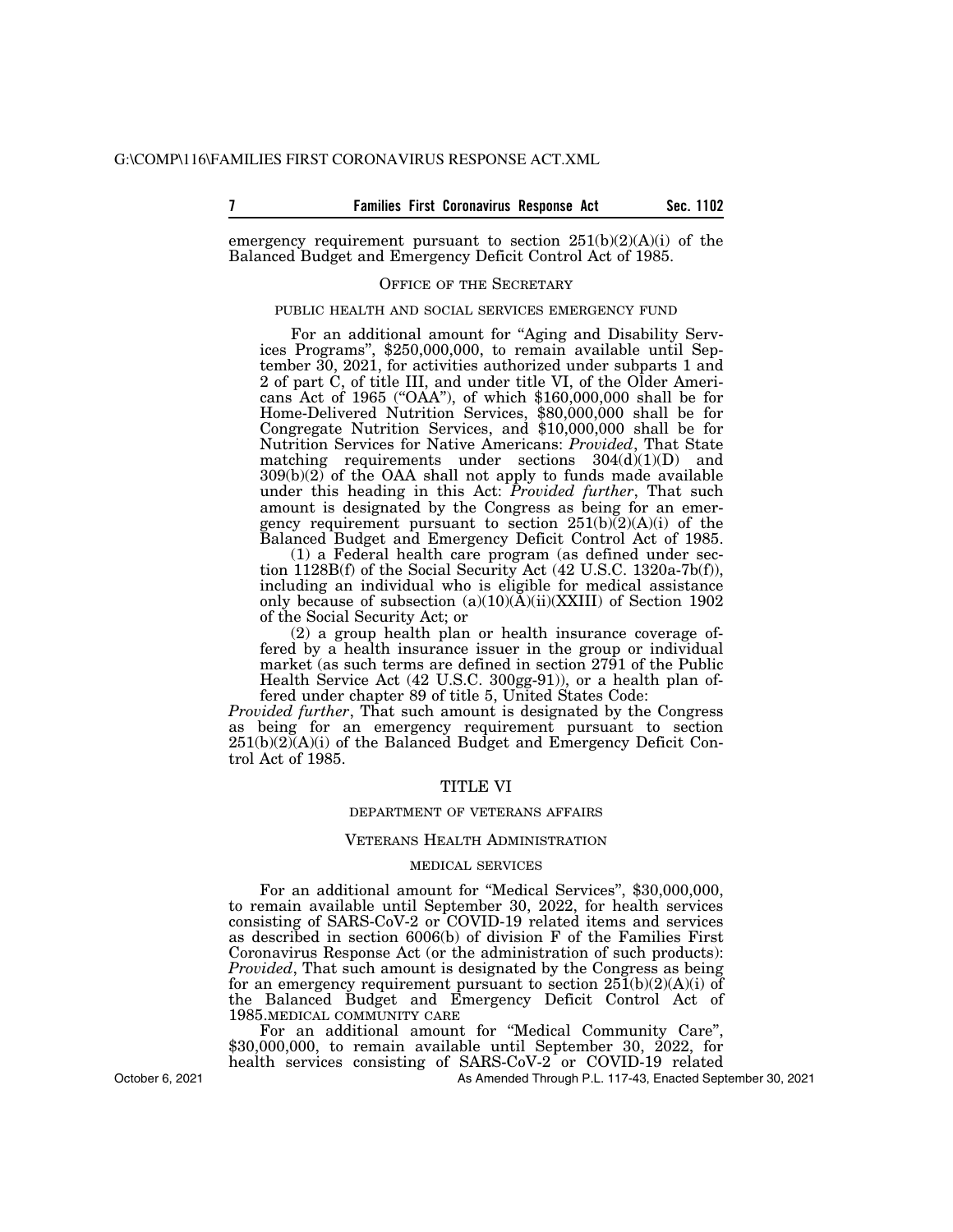emergency requirement pursuant to section 251(b)(2)(A)(i) of the Balanced Budget and Emergency Deficit Control Act of 1985.

### OFFICE OF THE SECRETARY

#### PUBLIC HEALTH AND SOCIAL SERVICES EMERGENCY FUND

For an additional amount for "Aging and Disability Services Programs", $250,000,000, to remain available until September 30, 2021, for activities authorized under subparts 1 and 2 of part C, of title III, and under title VI, of the Older Americans Act of 1965 ("OAA"), of which $160,000,000 shall be for Home-Delivered Nutrition Services, $80,000,000 shall be for Congregate Nutrition Services, and $10,000,000 shall be for Nutrition Services for Native Americans: *Provided*, That State matching requirements under sections 304(d)(1)(D) and 309(b)(2) of the OAA shall not apply to funds made available under this heading in this Act: *Provided further*, That such amount is designated by the Congress as being for an emergency requirement pursuant to section 251(b)(2)(A)(i) of the Balanced Budget and Emergency Deficit Control Act of 1985.

(1) a Federal health care program (as defined under section 1128B(f) of the Social Security Act (42 U.S.C. 1320a-7b(f)), including an individual who is eligible for medical assistance only because of subsection (a)(10)(A)(ii)(XXIII) of Section 1902 of the Social Security Act; or

(2) a group health plan or health insurance coverage offered by a health insurance issuer in the group or individual market (as such terms are defined in section 2791 of the Public Health Service Act (42 U.S.C. 300gg-91)), or a health plan offered under chapter 89 of title 5, United States Code:

*Provided further*, That such amount is designated by the Congress as being for an emergency requirement pursuant to section 251(b)(2)(A)(i) of the Balanced Budget and Emergency Deficit Control Act of 1985.

## TITLE VI

### DEPARTMENT OF VETERANS AFFAIRS

### VETERANS HEALTH ADMINISTRATION

#### MEDICAL SERVICES

For an additional amount for "Medical Services", $30,000,000, to remain available until September 30, 2022, for health services consisting of SARS-CoV-2 or COVID-19 related items and services as described in section 6006(b) of division F of the Families First Coronavirus Response Act (or the administration of such products): *Provided*, That such amount is designated by the Congress as being for an emergency requirement pursuant to section 251(b)(2)(A)(i) of the Balanced Budget and Emergency Deficit Control Act of 1985.MEDICAL COMMUNITY CARE

For an additional amount for "Medical Community Care", $30,000,000, to remain available until September 30, 2022, for health services consisting of SARS-CoV-2 or COVID-19 related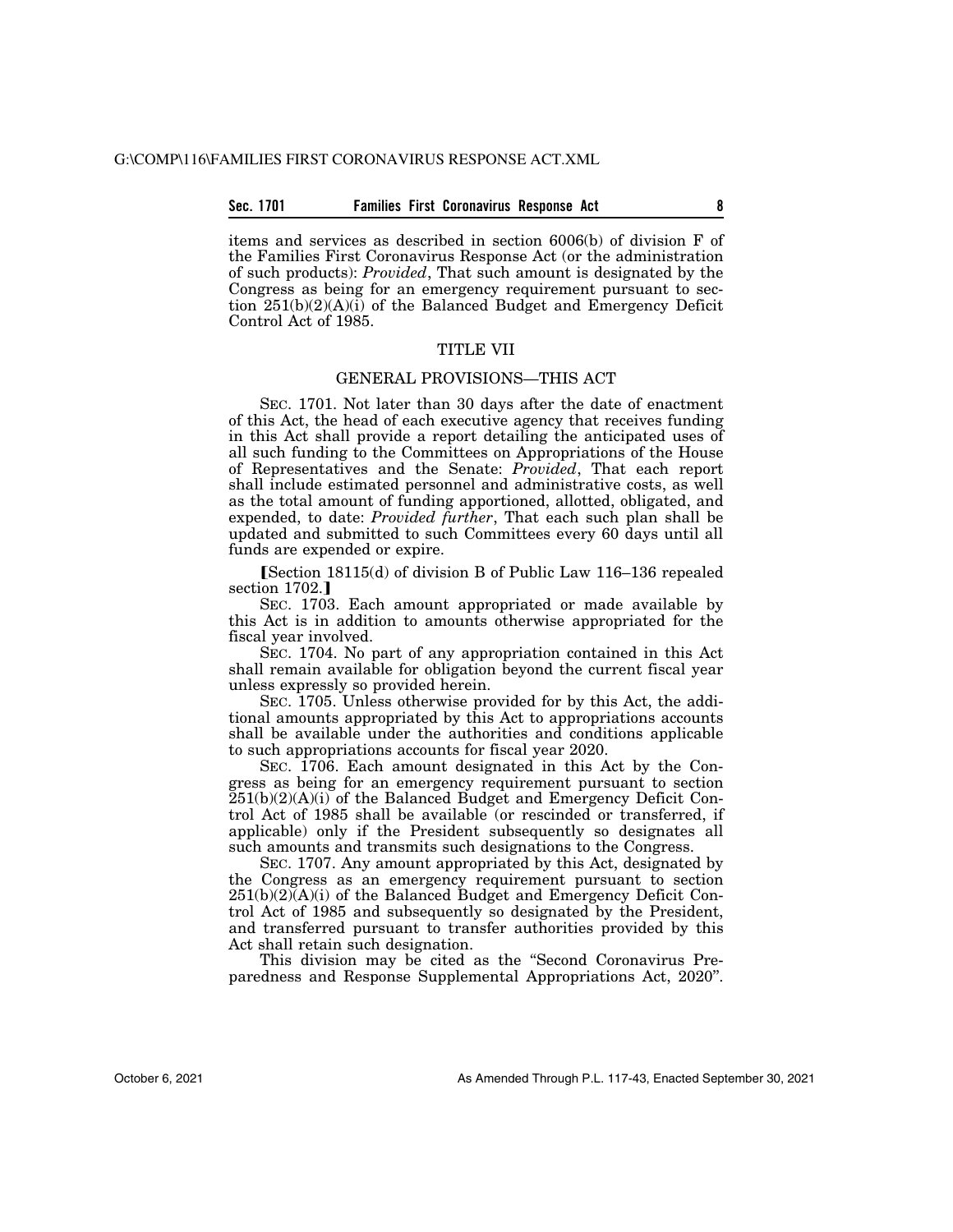items and services as described in section 6006(b) of division F of the Families First Coronavirus Response Act (or the administration of such products): *Provided*, That such amount is designated by the Congress as being for an emergency requirement pursuant to section 251(b)(2)(A)(i) of the Balanced Budget and Emergency Deficit Control Act of 1985.

## TITLE VII

## GENERAL PROVISIONS—THIS ACT

SEC. 1701. Not later than 30 days after the date of enactment of this Act, the head of each executive agency that receives funding in this Act shall provide a report detailing the anticipated uses of all such funding to the Committees on Appropriations of the House of Representatives and the Senate: *Provided*, That each report shall include estimated personnel and administrative costs, as well as the total amount of funding apportioned, allotted, obligated, and expended, to date: *Provided further*, That each such plan shall be updated and submitted to such Committees every 60 days until all funds are expended or expire.

⟦Section 18115(d) of division B of Public Law 116–136 repealed section 1702.⟧

SEC. 1703. Each amount appropriated or made available by this Act is in addition to amounts otherwise appropriated for the fiscal year involved.

SEC. 1704. No part of any appropriation contained in this Act shall remain available for obligation beyond the current fiscal year unless expressly so provided herein.

SEC. 1705. Unless otherwise provided for by this Act, the additional amounts appropriated by this Act to appropriations accounts shall be available under the authorities and conditions applicable to such appropriations accounts for fiscal year 2020.

SEC. 1706. Each amount designated in this Act by the Congress as being for an emergency requirement pursuant to section 251(b)(2)(A)(i) of the Balanced Budget and Emergency Deficit Control Act of 1985 shall be available (or rescinded or transferred, if applicable) only if the President subsequently so designates all such amounts and transmits such designations to the Congress.

SEC. 1707. Any amount appropriated by this Act, designated by the Congress as an emergency requirement pursuant to section 251(b)(2)(A)(i) of the Balanced Budget and Emergency Deficit Control Act of 1985 and subsequently so designated by the President, and transferred pursuant to transfer authorities provided by this Act shall retain such designation.

This division may be cited as the "Second Coronavirus Preparedness and Response Supplemental Appropriations Act, 2020".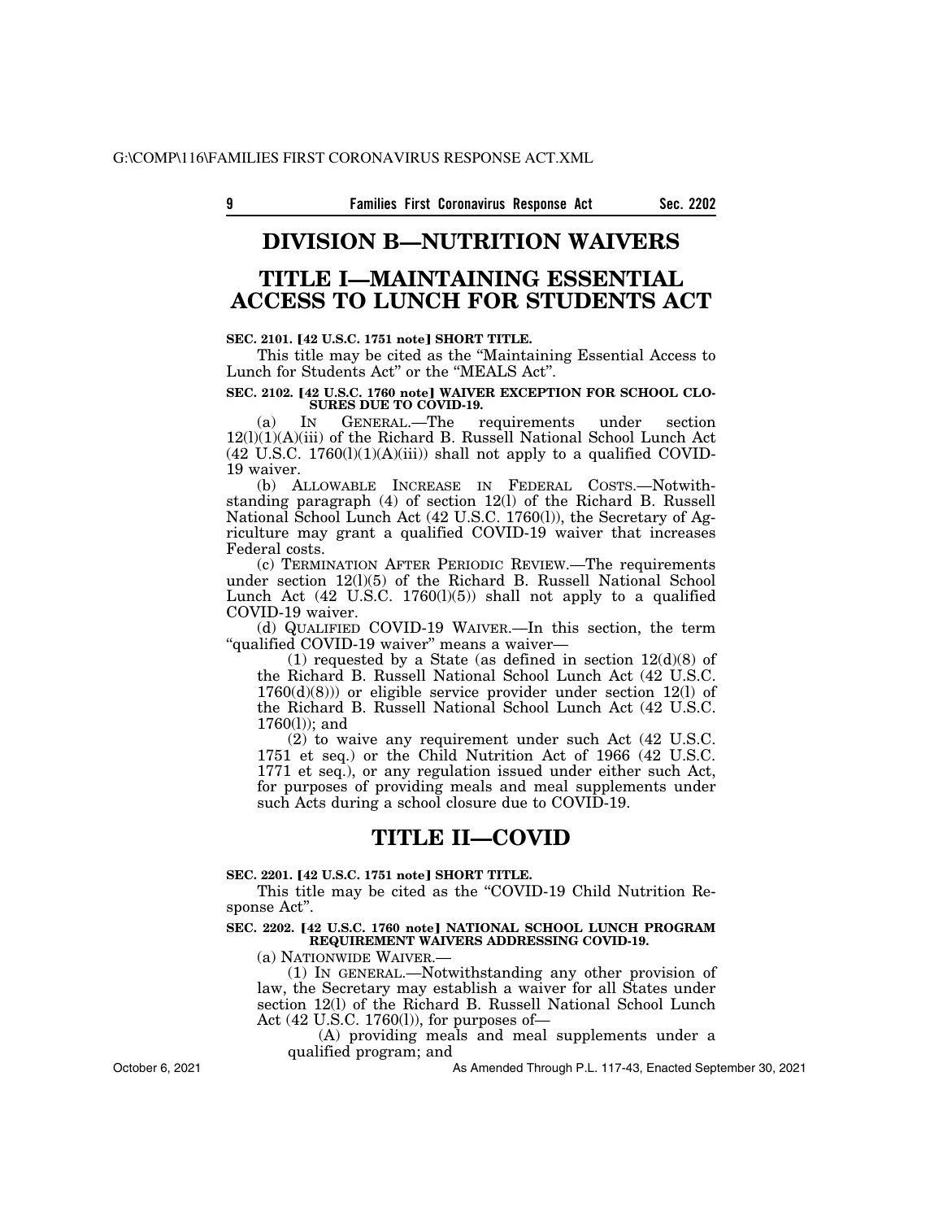# DIVISION B—NUTRITION WAIVERS

# TITLE I—MAINTAINING ESSENTIAL ACCESS TO LUNCH FOR STUDENTS ACT

**SEC. 2101. [42 U.S.C. 1751 note] SHORT TITLE.**

This title may be cited as the "Maintaining Essential Access to Lunch for Students Act" or the "MEALS Act".

**SEC. 2102. [42 U.S.C. 1760 note] WAIVER EXCEPTION FOR SCHOOL CLOSURES DUE TO COVID-19.**

(a) IN GENERAL.—The requirements under section 12(l)(1)(A)(iii) of the Richard B. Russell National School Lunch Act (42 U.S.C. 1760(l)(1)(A)(iii)) shall not apply to a qualified COVID-19 waiver.

(b) ALLOWABLE INCREASE IN FEDERAL COSTS.—Notwithstanding paragraph (4) of section 12(l) of the Richard B. Russell National School Lunch Act (42 U.S.C. 1760(l)), the Secretary of Agriculture may grant a qualified COVID-19 waiver that increases Federal costs.

(c) TERMINATION AFTER PERIODIC REVIEW.—The requirements under section 12(l)(5) of the Richard B. Russell National School Lunch Act (42 U.S.C. 1760(l)(5)) shall not apply to a qualified COVID-19 waiver.

(d) QUALIFIED COVID-19 WAIVER.—In this section, the term "qualified COVID-19 waiver" means a waiver—

(1) requested by a State (as defined in section 12(d)(8) of the Richard B. Russell National School Lunch Act (42 U.S.C. 1760(d)(8))) or eligible service provider under section 12(l) of the Richard B. Russell National School Lunch Act (42 U.S.C. 1760(l)); and

(2) to waive any requirement under such Act (42 U.S.C. 1751 et seq.) or the Child Nutrition Act of 1966 (42 U.S.C. 1771 et seq.), or any regulation issued under either such Act, for purposes of providing meals and meal supplements under such Acts during a school closure due to COVID-19.

# TITLE II—COVID

**SEC. 2201. [42 U.S.C. 1751 note] SHORT TITLE.**

This title may be cited as the "COVID-19 Child Nutrition Response Act".

**SEC. 2202. [42 U.S.C. 1760 note] NATIONAL SCHOOL LUNCH PROGRAM REQUIREMENT WAIVERS ADDRESSING COVID-19.**

(a) NATIONWIDE WAIVER.—

(1) IN GENERAL.—Notwithstanding any other provision of law, the Secretary may establish a waiver for all States under section 12(l) of the Richard B. Russell National School Lunch Act (42 U.S.C. 1760(l)), for purposes of—

(A) providing meals and meal supplements under a qualified program; and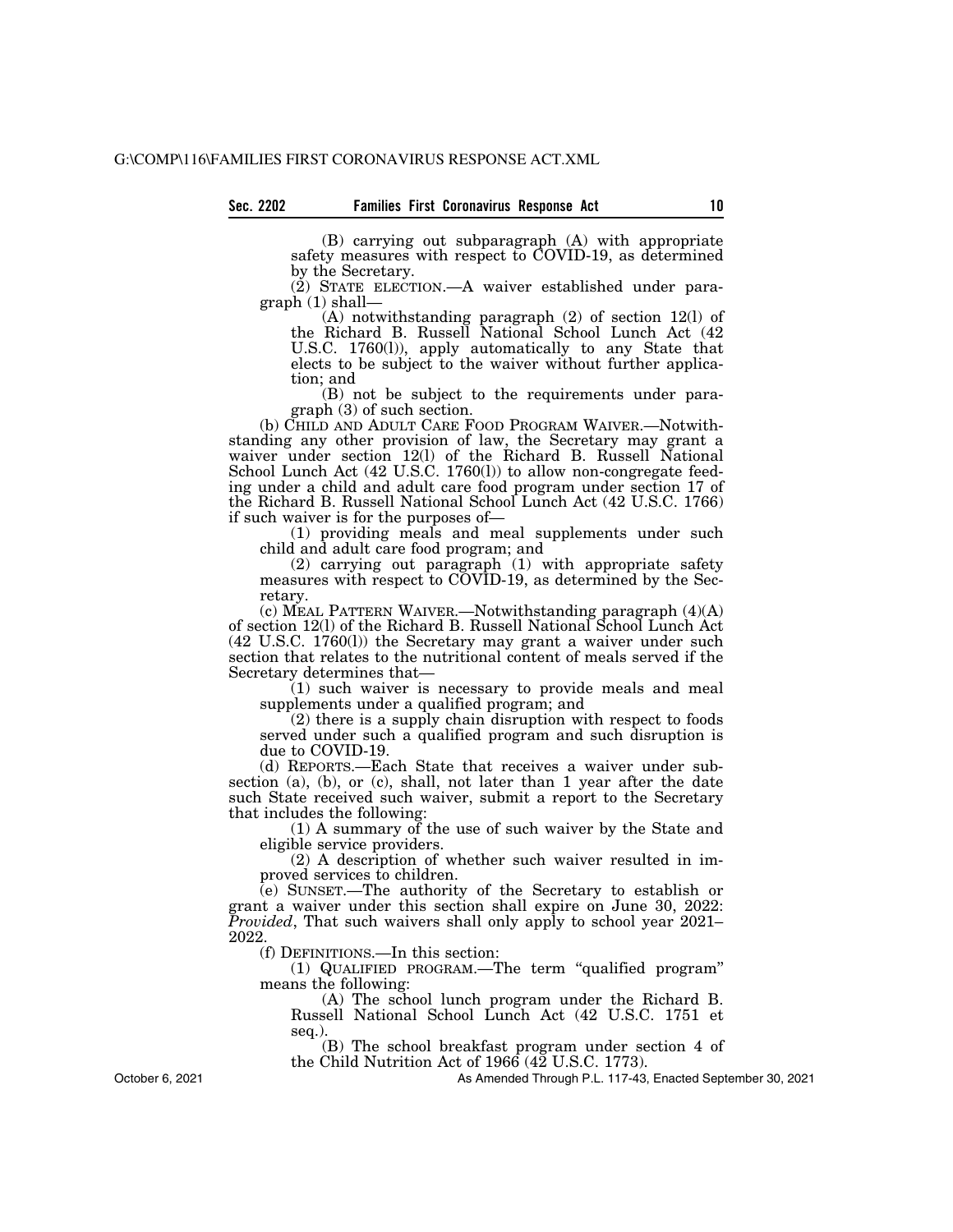(B) carrying out subparagraph (A) with appropriate safety measures with respect to COVID-19, as determined by the Secretary.

(2) STATE ELECTION.—A waiver established under paragraph (1) shall—

(A) notwithstanding paragraph (2) of section 12(l) of the Richard B. Russell National School Lunch Act (42 U.S.C. 1760(l)), apply automatically to any State that elects to be subject to the waiver without further application; and

(B) not be subject to the requirements under paragraph (3) of such section.

(b) CHILD AND ADULT CARE FOOD PROGRAM WAIVER.—Notwithstanding any other provision of law, the Secretary may grant a waiver under section 12(l) of the Richard B. Russell National School Lunch Act (42 U.S.C. 1760(l)) to allow non-congregate feeding under a child and adult care food program under section 17 of the Richard B. Russell National School Lunch Act (42 U.S.C. 1766) if such waiver is for the purposes of—

(1) providing meals and meal supplements under such child and adult care food program; and

(2) carrying out paragraph (1) with appropriate safety measures with respect to COVID-19, as determined by the Secretary.

(c) MEAL PATTERN WAIVER.—Notwithstanding paragraph (4)(A) of section 12(l) of the Richard B. Russell National School Lunch Act (42 U.S.C. 1760(l)) the Secretary may grant a waiver under such section that relates to the nutritional content of meals served if the Secretary determines that—

(1) such waiver is necessary to provide meals and meal supplements under a qualified program; and

(2) there is a supply chain disruption with respect to foods served under such a qualified program and such disruption is due to COVID-19.

(d) REPORTS.—Each State that receives a waiver under subsection (a), (b), or (c), shall, not later than 1 year after the date such State received such waiver, submit a report to the Secretary that includes the following:

(1) A summary of the use of such waiver by the State and eligible service providers.

(2) A description of whether such waiver resulted in improved services to children.

(e) SUNSET.—The authority of the Secretary to establish or grant a waiver under this section shall expire on June 30, 2022: *Provided*, That such waivers shall only apply to school year 2021–2022.

(f) DEFINITIONS.—In this section:

(1) QUALIFIED PROGRAM.—The term "qualified program" means the following:

(A) The school lunch program under the Richard B. Russell National School Lunch Act (42 U.S.C. 1751 et seq.).

(B) The school breakfast program under section 4 of the Child Nutrition Act of 1966 (42 U.S.C. 1773).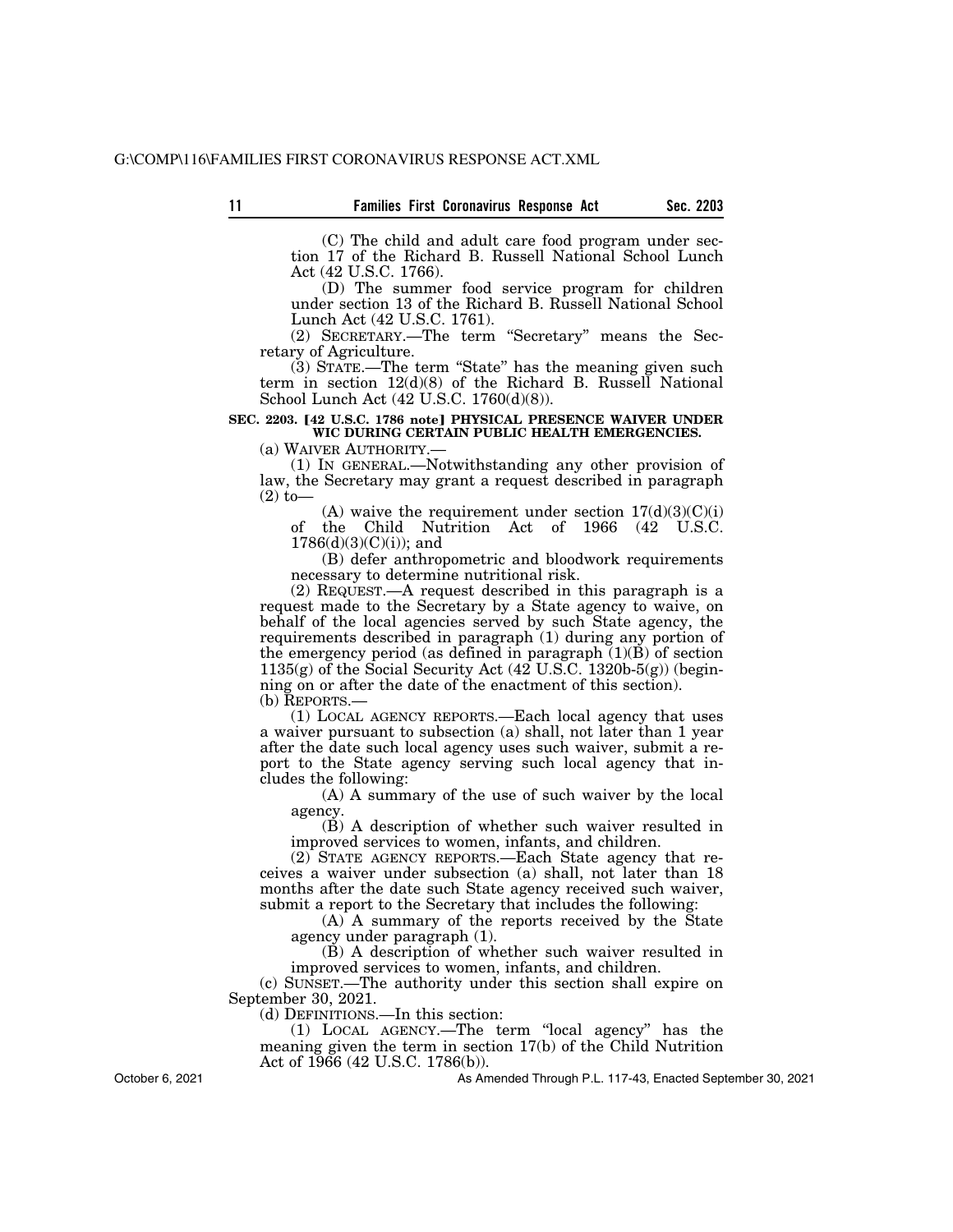(C) The child and adult care food program under section 17 of the Richard B. Russell National School Lunch Act (42 U.S.C. 1766).

(D) The summer food service program for children under section 13 of the Richard B. Russell National School Lunch Act (42 U.S.C. 1761).

(2) SECRETARY.—The term "Secretary" means the Secretary of Agriculture.

(3) STATE.—The term "State" has the meaning given such term in section 12(d)(8) of the Richard B. Russell National School Lunch Act (42 U.S.C. 1760(d)(8)).

**SEC. 2203. [42 U.S.C. 1786 note] PHYSICAL PRESENCE WAIVER UNDER WIC DURING CERTAIN PUBLIC HEALTH EMERGENCIES.**

(a) WAIVER AUTHORITY.—

(1) IN GENERAL.—Notwithstanding any other provision of law, the Secretary may grant a request described in paragraph (2) to—

(A) waive the requirement under section 17(d)(3)(C)(i) of the Child Nutrition Act of 1966 (42 U.S.C. 1786(d)(3)(C)(i)); and

(B) defer anthropometric and bloodwork requirements necessary to determine nutritional risk.

(2) REQUEST.—A request described in this paragraph is a request made to the Secretary by a State agency to waive, on behalf of the local agencies served by such State agency, the requirements described in paragraph (1) during any portion of the emergency period (as defined in paragraph (1)(B) of section 1135(g) of the Social Security Act (42 U.S.C. 1320b-5(g)) (beginning on or after the date of the enactment of this section).

(b) REPORTS.—

(1) LOCAL AGENCY REPORTS.—Each local agency that uses a waiver pursuant to subsection (a) shall, not later than 1 year after the date such local agency uses such waiver, submit a report to the State agency serving such local agency that includes the following:

(A) A summary of the use of such waiver by the local agency.

(B) A description of whether such waiver resulted in improved services to women, infants, and children.

(2) STATE AGENCY REPORTS.—Each State agency that receives a waiver under subsection (a) shall, not later than 18 months after the date such State agency received such waiver, submit a report to the Secretary that includes the following:

(A) A summary of the reports received by the State agency under paragraph (1).

(B) A description of whether such waiver resulted in improved services to women, infants, and children.

(c) SUNSET.—The authority under this section shall expire on September 30, 2021.

(d) DEFINITIONS.—In this section:

(1) LOCAL AGENCY.—The term "local agency" has the meaning given the term in section 17(b) of the Child Nutrition Act of 1966 (42 U.S.C. 1786(b)).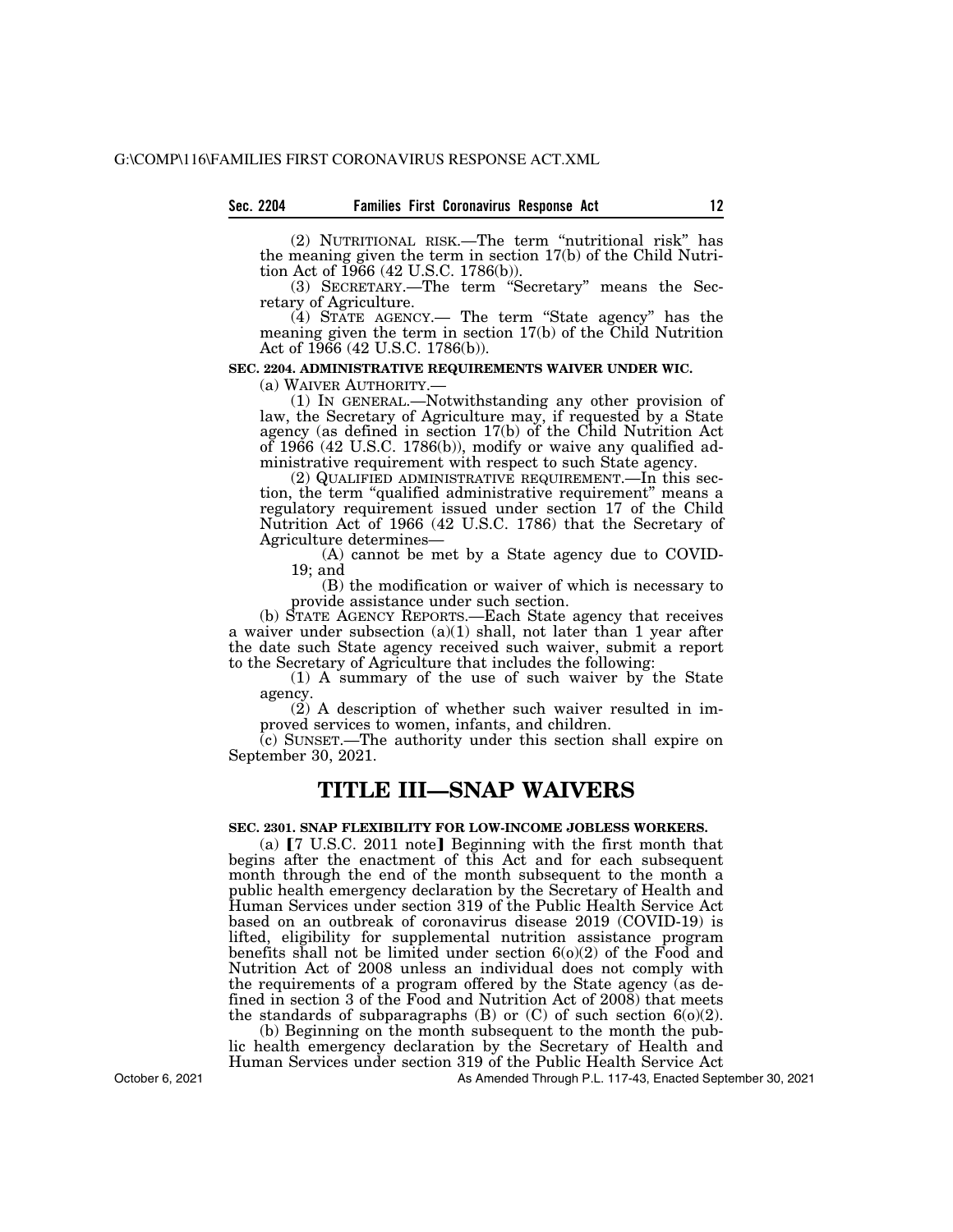(2) NUTRITIONAL RISK.—The term "nutritional risk" has the meaning given the term in section 17(b) of the Child Nutrition Act of 1966 (42 U.S.C. 1786(b)).

(3) SECRETARY.—The term "Secretary" means the Secretary of Agriculture.

(4) STATE AGENCY.— The term "State agency" has the meaning given the term in section 17(b) of the Child Nutrition Act of 1966 (42 U.S.C. 1786(b)).

### SEC. 2204. ADMINISTRATIVE REQUIREMENTS WAIVER UNDER WIC.

(a) WAIVER AUTHORITY.—

(1) IN GENERAL.—Notwithstanding any other provision of law, the Secretary of Agriculture may, if requested by a State agency (as defined in section 17(b) of the Child Nutrition Act of 1966 (42 U.S.C. 1786(b)), modify or waive any qualified administrative requirement with respect to such State agency.

(2) QUALIFIED ADMINISTRATIVE REQUIREMENT.—In this section, the term "qualified administrative requirement" means a regulatory requirement issued under section 17 of the Child Nutrition Act of 1966 (42 U.S.C. 1786) that the Secretary of Agriculture determines—

(A) cannot be met by a State agency due to COVID-19; and

(B) the modification or waiver of which is necessary to provide assistance under such section.

(b) STATE AGENCY REPORTS.—Each State agency that receives a waiver under subsection (a)(1) shall, not later than 1 year after the date such State agency received such waiver, submit a report to the Secretary of Agriculture that includes the following:

(1) A summary of the use of such waiver by the State agency.

(2) A description of whether such waiver resulted in improved services to women, infants, and children.

(c) SUNSET.—The authority under this section shall expire on September 30, 2021.

# TITLE III—SNAP WAIVERS

### SEC. 2301. SNAP FLEXIBILITY FOR LOW-INCOME JOBLESS WORKERS.

(a) 【7 U.S.C. 2011 note】 Beginning with the first month that begins after the enactment of this Act and for each subsequent month through the end of the month subsequent to the month a public health emergency declaration by the Secretary of Health and Human Services under section 319 of the Public Health Service Act based on an outbreak of coronavirus disease 2019 (COVID-19) is lifted, eligibility for supplemental nutrition assistance program benefits shall not be limited under section 6(o)(2) of the Food and Nutrition Act of 2008 unless an individual does not comply with the requirements of a program offered by the State agency (as defined in section 3 of the Food and Nutrition Act of 2008) that meets the standards of subparagraphs (B) or (C) of such section 6(o)(2).

(b) Beginning on the month subsequent to the month the public health emergency declaration by the Secretary of Health and Human Services under section 319 of the Public Health Service Act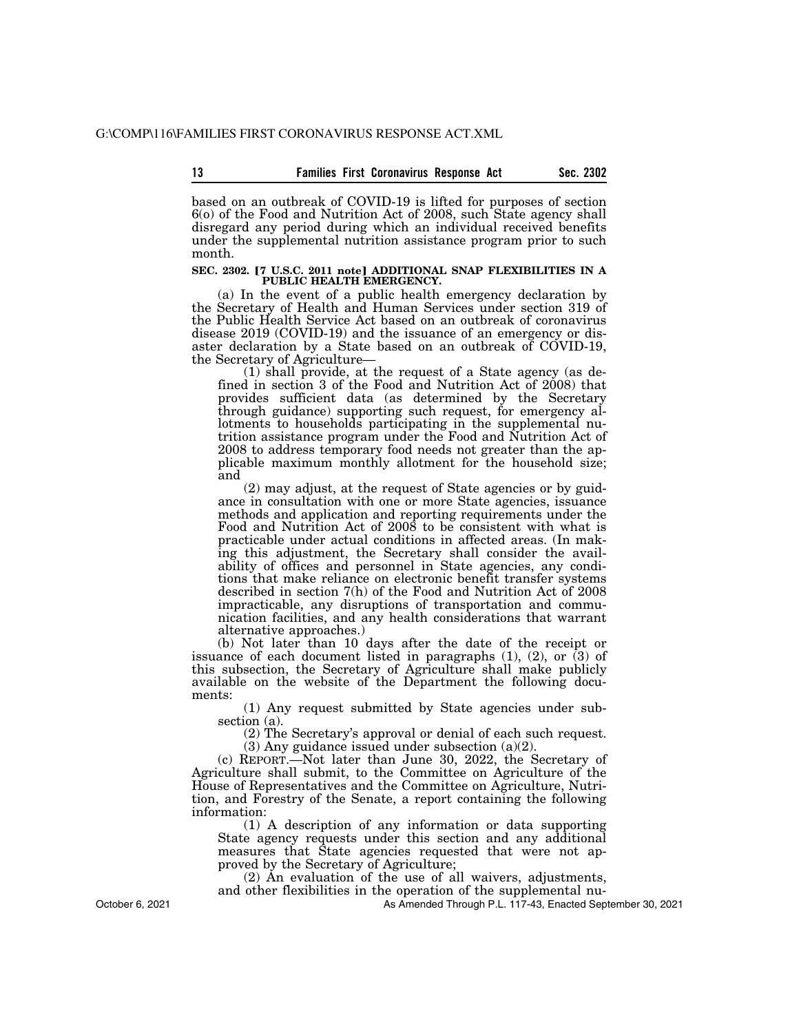based on an outbreak of COVID-19 is lifted for purposes of section 6(o) of the Food and Nutrition Act of 2008, such State agency shall disregard any period during which an individual received benefits under the supplemental nutrition assistance program prior to such month.

**SEC. 2302. [7 U.S.C. 2011 note] ADDITIONAL SNAP FLEXIBILITIES IN A PUBLIC HEALTH EMERGENCY.**

(a) In the event of a public health emergency declaration by the Secretary of Health and Human Services under section 319 of the Public Health Service Act based on an outbreak of coronavirus disease 2019 (COVID-19) and the issuance of an emergency or disaster declaration by a State based on an outbreak of COVID-19, the Secretary of Agriculture—

(1) shall provide, at the request of a State agency (as defined in section 3 of the Food and Nutrition Act of 2008) that provides sufficient data (as determined by the Secretary through guidance) supporting such request, for emergency allotments to households participating in the supplemental nutrition assistance program under the Food and Nutrition Act of 2008 to address temporary food needs not greater than the applicable maximum monthly allotment for the household size; and

(2) may adjust, at the request of State agencies or by guidance in consultation with one or more State agencies, issuance methods and application and reporting requirements under the Food and Nutrition Act of 2008 to be consistent with what is practicable under actual conditions in affected areas. (In making this adjustment, the Secretary shall consider the availability of offices and personnel in State agencies, any conditions that make reliance on electronic benefit transfer systems described in section 7(h) of the Food and Nutrition Act of 2008 impracticable, any disruptions of transportation and communication facilities, and any health considerations that warrant alternative approaches.)

(b) Not later than 10 days after the date of the receipt or issuance of each document listed in paragraphs (1), (2), or (3) of this subsection, the Secretary of Agriculture shall make publicly available on the website of the Department the following documents:

(1) Any request submitted by State agencies under subsection (a).

(2) The Secretary's approval or denial of each such request.

(3) Any guidance issued under subsection (a)(2).

(c) REPORT.—Not later than June 30, 2022, the Secretary of Agriculture shall submit, to the Committee on Agriculture of the House of Representatives and the Committee on Agriculture, Nutrition, and Forestry of the Senate, a report containing the following information:

(1) A description of any information or data supporting State agency requests under this section and any additional measures that State agencies requested that were not approved by the Secretary of Agriculture;

(2) An evaluation of the use of all waivers, adjustments, and other flexibilities in the operation of the supplemental nu-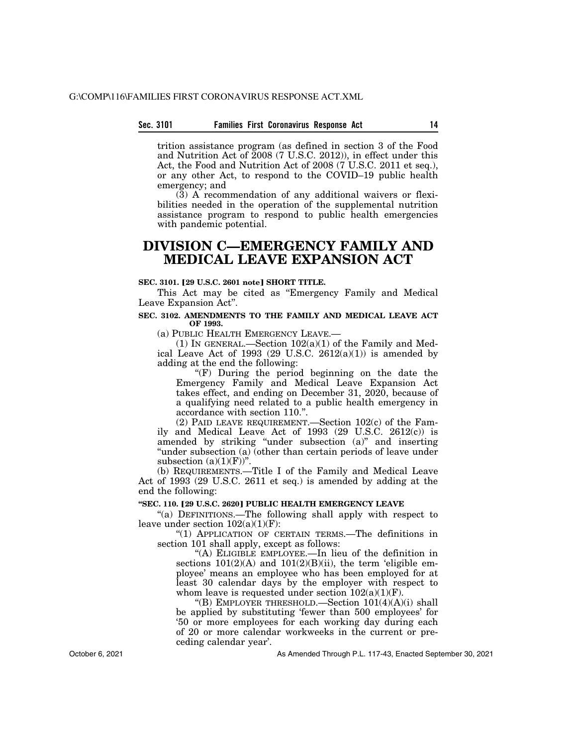trition assistance program (as defined in section 3 of the Food and Nutrition Act of 2008 (7 U.S.C. 2012)), in effect under this Act, the Food and Nutrition Act of 2008 (7 U.S.C. 2011 et seq.), or any other Act, to respond to the COVID–19 public health emergency; and

(3) A recommendation of any additional waivers or flexibilities needed in the operation of the supplemental nutrition assistance program to respond to public health emergencies with pandemic potential.

# DIVISION C—EMERGENCY FAMILY AND MEDICAL LEAVE EXPANSION ACT

**SEC. 3101. [29 U.S.C. 2601 note] SHORT TITLE.**

This Act may be cited as "Emergency Family and Medical Leave Expansion Act".

**SEC. 3102. AMENDMENTS TO THE FAMILY AND MEDICAL LEAVE ACT OF 1993.**

(a) PUBLIC HEALTH EMERGENCY LEAVE.—

(1) IN GENERAL.—Section 102(a)(1) of the Family and Medical Leave Act of 1993 (29 U.S.C. 2612(a)(1)) is amended by adding at the end the following:

"(F) During the period beginning on the date the Emergency Family and Medical Leave Expansion Act takes effect, and ending on December 31, 2020, because of a qualifying need related to a public health emergency in accordance with section 110.".

(2) PAID LEAVE REQUIREMENT.—Section 102(c) of the Family and Medical Leave Act of 1993 (29 U.S.C. 2612(c)) is amended by striking "under subsection (a)" and inserting "under subsection (a) (other than certain periods of leave under subsection (a)(1)(F))".

(b) REQUIREMENTS.—Title I of the Family and Medical Leave Act of 1993 (29 U.S.C. 2611 et seq.) is amended by adding at the end the following:

**"SEC. 110. [29 U.S.C. 2620] PUBLIC HEALTH EMERGENCY LEAVE**

"(a) DEFINITIONS.—The following shall apply with respect to leave under section 102(a)(1)(F):

"(1) APPLICATION OF CERTAIN TERMS.—The definitions in section 101 shall apply, except as follows:

"(A) ELIGIBLE EMPLOYEE.—In lieu of the definition in sections 101(2)(A) and 101(2)(B)(ii), the term 'eligible employee' means an employee who has been employed for at least 30 calendar days by the employer with respect to whom leave is requested under section 102(a)(1)(F).

"(B) EMPLOYER THRESHOLD.—Section 101(4)(A)(i) shall be applied by substituting 'fewer than 500 employees' for '50 or more employees for each working day during each of 20 or more calendar workweeks in the current or preceding calendar year'.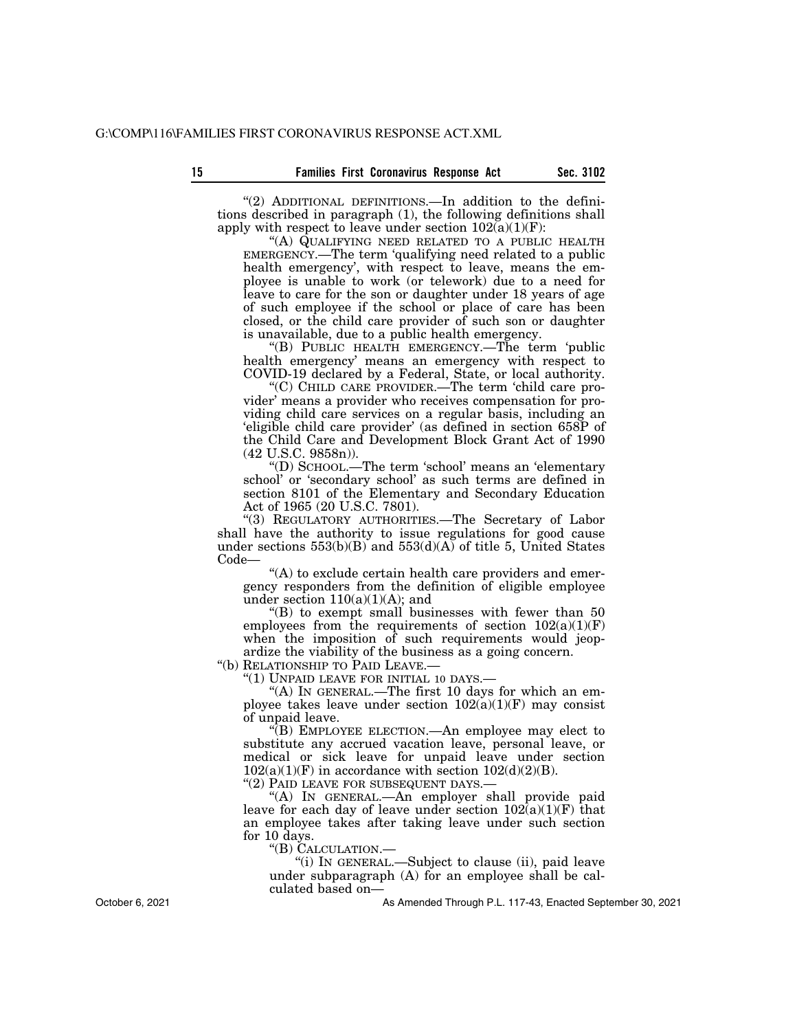"(2) ADDITIONAL DEFINITIONS.—In addition to the definitions described in paragraph (1), the following definitions shall apply with respect to leave under section 102(a)(1)(F):

"(A) QUALIFYING NEED RELATED TO A PUBLIC HEALTH EMERGENCY.—The term 'qualifying need related to a public health emergency', with respect to leave, means the employee is unable to work (or telework) due to a need for leave to care for the son or daughter under 18 years of age of such employee if the school or place of care has been closed, or the child care provider of such son or daughter is unavailable, due to a public health emergency.

"(B) PUBLIC HEALTH EMERGENCY.—The term 'public health emergency' means an emergency with respect to COVID-19 declared by a Federal, State, or local authority.

"(C) CHILD CARE PROVIDER.—The term 'child care provider' means a provider who receives compensation for providing child care services on a regular basis, including an 'eligible child care provider' (as defined in section 658P of the Child Care and Development Block Grant Act of 1990 (42 U.S.C. 9858n)).

"(D) SCHOOL.—The term 'school' means an 'elementary school' or 'secondary school' as such terms are defined in section 8101 of the Elementary and Secondary Education Act of 1965 (20 U.S.C. 7801).

"(3) REGULATORY AUTHORITIES.—The Secretary of Labor shall have the authority to issue regulations for good cause under sections 553(b)(B) and 553(d)(A) of title 5, United States Code—

"(A) to exclude certain health care providers and emergency responders from the definition of eligible employee under section 110(a)(1)(A); and

"(B) to exempt small businesses with fewer than 50 employees from the requirements of section 102(a)(1)(F) when the imposition of such requirements would jeopardize the viability of the business as a going concern.

"(b) RELATIONSHIP TO PAID LEAVE.—

"(1) UNPAID LEAVE FOR INITIAL 10 DAYS.—

"(A) IN GENERAL.—The first 10 days for which an employee takes leave under section 102(a)(1)(F) may consist of unpaid leave.

"(B) EMPLOYEE ELECTION.—An employee may elect to substitute any accrued vacation leave, personal leave, or medical or sick leave for unpaid leave under section 102(a)(1)(F) in accordance with section 102(d)(2)(B).

"(2) PAID LEAVE FOR SUBSEQUENT DAYS.—

"(A) IN GENERAL.—An employer shall provide paid leave for each day of leave under section 102(a)(1)(F) that an employee takes after taking leave under such section for 10 days.

"(B) CALCULATION.—

"(i) IN GENERAL.—Subject to clause (ii), paid leave under subparagraph (A) for an employee shall be calculated based on—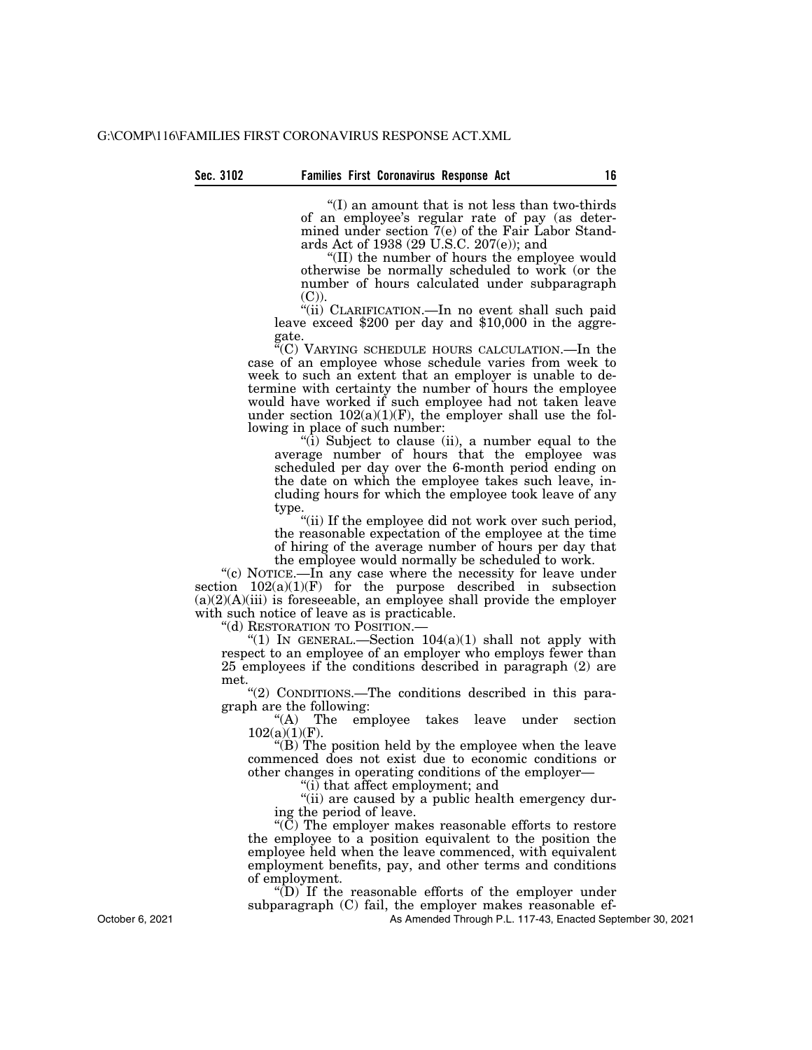"(I) an amount that is not less than two-thirds of an employee's regular rate of pay (as determined under section 7(e) of the Fair Labor Standards Act of 1938 (29 U.S.C. 207(e)); and

"(II) the number of hours the employee would otherwise be normally scheduled to work (or the number of hours calculated under subparagraph (C)).

"(ii) CLARIFICATION.—In no event shall such paid leave exceed $200 per day and $10,000 in the aggregate.

"(C) VARYING SCHEDULE HOURS CALCULATION.—In the case of an employee whose schedule varies from week to week to such an extent that an employer is unable to determine with certainty the number of hours the employee would have worked if such employee had not taken leave under section 102(a)(1)(F), the employer shall use the following in place of such number:

"(i) Subject to clause (ii), a number equal to the average number of hours that the employee was scheduled per day over the 6-month period ending on the date on which the employee takes such leave, including hours for which the employee took leave of any type.

"(ii) If the employee did not work over such period, the reasonable expectation of the employee at the time of hiring of the average number of hours per day that the employee would normally be scheduled to work.

"(c) NOTICE.—In any case where the necessity for leave under section 102(a)(1)(F) for the purpose described in subsection (a)(2)(A)(iii) is foreseeable, an employee shall provide the employer with such notice of leave as is practicable.

"(d) RESTORATION TO POSITION.—

"(1) IN GENERAL.—Section 104(a)(1) shall not apply with respect to an employee of an employer who employs fewer than 25 employees if the conditions described in paragraph (2) are met.

"(2) CONDITIONS.—The conditions described in this paragraph are the following:

"(A) The employee takes leave under section 102(a)(1)(F).

"(B) The position held by the employee when the leave commenced does not exist due to economic conditions or other changes in operating conditions of the employer—

"(i) that affect employment; and

"(ii) are caused by a public health emergency during the period of leave.

"(C) The employer makes reasonable efforts to restore the employee to a position equivalent to the position the employee held when the leave commenced, with equivalent employment benefits, pay, and other terms and conditions of employment.

"(D) If the reasonable efforts of the employer under subparagraph (C) fail, the employer makes reasonable ef-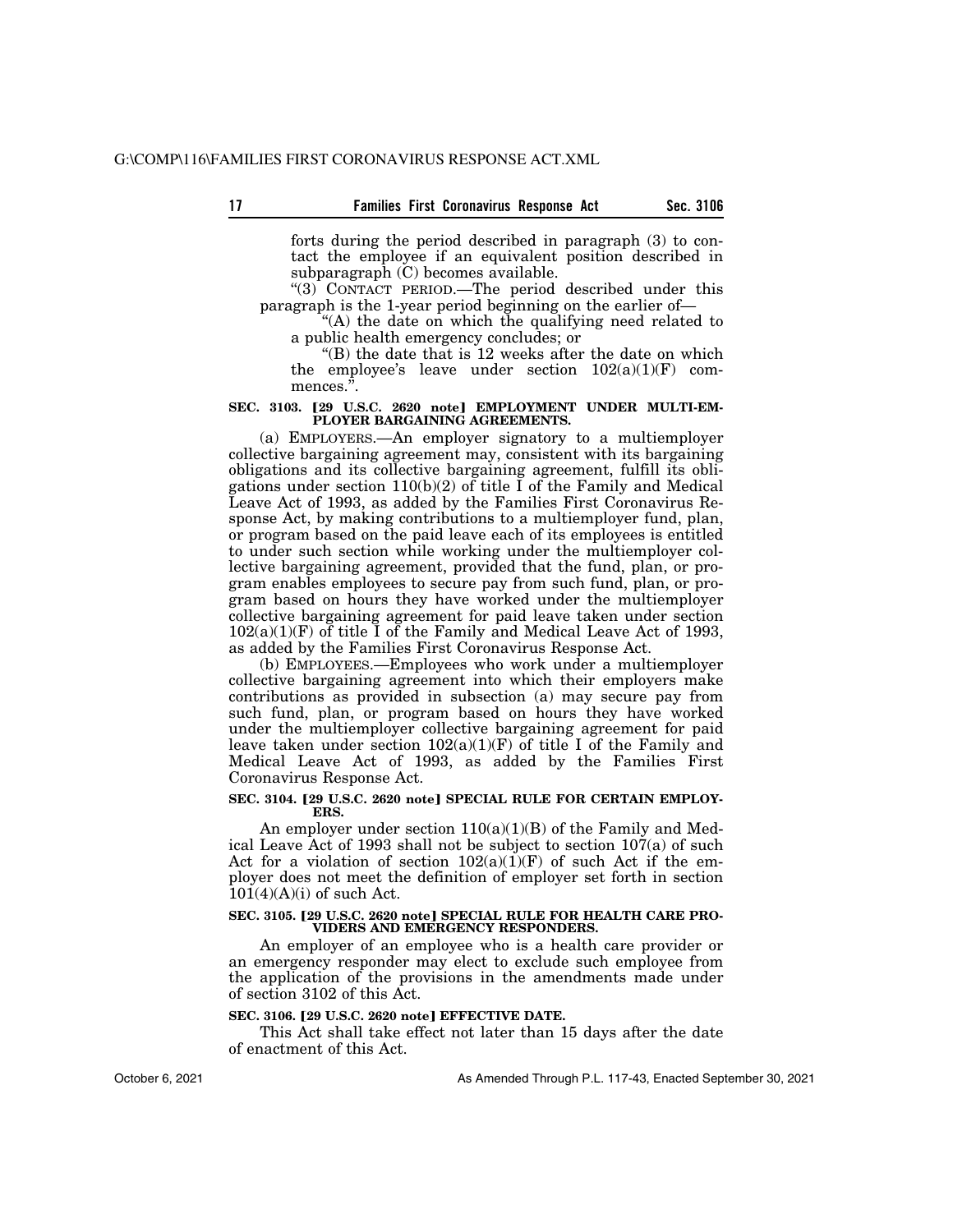forts during the period described in paragraph (3) to contact the employee if an equivalent position described in subparagraph (C) becomes available.

"(3) CONTACT PERIOD.—The period described under this paragraph is the 1-year period beginning on the earlier of—

"(A) the date on which the qualifying need related to a public health emergency concludes; or

"(B) the date that is 12 weeks after the date on which the employee's leave under section 102(a)(1)(F) commences.".

**SEC. 3103. [29 U.S.C. 2620 note] EMPLOYMENT UNDER MULTI-EMPLOYER BARGAINING AGREEMENTS.**

(a) EMPLOYERS.—An employer signatory to a multiemployer collective bargaining agreement may, consistent with its bargaining obligations and its collective bargaining agreement, fulfill its obligations under section 110(b)(2) of title I of the Family and Medical Leave Act of 1993, as added by the Families First Coronavirus Response Act, by making contributions to a multiemployer fund, plan, or program based on the paid leave each of its employees is entitled to under such section while working under the multiemployer collective bargaining agreement, provided that the fund, plan, or program enables employees to secure pay from such fund, plan, or program based on hours they have worked under the multiemployer collective bargaining agreement for paid leave taken under section 102(a)(1)(F) of title I of the Family and Medical Leave Act of 1993, as added by the Families First Coronavirus Response Act.

(b) EMPLOYEES.—Employees who work under a multiemployer collective bargaining agreement into which their employers make contributions as provided in subsection (a) may secure pay from such fund, plan, or program based on hours they have worked under the multiemployer collective bargaining agreement for paid leave taken under section 102(a)(1)(F) of title I of the Family and Medical Leave Act of 1993, as added by the Families First Coronavirus Response Act.

**SEC. 3104. [29 U.S.C. 2620 note] SPECIAL RULE FOR CERTAIN EMPLOYERS.**

An employer under section 110(a)(1)(B) of the Family and Medical Leave Act of 1993 shall not be subject to section 107(a) of such Act for a violation of section 102(a)(1)(F) of such Act if the employer does not meet the definition of employer set forth in section 101(4)(A)(i) of such Act.

**SEC. 3105. [29 U.S.C. 2620 note] SPECIAL RULE FOR HEALTH CARE PROVIDERS AND EMERGENCY RESPONDERS.**

An employer of an employee who is a health care provider or an emergency responder may elect to exclude such employee from the application of the provisions in the amendments made under of section 3102 of this Act.

**SEC. 3106. [29 U.S.C. 2620 note] EFFECTIVE DATE.**

This Act shall take effect not later than 15 days after the date of enactment of this Act.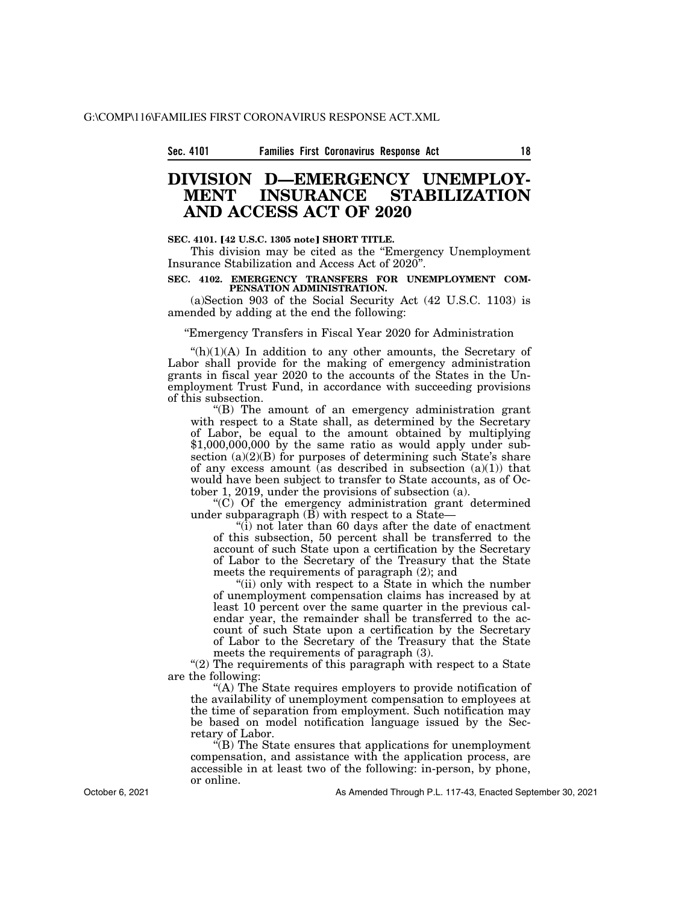# DIVISION D—EMERGENCY UNEMPLOYMENT INSURANCE STABILIZATION AND ACCESS ACT OF 2020

**SEC. 4101. [42 U.S.C. 1305 note] SHORT TITLE.**

This division may be cited as the "Emergency Unemployment Insurance Stabilization and Access Act of 2020".

**SEC. 4102. EMERGENCY TRANSFERS FOR UNEMPLOYMENT COMPENSATION ADMINISTRATION.**

(a)Section 903 of the Social Security Act (42 U.S.C. 1103) is amended by adding at the end the following:

"Emergency Transfers in Fiscal Year 2020 for Administration

"(h)(1)(A) In addition to any other amounts, the Secretary of Labor shall provide for the making of emergency administration grants in fiscal year 2020 to the accounts of the States in the Unemployment Trust Fund, in accordance with succeeding provisions of this subsection.

"(B) The amount of an emergency administration grant with respect to a State shall, as determined by the Secretary of Labor, be equal to the amount obtained by multiplying $1,000,000,000 by the same ratio as would apply under subsection (a)(2)(B) for purposes of determining such State's share of any excess amount (as described in subsection (a)(1)) that would have been subject to transfer to State accounts, as of October 1, 2019, under the provisions of subsection (a).

"(C) Of the emergency administration grant determined under subparagraph (B) with respect to a State—

"(i) not later than 60 days after the date of enactment of this subsection, 50 percent shall be transferred to the account of such State upon a certification by the Secretary of Labor to the Secretary of the Treasury that the State meets the requirements of paragraph (2); and

"(ii) only with respect to a State in which the number of unemployment compensation claims has increased by at least 10 percent over the same quarter in the previous calendar year, the remainder shall be transferred to the account of such State upon a certification by the Secretary of Labor to the Secretary of the Treasury that the State meets the requirements of paragraph (3).

"(2) The requirements of this paragraph with respect to a State are the following:

"(A) The State requires employers to provide notification of the availability of unemployment compensation to employees at the time of separation from employment. Such notification may be based on model notification language issued by the Secretary of Labor.

"(B) The State ensures that applications for unemployment compensation, and assistance with the application process, are accessible in at least two of the following: in-person, by phone, or online.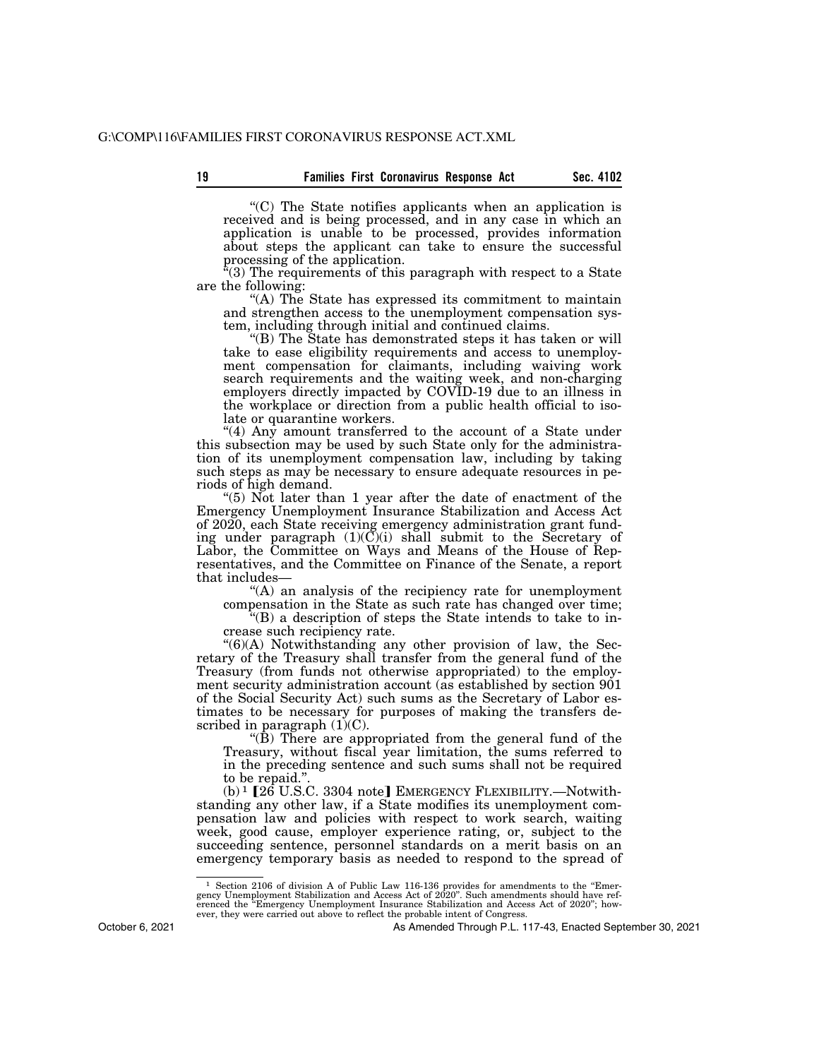"(C) The State notifies applicants when an application is received and is being processed, and in any case in which an application is unable to be processed, provides information about steps the applicant can take to ensure the successful processing of the application.

"(3) The requirements of this paragraph with respect to a State are the following:

"(A) The State has expressed its commitment to maintain and strengthen access to the unemployment compensation system, including through initial and continued claims.

"(B) The State has demonstrated steps it has taken or will take to ease eligibility requirements and access to unemployment compensation for claimants, including waiving work search requirements and the waiting week, and non-charging employers directly impacted by COVID-19 due to an illness in the workplace or direction from a public health official to isolate or quarantine workers.

"(4) Any amount transferred to the account of a State under this subsection may be used by such State only for the administration of its unemployment compensation law, including by taking such steps as may be necessary to ensure adequate resources in periods of high demand.

"(5) Not later than 1 year after the date of enactment of the Emergency Unemployment Insurance Stabilization and Access Act of 2020, each State receiving emergency administration grant funding under paragraph (1)(C)(i) shall submit to the Secretary of Labor, the Committee on Ways and Means of the House of Representatives, and the Committee on Finance of the Senate, a report that includes—

"(A) an analysis of the recipiency rate for unemployment compensation in the State as such rate has changed over time;

"(B) a description of steps the State intends to take to increase such recipiency rate.

"(6)(A) Notwithstanding any other provision of law, the Secretary of the Treasury shall transfer from the general fund of the Treasury (from funds not otherwise appropriated) to the employment security administration account (as established by section 901 of the Social Security Act) such sums as the Secretary of Labor estimates to be necessary for purposes of making the transfers described in paragraph (1)(C).

"(B) There are appropriated from the general fund of the Treasury, without fiscal year limitation, the sums referred to in the preceding sentence and such sums shall not be required to be repaid.".

(b)[1] [26 U.S.C. 3304 note] EMERGENCY FLEXIBILITY.—Notwithstanding any other law, if a State modifies its unemployment compensation law and policies with respect to work search, waiting week, good cause, employer experience rating, or, subject to the succeeding sentence, personnel standards on a merit basis on an emergency temporary basis as needed to respond to the spread of

---

[1] Section 2106 of division A of Public Law 116-136 provides for amendments to the "Emergency Unemployment Stabilization and Access Act of 2020". Such amendments should have referenced the "Emergency Unemployment Insurance Stabilization and Access Act of 2020"; however, they were carried out above to reflect the probable intent of Congress.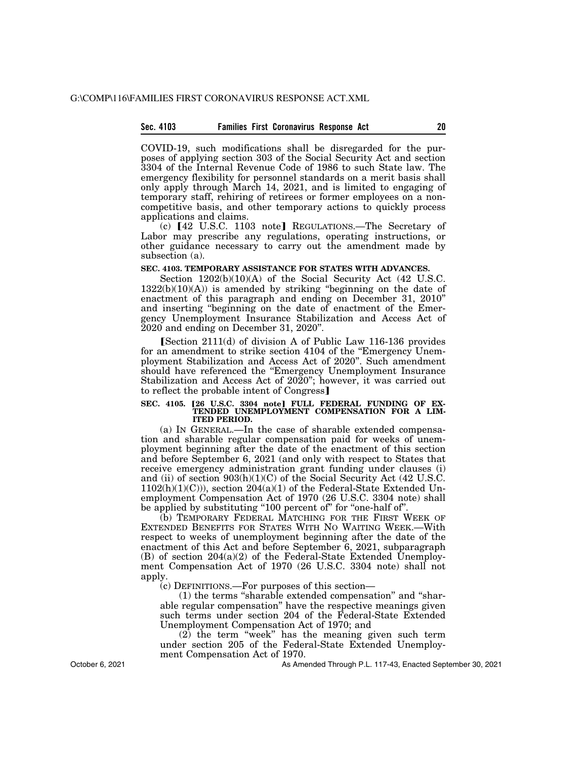COVID-19, such modifications shall be disregarded for the purposes of applying section 303 of the Social Security Act and section 3304 of the Internal Revenue Code of 1986 to such State law. The emergency flexibility for personnel standards on a merit basis shall only apply through March 14, 2021, and is limited to engaging of temporary staff, rehiring of retirees or former employees on a non-competitive basis, and other temporary actions to quickly process applications and claims.

(c) [42 U.S.C. 1103 note] REGULATIONS.—The Secretary of Labor may prescribe any regulations, operating instructions, or other guidance necessary to carry out the amendment made by subsection (a).

**SEC. 4103. TEMPORARY ASSISTANCE FOR STATES WITH ADVANCES.**

Section 1202(b)(10)(A) of the Social Security Act (42 U.S.C. 1322(b)(10)(A)) is amended by striking "beginning on the date of enactment of this paragraph and ending on December 31, 2010" and inserting "beginning on the date of enactment of the Emergency Unemployment Insurance Stabilization and Access Act of 2020 and ending on December 31, 2020".

[Section 2111(d) of division A of Public Law 116-136 provides for an amendment to strike section 4104 of the "Emergency Unemployment Stabilization and Access Act of 2020". Such amendment should have referenced the "Emergency Unemployment Insurance Stabilization and Access Act of 2020"; however, it was carried out to reflect the probable intent of Congress]

**SEC. 4105. [26 U.S.C. 3304 note] FULL FEDERAL FUNDING OF EXTENDED UNEMPLOYMENT COMPENSATION FOR A LIMITED PERIOD.**

(a) IN GENERAL.—In the case of sharable extended compensation and sharable regular compensation paid for weeks of unemployment beginning after the date of the enactment of this section and before September 6, 2021 (and only with respect to States that receive emergency administration grant funding under clauses (i) and (ii) of section 903(h)(1)(C) of the Social Security Act (42 U.S.C. 1102(h)(1)(C))), section 204(a)(1) of the Federal-State Extended Unemployment Compensation Act of 1970 (26 U.S.C. 3304 note) shall be applied by substituting "100 percent of" for "one-half of".

(b) TEMPORARY FEDERAL MATCHING FOR THE FIRST WEEK OF EXTENDED BENEFITS FOR STATES WITH NO WAITING WEEK.—With respect to weeks of unemployment beginning after the date of the enactment of this Act and before September 6, 2021, subparagraph (B) of section 204(a)(2) of the Federal-State Extended Unemployment Compensation Act of 1970 (26 U.S.C. 3304 note) shall not apply.

(c) DEFINITIONS.—For purposes of this section—

(1) the terms "sharable extended compensation" and "sharable regular compensation" have the respective meanings given such terms under section 204 of the Federal-State Extended Unemployment Compensation Act of 1970; and

(2) the term "week" has the meaning given such term under section 205 of the Federal-State Extended Unemployment Compensation Act of 1970.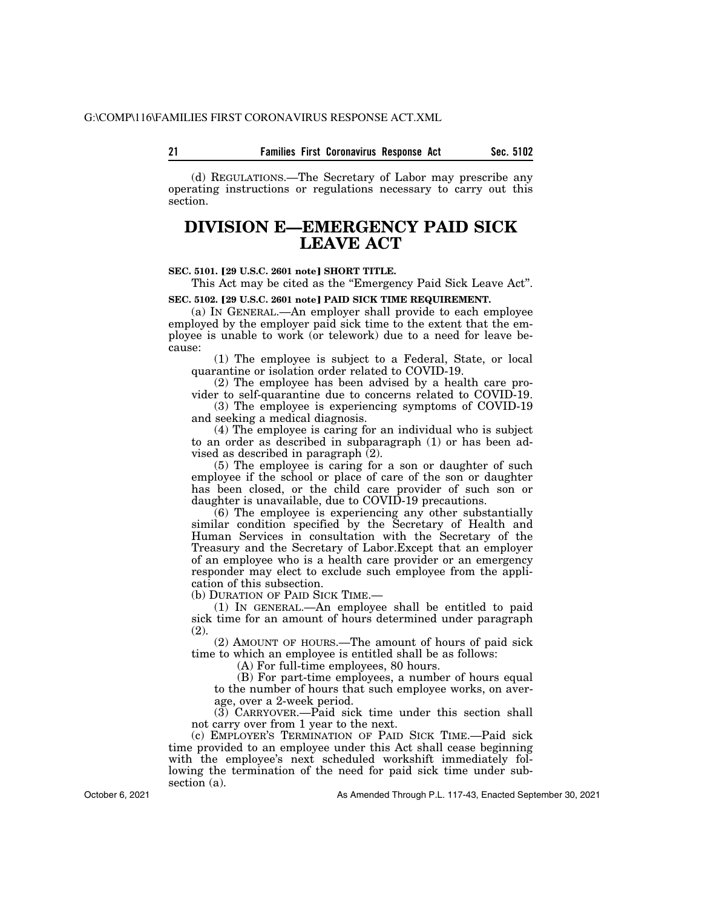(d) REGULATIONS.—The Secretary of Labor may prescribe any operating instructions or regulations necessary to carry out this section.

# DIVISION E—EMERGENCY PAID SICK LEAVE ACT

**SEC. 5101. [29 U.S.C. 2601 note] SHORT TITLE.**

This Act may be cited as the "Emergency Paid Sick Leave Act".

**SEC. 5102. [29 U.S.C. 2601 note] PAID SICK TIME REQUIREMENT.**

(a) IN GENERAL.—An employer shall provide to each employee employed by the employer paid sick time to the extent that the employee is unable to work (or telework) due to a need for leave because:

(1) The employee is subject to a Federal, State, or local quarantine or isolation order related to COVID-19.

(2) The employee has been advised by a health care provider to self-quarantine due to concerns related to COVID-19.

(3) The employee is experiencing symptoms of COVID-19 and seeking a medical diagnosis.

(4) The employee is caring for an individual who is subject to an order as described in subparagraph (1) or has been advised as described in paragraph (2).

(5) The employee is caring for a son or daughter of such employee if the school or place of care of the son or daughter has been closed, or the child care provider of such son or daughter is unavailable, due to COVID-19 precautions.

(6) The employee is experiencing any other substantially similar condition specified by the Secretary of Health and Human Services in consultation with the Secretary of the Treasury and the Secretary of Labor.Except that an employer of an employee who is a health care provider or an emergency responder may elect to exclude such employee from the application of this subsection.

(b) DURATION OF PAID SICK TIME.—

(1) IN GENERAL.—An employee shall be entitled to paid sick time for an amount of hours determined under paragraph (2).

(2) AMOUNT OF HOURS.—The amount of hours of paid sick time to which an employee is entitled shall be as follows:

(A) For full-time employees, 80 hours.

(B) For part-time employees, a number of hours equal to the number of hours that such employee works, on average, over a 2-week period.

(3) CARRYOVER.—Paid sick time under this section shall not carry over from 1 year to the next.

(c) EMPLOYER'S TERMINATION OF PAID SICK TIME.—Paid sick time provided to an employee under this Act shall cease beginning with the employee's next scheduled workshift immediately following the termination of the need for paid sick time under subsection (a).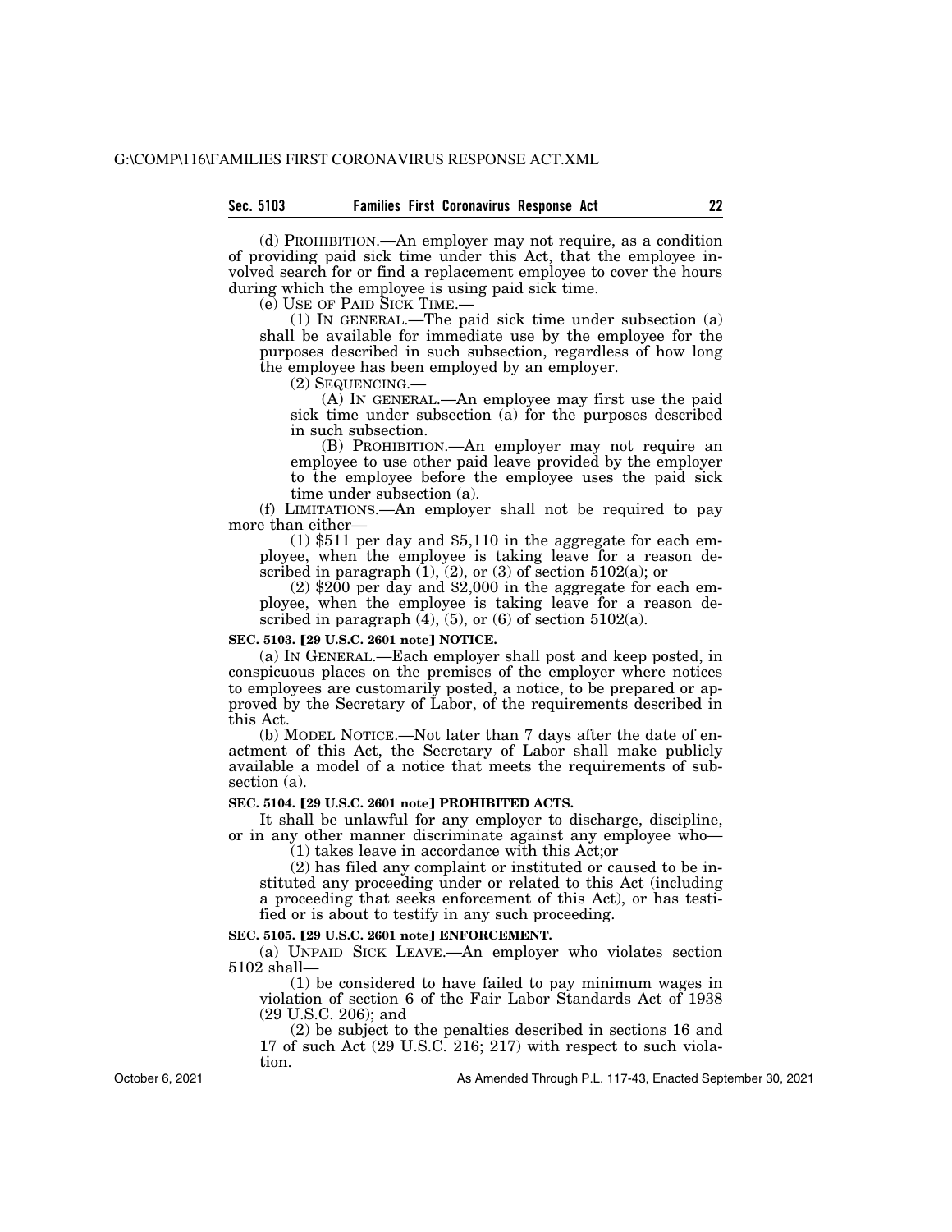(d) PROHIBITION.—An employer may not require, as a condition of providing paid sick time under this Act, that the employee involved search for or find a replacement employee to cover the hours during which the employee is using paid sick time.

(e) USE OF PAID SICK TIME.—

(1) IN GENERAL.—The paid sick time under subsection (a) shall be available for immediate use by the employee for the purposes described in such subsection, regardless of how long the employee has been employed by an employer.

(2) SEQUENCING.—

(A) IN GENERAL.—An employee may first use the paid sick time under subsection (a) for the purposes described in such subsection.

(B) PROHIBITION.—An employer may not require an employee to use other paid leave provided by the employer to the employee before the employee uses the paid sick time under subsection (a).

(f) LIMITATIONS.—An employer shall not be required to pay more than either—

(1) $511 per day and $5,110 in the aggregate for each employee, when the employee is taking leave for a reason described in paragraph (1), (2), or (3) of section 5102(a); or

(2) $200 per day and $2,000 in the aggregate for each employee, when the employee is taking leave for a reason described in paragraph (4), (5), or (6) of section 5102(a).

**SEC. 5103. [29 U.S.C. 2601 note] NOTICE.**

(a) IN GENERAL.—Each employer shall post and keep posted, in conspicuous places on the premises of the employer where notices to employees are customarily posted, a notice, to be prepared or approved by the Secretary of Labor, of the requirements described in this Act.

(b) MODEL NOTICE.—Not later than 7 days after the date of enactment of this Act, the Secretary of Labor shall make publicly available a model of a notice that meets the requirements of subsection (a).

**SEC. 5104. [29 U.S.C. 2601 note] PROHIBITED ACTS.**

It shall be unlawful for any employer to discharge, discipline, or in any other manner discriminate against any employee who—

(1) takes leave in accordance with this Act;or

(2) has filed any complaint or instituted or caused to be instituted any proceeding under or related to this Act (including a proceeding that seeks enforcement of this Act), or has testified or is about to testify in any such proceeding.

**SEC. 5105. [29 U.S.C. 2601 note] ENFORCEMENT.**

(a) UNPAID SICK LEAVE.—An employer who violates section 5102 shall—

(1) be considered to have failed to pay minimum wages in violation of section 6 of the Fair Labor Standards Act of 1938 (29 U.S.C. 206); and

(2) be subject to the penalties described in sections 16 and 17 of such Act (29 U.S.C. 216; 217) with respect to such violation.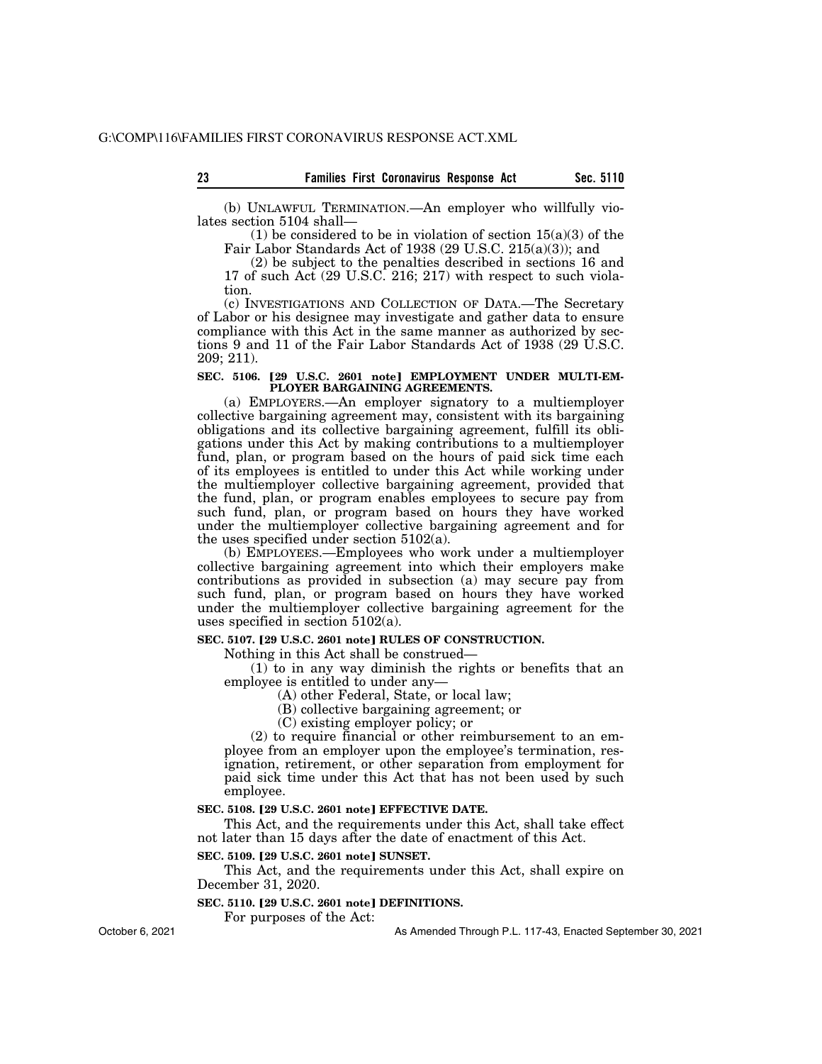(b) UNLAWFUL TERMINATION.—An employer who willfully violates section 5104 shall—

(1) be considered to be in violation of section 15(a)(3) of the Fair Labor Standards Act of 1938 (29 U.S.C. 215(a)(3)); and

(2) be subject to the penalties described in sections 16 and 17 of such Act (29 U.S.C. 216; 217) with respect to such violation.

(c) INVESTIGATIONS AND COLLECTION OF DATA.—The Secretary of Labor or his designee may investigate and gather data to ensure compliance with this Act in the same manner as authorized by sections 9 and 11 of the Fair Labor Standards Act of 1938 (29 U.S.C. 209; 211).

**SEC. 5106. [29 U.S.C. 2601 note] EMPLOYMENT UNDER MULTI-EMPLOYER BARGAINING AGREEMENTS.**

(a) EMPLOYERS.—An employer signatory to a multiemployer collective bargaining agreement may, consistent with its bargaining obligations and its collective bargaining agreement, fulfill its obligations under this Act by making contributions to a multiemployer fund, plan, or program based on the hours of paid sick time each of its employees is entitled to under this Act while working under the multiemployer collective bargaining agreement, provided that the fund, plan, or program enables employees to secure pay from such fund, plan, or program based on hours they have worked under the multiemployer collective bargaining agreement and for the uses specified under section 5102(a).

(b) EMPLOYEES.—Employees who work under a multiemployer collective bargaining agreement into which their employers make contributions as provided in subsection (a) may secure pay from such fund, plan, or program based on hours they have worked under the multiemployer collective bargaining agreement for the uses specified in section 5102(a).

**SEC. 5107. [29 U.S.C. 2601 note] RULES OF CONSTRUCTION.**

Nothing in this Act shall be construed—

(1) to in any way diminish the rights or benefits that an employee is entitled to under any—

(A) other Federal, State, or local law;

(B) collective bargaining agreement; or

(C) existing employer policy; or

(2) to require financial or other reimbursement to an employee from an employer upon the employee's termination, resignation, retirement, or other separation from employment for paid sick time under this Act that has not been used by such employee.

**SEC. 5108. [29 U.S.C. 2601 note] EFFECTIVE DATE.**

This Act, and the requirements under this Act, shall take effect not later than 15 days after the date of enactment of this Act.

**SEC. 5109. [29 U.S.C. 2601 note] SUNSET.**

This Act, and the requirements under this Act, shall expire on December 31, 2020.

**SEC. 5110. [29 U.S.C. 2601 note] DEFINITIONS.**

For purposes of the Act: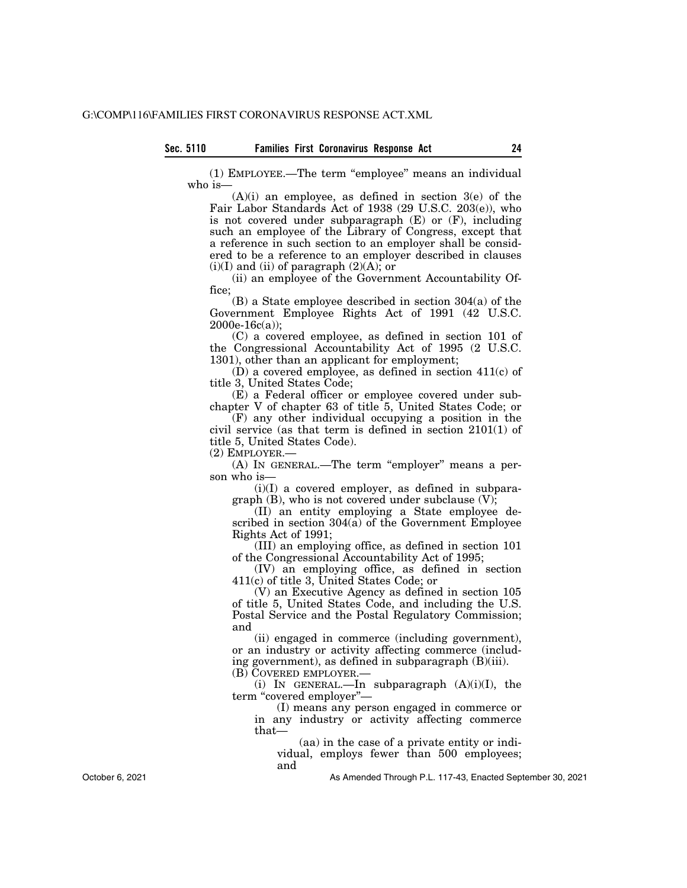(1) EMPLOYEE.—The term "employee" means an individual who is—

(A)(i) an employee, as defined in section 3(e) of the Fair Labor Standards Act of 1938 (29 U.S.C. 203(e)), who is not covered under subparagraph (E) or (F), including such an employee of the Library of Congress, except that a reference in such section to an employer shall be considered to be a reference to an employer described in clauses (i)(I) and (ii) of paragraph (2)(A); or

(ii) an employee of the Government Accountability Office;

(B) a State employee described in section 304(a) of the Government Employee Rights Act of 1991 (42 U.S.C. 2000e-16c(a));

(C) a covered employee, as defined in section 101 of the Congressional Accountability Act of 1995 (2 U.S.C. 1301), other than an applicant for employment;

(D) a covered employee, as defined in section 411(c) of title 3, United States Code;

(E) a Federal officer or employee covered under subchapter V of chapter 63 of title 5, United States Code; or

(F) any other individual occupying a position in the civil service (as that term is defined in section 2101(1) of title 5, United States Code).

(2) EMPLOYER.—

(A) IN GENERAL.—The term "employer" means a person who is—

(i)(I) a covered employer, as defined in subparagraph (B), who is not covered under subclause (V);

(II) an entity employing a State employee described in section 304(a) of the Government Employee Rights Act of 1991;

(III) an employing office, as defined in section 101 of the Congressional Accountability Act of 1995;

(IV) an employing office, as defined in section 411(c) of title 3, United States Code; or

(V) an Executive Agency as defined in section 105 of title 5, United States Code, and including the U.S. Postal Service and the Postal Regulatory Commission; and

(ii) engaged in commerce (including government), or an industry or activity affecting commerce (including government), as defined in subparagraph (B)(iii).

(B) COVERED EMPLOYER.—

(i) IN GENERAL.—In subparagraph (A)(i)(I), the term "covered employer"—

(I) means any person engaged in commerce or in any industry or activity affecting commerce that—

(aa) in the case of a private entity or individual, employs fewer than 500 employees; and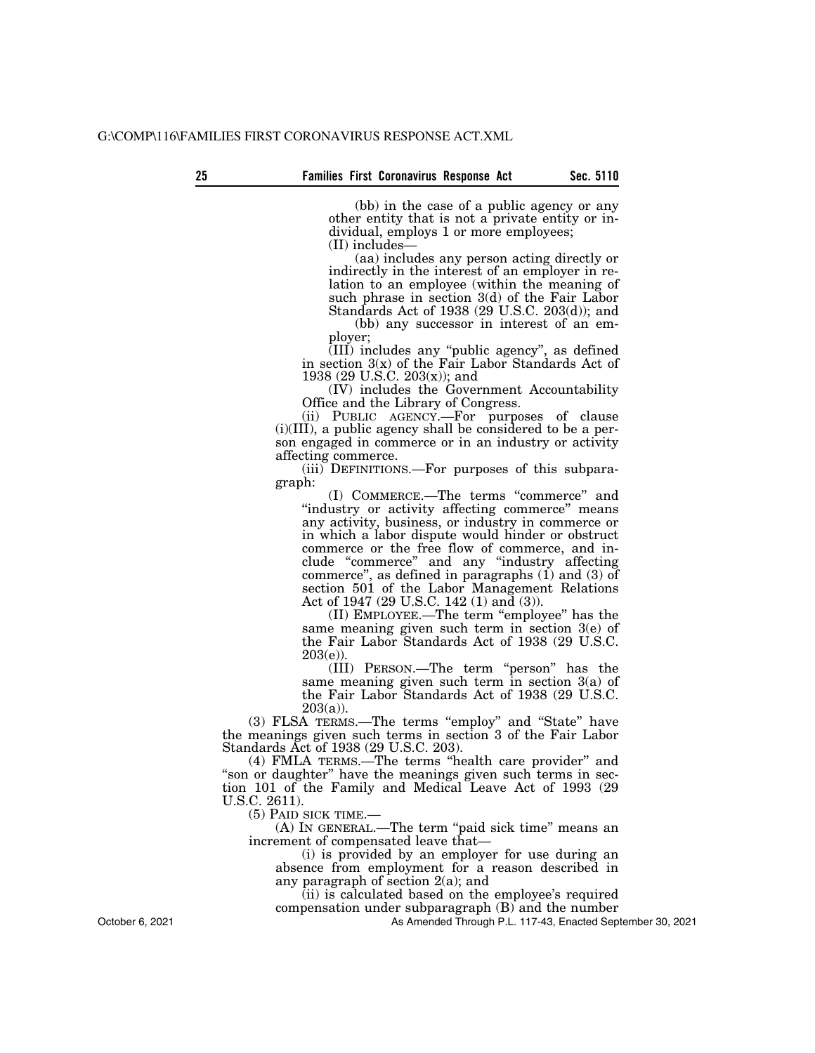(bb) in the case of a public agency or any other entity that is not a private entity or individual, employs 1 or more employees;

(II) includes—

(aa) includes any person acting directly or indirectly in the interest of an employer in relation to an employee (within the meaning of such phrase in section 3(d) of the Fair Labor Standards Act of 1938 (29 U.S.C. 203(d)); and

(bb) any successor in interest of an employer;

(III) includes any "public agency", as defined in section 3(x) of the Fair Labor Standards Act of 1938 (29 U.S.C. 203(x)); and

(IV) includes the Government Accountability Office and the Library of Congress.

(ii) PUBLIC AGENCY.—For purposes of clause (i)(III), a public agency shall be considered to be a person engaged in commerce or in an industry or activity affecting commerce.

(iii) DEFINITIONS.—For purposes of this subparagraph:

(I) COMMERCE.—The terms "commerce" and "industry or activity affecting commerce" means any activity, business, or industry in commerce or in which a labor dispute would hinder or obstruct commerce or the free flow of commerce, and include "commerce" and any "industry affecting commerce", as defined in paragraphs (1) and (3) of section 501 of the Labor Management Relations Act of 1947 (29 U.S.C. 142 (1) and (3)).

(II) EMPLOYEE.—The term "employee" has the same meaning given such term in section 3(e) of the Fair Labor Standards Act of 1938 (29 U.S.C. 203(e)).

(III) PERSON.—The term "person" has the same meaning given such term in section 3(a) of the Fair Labor Standards Act of 1938 (29 U.S.C. 203(a)).

(3) FLSA TERMS.—The terms "employ" and "State" have the meanings given such terms in section 3 of the Fair Labor Standards Act of 1938 (29 U.S.C. 203).

(4) FMLA TERMS.—The terms "health care provider" and "son or daughter" have the meanings given such terms in section 101 of the Family and Medical Leave Act of 1993 (29 U.S.C. 2611).

(5) PAID SICK TIME.—

(A) IN GENERAL.—The term "paid sick time" means an increment of compensated leave that—

(i) is provided by an employer for use during an absence from employment for a reason described in any paragraph of section 2(a); and

(ii) is calculated based on the employee's required compensation under subparagraph (B) and the number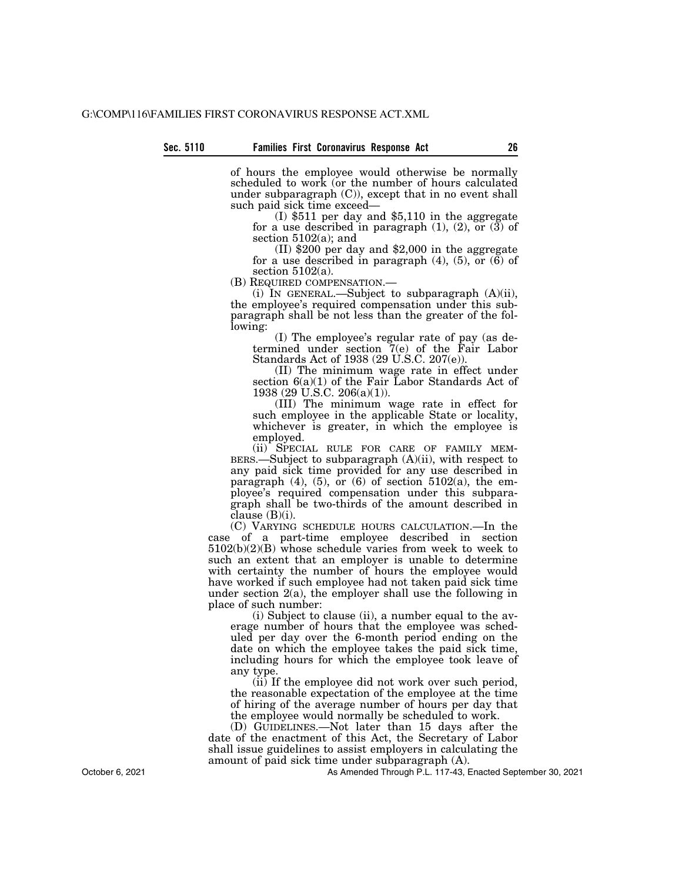of hours the employee would otherwise be normally scheduled to work (or the number of hours calculated under subparagraph (C)), except that in no event shall such paid sick time exceed—

(I) $511 per day and $5,110 in the aggregate for a use described in paragraph (1), (2), or (3) of section 5102(a); and

(II) $200 per day and $2,000 in the aggregate for a use described in paragraph (4), (5), or (6) of section 5102(a).

(B) REQUIRED COMPENSATION.—

(i) IN GENERAL.—Subject to subparagraph (A)(ii), the employee's required compensation under this subparagraph shall be not less than the greater of the following:

(I) The employee's regular rate of pay (as determined under section 7(e) of the Fair Labor Standards Act of 1938 (29 U.S.C. 207(e)).

(II) The minimum wage rate in effect under section 6(a)(1) of the Fair Labor Standards Act of 1938 (29 U.S.C. 206(a)(1)).

(III) The minimum wage rate in effect for such employee in the applicable State or locality, whichever is greater, in which the employee is employed.

(ii) SPECIAL RULE FOR CARE OF FAMILY MEMBERS.—Subject to subparagraph (A)(ii), with respect to any paid sick time provided for any use described in paragraph (4), (5), or (6) of section 5102(a), the employee's required compensation under this subparagraph shall be two-thirds of the amount described in clause (B)(i).

(C) VARYING SCHEDULE HOURS CALCULATION.—In the case of a part-time employee described in section 5102(b)(2)(B) whose schedule varies from week to week to such an extent that an employer is unable to determine with certainty the number of hours the employee would have worked if such employee had not taken paid sick time under section 2(a), the employer shall use the following in place of such number:

(i) Subject to clause (ii), a number equal to the average number of hours that the employee was scheduled per day over the 6-month period ending on the date on which the employee takes the paid sick time, including hours for which the employee took leave of any type.

(ii) If the employee did not work over such period, the reasonable expectation of the employee at the time of hiring of the average number of hours per day that the employee would normally be scheduled to work.

(D) GUIDELINES.—Not later than 15 days after the date of the enactment of this Act, the Secretary of Labor shall issue guidelines to assist employers in calculating the amount of paid sick time under subparagraph (A).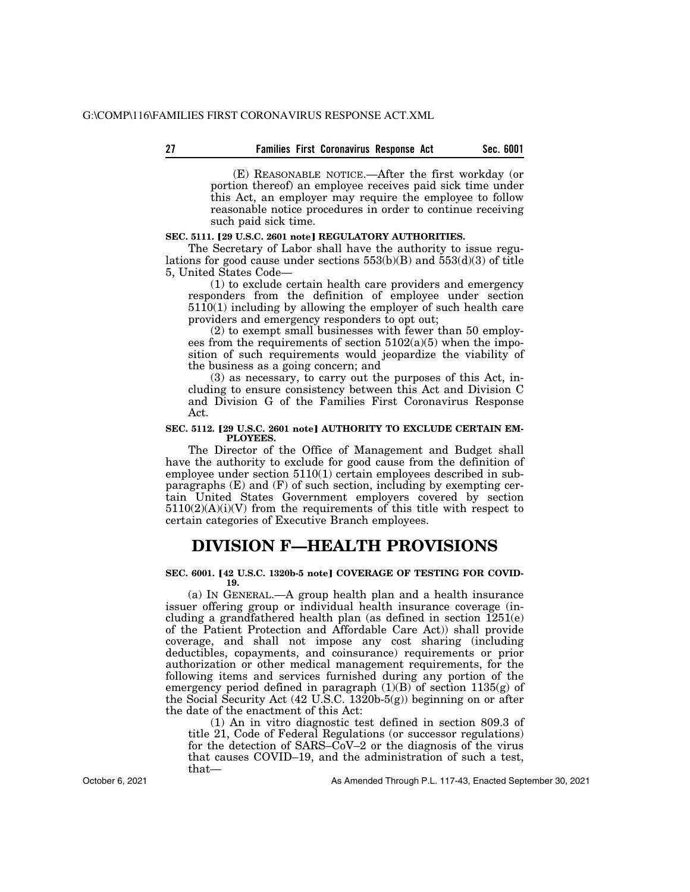(E) REASONABLE NOTICE.—After the first workday (or portion thereof) an employee receives paid sick time under this Act, an employer may require the employee to follow reasonable notice procedures in order to continue receiving such paid sick time.

**SEC. 5111. [29 U.S.C. 2601 note] REGULATORY AUTHORITIES.**

The Secretary of Labor shall have the authority to issue regulations for good cause under sections 553(b)(B) and 553(d)(3) of title 5, United States Code—

(1) to exclude certain health care providers and emergency responders from the definition of employee under section 5110(1) including by allowing the employer of such health care providers and emergency responders to opt out;

(2) to exempt small businesses with fewer than 50 employees from the requirements of section 5102(a)(5) when the imposition of such requirements would jeopardize the viability of the business as a going concern; and

(3) as necessary, to carry out the purposes of this Act, including to ensure consistency between this Act and Division C and Division G of the Families First Coronavirus Response Act.

**SEC. 5112. [29 U.S.C. 2601 note] AUTHORITY TO EXCLUDE CERTAIN EMPLOYEES.**

The Director of the Office of Management and Budget shall have the authority to exclude for good cause from the definition of employee under section 5110(1) certain employees described in subparagraphs (E) and (F) of such section, including by exempting certain United States Government employers covered by section 5110(2)(A)(i)(V) from the requirements of this title with respect to certain categories of Executive Branch employees.

# DIVISION F—HEALTH PROVISIONS

**SEC. 6001. [42 U.S.C. 1320b-5 note] COVERAGE OF TESTING FOR COVID-19.**

(a) IN GENERAL.—A group health plan and a health insurance issuer offering group or individual health insurance coverage (including a grandfathered health plan (as defined in section 1251(e) of the Patient Protection and Affordable Care Act)) shall provide coverage, and shall not impose any cost sharing (including deductibles, copayments, and coinsurance) requirements or prior authorization or other medical management requirements, for the following items and services furnished during any portion of the emergency period defined in paragraph (1)(B) of section 1135(g) of the Social Security Act (42 U.S.C. 1320b-5(g)) beginning on or after the date of the enactment of this Act:

(1) An in vitro diagnostic test defined in section 809.3 of title 21, Code of Federal Regulations (or successor regulations) for the detection of SARS–CoV–2 or the diagnosis of the virus that causes COVID–19, and the administration of such a test, that—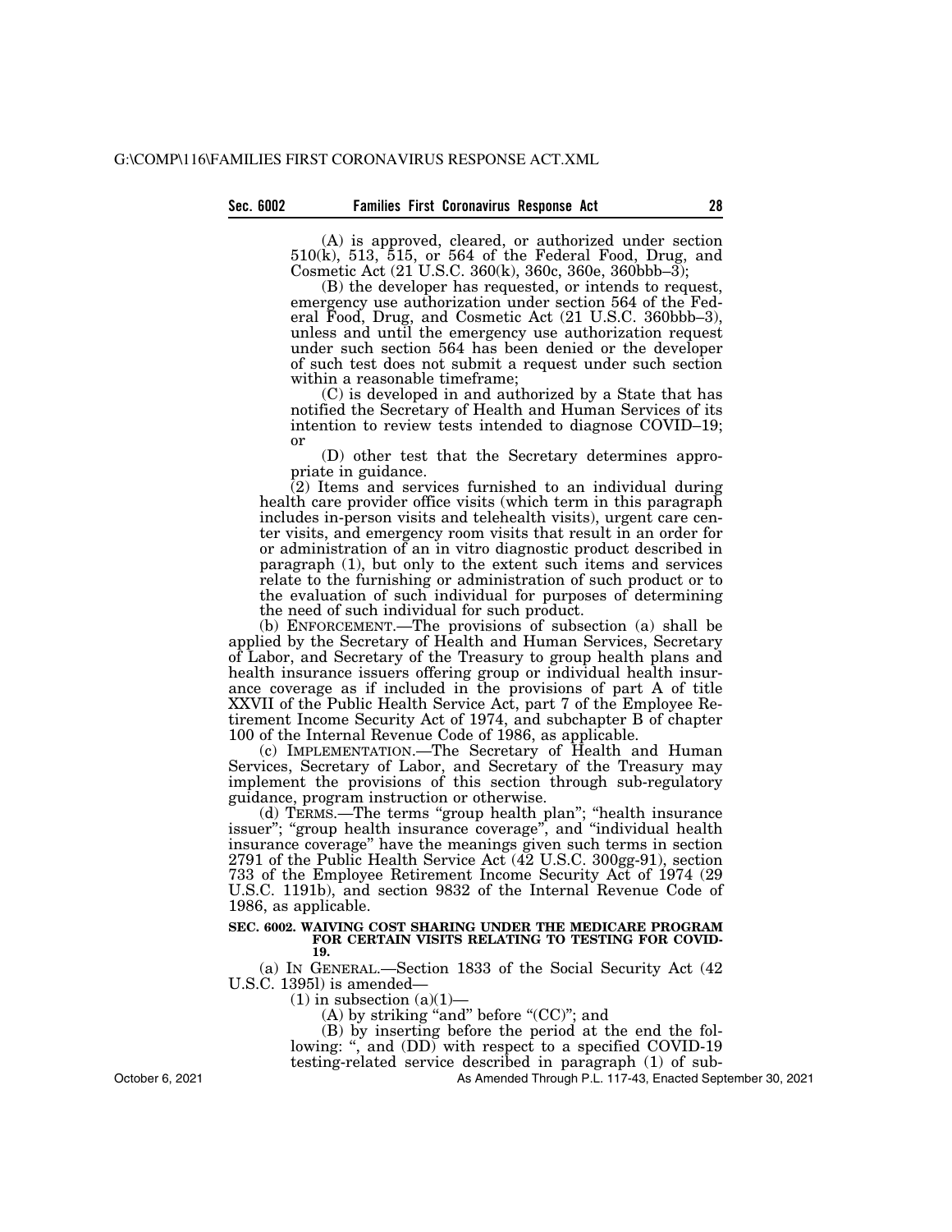(A) is approved, cleared, or authorized under section 510(k), 513, 515, or 564 of the Federal Food, Drug, and Cosmetic Act (21 U.S.C. 360(k), 360c, 360e, 360bbb–3);

(B) the developer has requested, or intends to request, emergency use authorization under section 564 of the Federal Food, Drug, and Cosmetic Act (21 U.S.C. 360bbb–3), unless and until the emergency use authorization request under such section 564 has been denied or the developer of such test does not submit a request under such section within a reasonable timeframe;

(C) is developed in and authorized by a State that has notified the Secretary of Health and Human Services of its intention to review tests intended to diagnose COVID–19; or

(D) other test that the Secretary determines appropriate in guidance.

(2) Items and services furnished to an individual during health care provider office visits (which term in this paragraph includes in-person visits and telehealth visits), urgent care center visits, and emergency room visits that result in an order for or administration of an in vitro diagnostic product described in paragraph (1), but only to the extent such items and services relate to the furnishing or administration of such product or to the evaluation of such individual for purposes of determining the need of such individual for such product.

(b) ENFORCEMENT.—The provisions of subsection (a) shall be applied by the Secretary of Health and Human Services, Secretary of Labor, and Secretary of the Treasury to group health plans and health insurance issuers offering group or individual health insurance coverage as if included in the provisions of part A of title XXVII of the Public Health Service Act, part 7 of the Employee Retirement Income Security Act of 1974, and subchapter B of chapter 100 of the Internal Revenue Code of 1986, as applicable.

(c) IMPLEMENTATION.—The Secretary of Health and Human Services, Secretary of Labor, and Secretary of the Treasury may implement the provisions of this section through sub-regulatory guidance, program instruction or otherwise.

(d) TERMS.—The terms "group health plan"; "health insurance issuer"; "group health insurance coverage", and "individual health insurance coverage" have the meanings given such terms in section 2791 of the Public Health Service Act (42 U.S.C. 300gg-91), section 733 of the Employee Retirement Income Security Act of 1974 (29 U.S.C. 1191b), and section 9832 of the Internal Revenue Code of 1986, as applicable.

**SEC. 6002. WAIVING COST SHARING UNDER THE MEDICARE PROGRAM FOR CERTAIN VISITS RELATING TO TESTING FOR COVID-19.**

(a) IN GENERAL.—Section 1833 of the Social Security Act (42 U.S.C. 1395l) is amended—

(1) in subsection (a)(1)—

(A) by striking "and" before "(CC)"; and

(B) by inserting before the period at the end the following: ", and (DD) with respect to a specified COVID-19 testing-related service described in paragraph (1) of sub-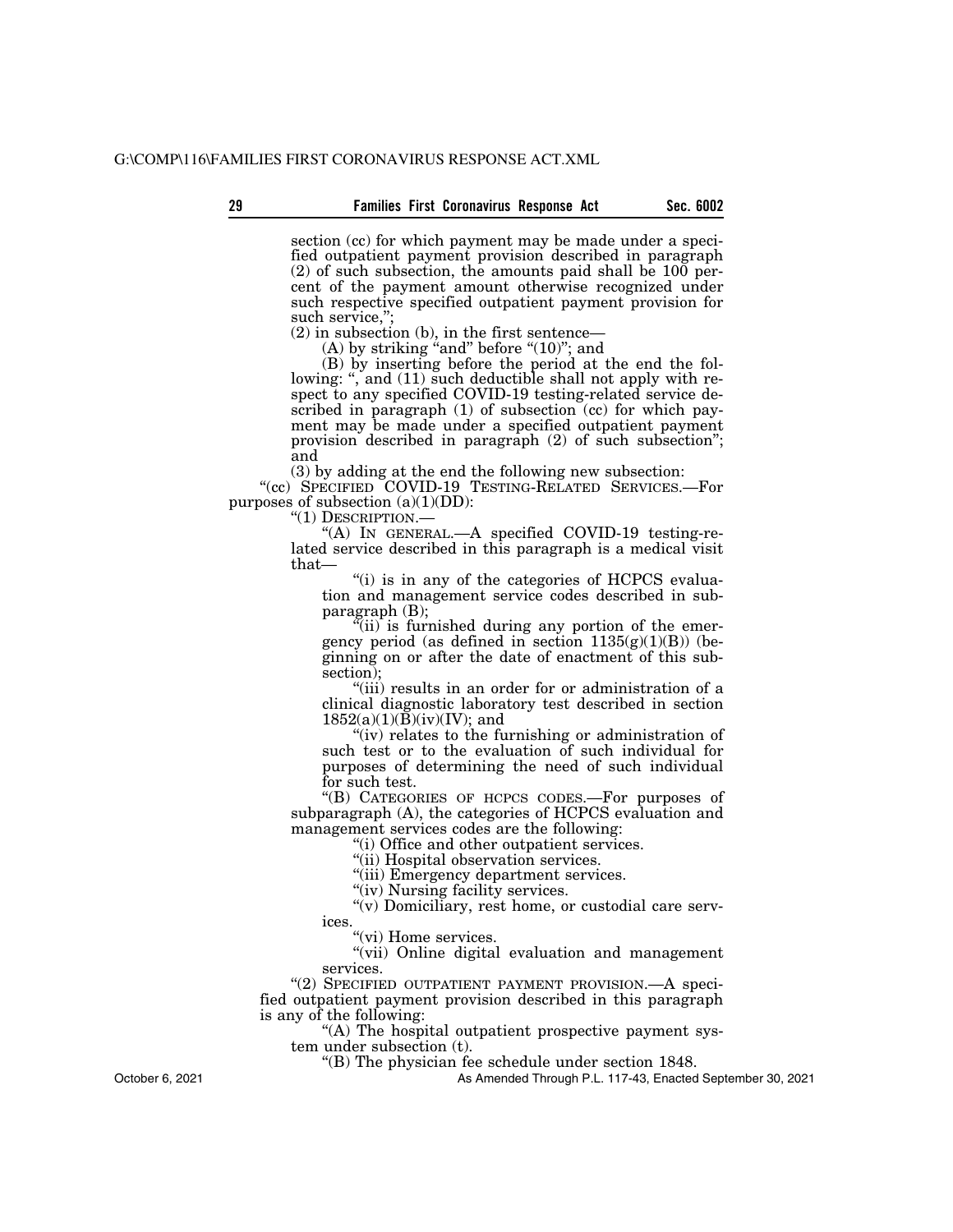section (cc) for which payment may be made under a specified outpatient payment provision described in paragraph (2) of such subsection, the amounts paid shall be 100 percent of the payment amount otherwise recognized under such respective specified outpatient payment provision for such service,";

(2) in subsection (b), in the first sentence—

(A) by striking "and" before "(10)"; and

(B) by inserting before the period at the end the following: ", and (11) such deductible shall not apply with respect to any specified COVID-19 testing-related service described in paragraph (1) of subsection (cc) for which payment may be made under a specified outpatient payment provision described in paragraph (2) of such subsection"; and

(3) by adding at the end the following new subsection:

"(cc) SPECIFIED COVID-19 TESTING-RELATED SERVICES.—For purposes of subsection (a)(1)(DD):

"(1) DESCRIPTION.—

"(A) IN GENERAL.—A specified COVID-19 testing-related service described in this paragraph is a medical visit that—

"(i) is in any of the categories of HCPCS evaluation and management service codes described in subparagraph (B);

"(ii) is furnished during any portion of the emergency period (as defined in section 1135(g)(1)(B)) (beginning on or after the date of enactment of this subsection);

"(iii) results in an order for or administration of a clinical diagnostic laboratory test described in section 1852(a)(1)(B)(iv)(IV); and

"(iv) relates to the furnishing or administration of such test or to the evaluation of such individual for purposes of determining the need of such individual for such test.

"(B) CATEGORIES OF HCPCS CODES.—For purposes of subparagraph (A), the categories of HCPCS evaluation and management services codes are the following:

"(i) Office and other outpatient services.

"(ii) Hospital observation services.

"(iii) Emergency department services.

"(iv) Nursing facility services.

"(v) Domiciliary, rest home, or custodial care services.

"(vi) Home services.

"(vii) Online digital evaluation and management services.

"(2) SPECIFIED OUTPATIENT PAYMENT PROVISION.—A specified outpatient payment provision described in this paragraph is any of the following:

"(A) The hospital outpatient prospective payment system under subsection (t).

"(B) The physician fee schedule under section 1848.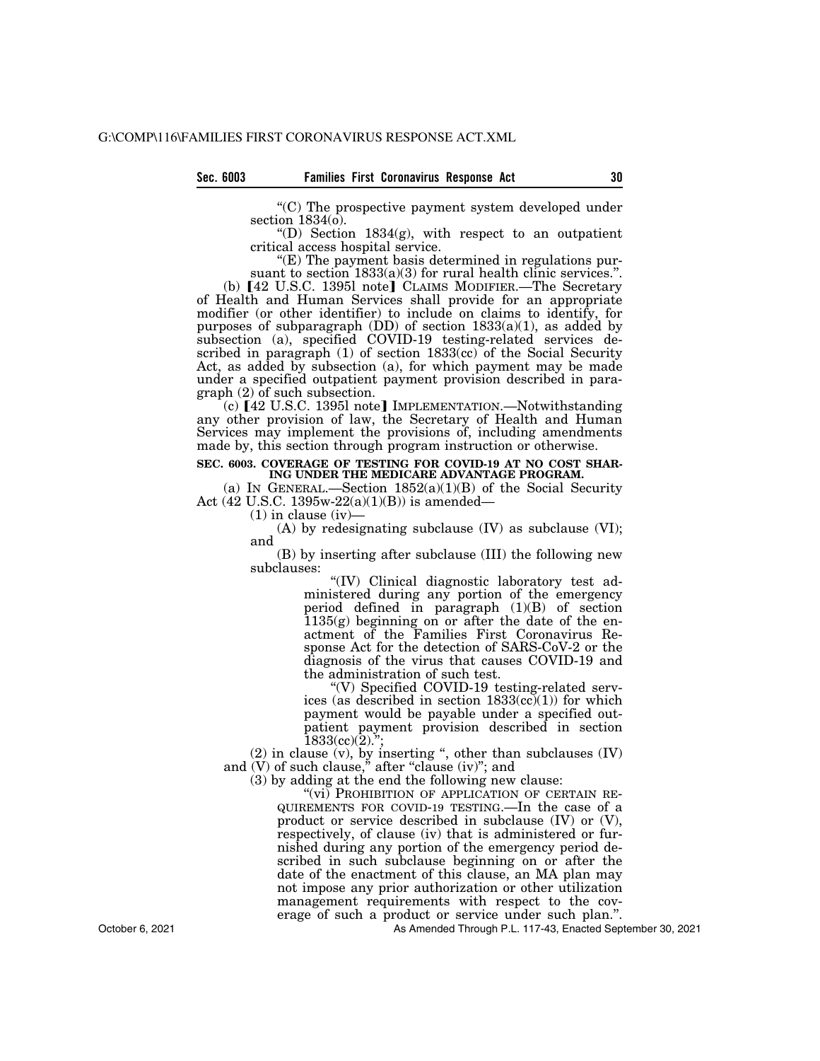"(C) The prospective payment system developed under section 1834(o).

"(D) Section 1834(g), with respect to an outpatient critical access hospital service.

"(E) The payment basis determined in regulations pursuant to section 1833(a)(3) for rural health clinic services.".

(b) [42 U.S.C. 1395l note] CLAIMS MODIFIER.—The Secretary of Health and Human Services shall provide for an appropriate modifier (or other identifier) to include on claims to identify, for purposes of subparagraph (DD) of section 1833(a)(1), as added by subsection (a), specified COVID-19 testing-related services described in paragraph (1) of section 1833(cc) of the Social Security Act, as added by subsection (a), for which payment may be made under a specified outpatient payment provision described in paragraph (2) of such subsection.

(c) [42 U.S.C. 1395l note] IMPLEMENTATION.—Notwithstanding any other provision of law, the Secretary of Health and Human Services may implement the provisions of, including amendments made by, this section through program instruction or otherwise.

**SEC. 6003. COVERAGE OF TESTING FOR COVID-19 AT NO COST SHARING UNDER THE MEDICARE ADVANTAGE PROGRAM.**

(a) IN GENERAL.—Section 1852(a)(1)(B) of the Social Security Act (42 U.S.C. 1395w-22(a)(1)(B)) is amended—

(1) in clause (iv)—

(A) by redesignating subclause (IV) as subclause (VI); and

(B) by inserting after subclause (III) the following new subclauses:

"(IV) Clinical diagnostic laboratory test administered during any portion of the emergency period defined in paragraph (1)(B) of section 1135(g) beginning on or after the date of the enactment of the Families First Coronavirus Response Act for the detection of SARS-CoV-2 or the diagnosis of the virus that causes COVID-19 and the administration of such test.

"(V) Specified COVID-19 testing-related services (as described in section 1833(cc)(1)) for which payment would be payable under a specified outpatient payment provision described in section 1833(cc)(2).";

(2) in clause (v), by inserting ", other than subclauses (IV) and (V) of such clause," after "clause (iv)"; and

(3) by adding at the end the following new clause:

"(vi) PROHIBITION OF APPLICATION OF CERTAIN REQUIREMENTS FOR COVID-19 TESTING.—In the case of a product or service described in subclause (IV) or (V), respectively, of clause (iv) that is administered or furnished during any portion of the emergency period described in such subclause beginning on or after the date of the enactment of this clause, an MA plan may not impose any prior authorization or other utilization management requirements with respect to the coverage of such a product or service under such plan.".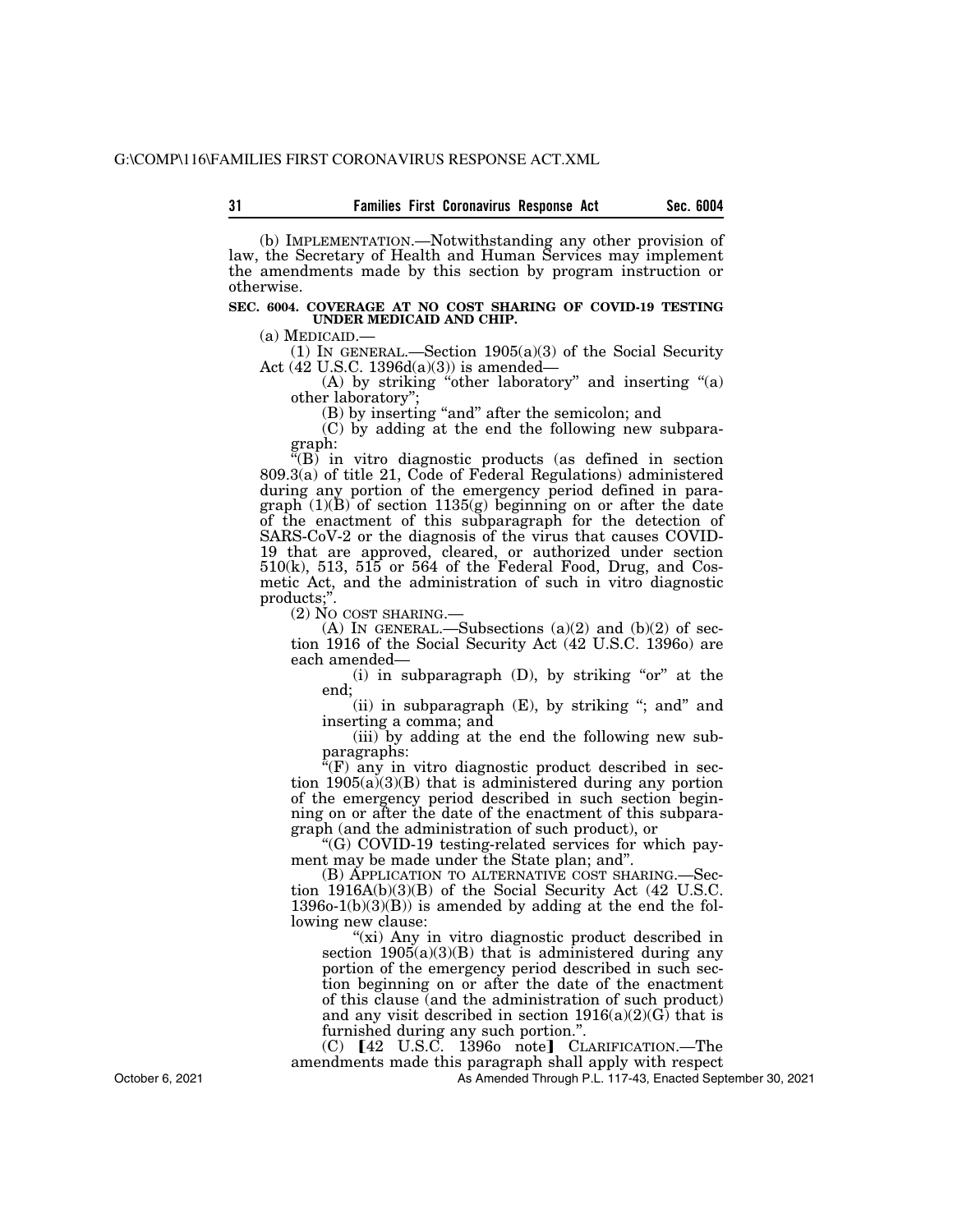(b) IMPLEMENTATION.—Notwithstanding any other provision of law, the Secretary of Health and Human Services may implement the amendments made by this section by program instruction or otherwise.

**SEC. 6004. COVERAGE AT NO COST SHARING OF COVID-19 TESTING UNDER MEDICAID AND CHIP.**

(a) MEDICAID.—

(1) IN GENERAL.—Section 1905(a)(3) of the Social Security Act (42 U.S.C. 1396d(a)(3)) is amended—

(A) by striking "other laboratory" and inserting "(a) other laboratory";

(B) by inserting "and" after the semicolon; and

(C) by adding at the end the following new subparagraph:

"(B) in vitro diagnostic products (as defined in section 809.3(a) of title 21, Code of Federal Regulations) administered during any portion of the emergency period defined in paragraph (1)(B) of section 1135(g) beginning on or after the date of the enactment of this subparagraph for the detection of SARS-CoV-2 or the diagnosis of the virus that causes COVID-19 that are approved, cleared, or authorized under section 510(k), 513, 515 or 564 of the Federal Food, Drug, and Cosmetic Act, and the administration of such in vitro diagnostic products;".

(2) NO COST SHARING.—

(A) IN GENERAL.—Subsections (a)(2) and (b)(2) of section 1916 of the Social Security Act (42 U.S.C. 1396o) are each amended—

(i) in subparagraph (D), by striking "or" at the end;

(ii) in subparagraph (E), by striking "; and" and inserting a comma; and

(iii) by adding at the end the following new subparagraphs:

"(F) any in vitro diagnostic product described in section 1905(a)(3)(B) that is administered during any portion of the emergency period described in such section beginning on or after the date of the enactment of this subparagraph (and the administration of such product), or

"(G) COVID-19 testing-related services for which payment may be made under the State plan; and".

(B) APPLICATION TO ALTERNATIVE COST SHARING.—Section 1916A(b)(3)(B) of the Social Security Act (42 U.S.C. 1396o-1(b)(3)(B)) is amended by adding at the end the following new clause:

"(xi) Any in vitro diagnostic product described in section 1905(a)(3)(B) that is administered during any portion of the emergency period described in such section beginning on or after the date of the enactment of this clause (and the administration of such product) and any visit described in section 1916(a)(2)(G) that is furnished during any such portion.".

(C) [42 U.S.C. 1396o note] CLARIFICATION.—The amendments made this paragraph shall apply with respect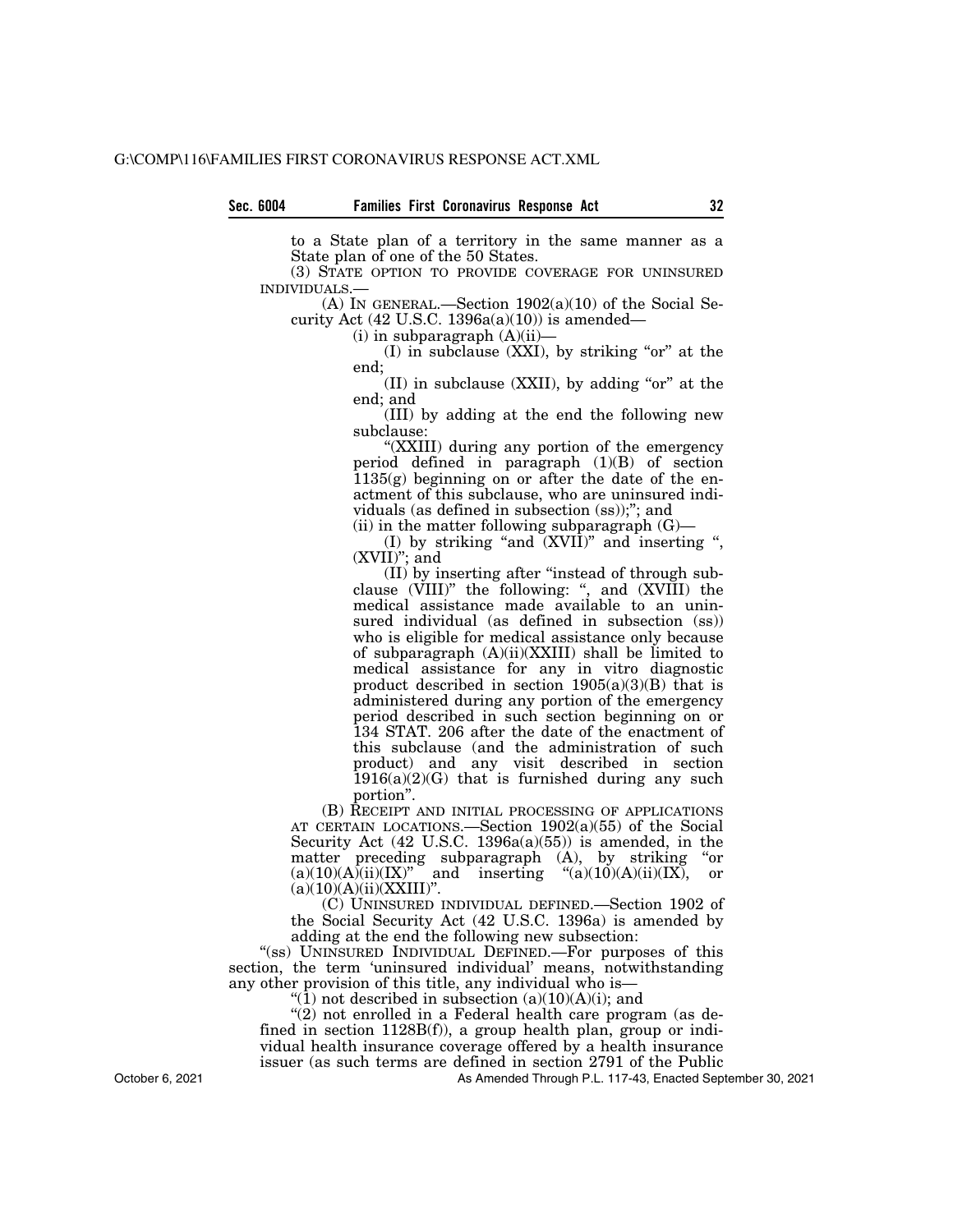to a State plan of a territory in the same manner as a State plan of one of the 50 States.

(3) STATE OPTION TO PROVIDE COVERAGE FOR UNINSURED INDIVIDUALS.—

(A) IN GENERAL.—Section 1902(a)(10) of the Social Security Act (42 U.S.C. 1396a(a)(10)) is amended—

(i) in subparagraph (A)(ii)—

(I) in subclause (XXI), by striking "or" at the end;

(II) in subclause (XXII), by adding "or" at the end; and

(III) by adding at the end the following new subclause:

"(XXIII) during any portion of the emergency period defined in paragraph (1)(B) of section 1135(g) beginning on or after the date of the enactment of this subclause, who are uninsured individuals (as defined in subsection (ss));"; and

(ii) in the matter following subparagraph (G)—

(I) by striking "and (XVII)" and inserting ", (XVII)"; and

(II) by inserting after "instead of through subclause (VIII)" the following: ", and (XVIII) the medical assistance made available to an uninsured individual (as defined in subsection (ss)) who is eligible for medical assistance only because of subparagraph (A)(ii)(XXIII) shall be limited to medical assistance for any in vitro diagnostic product described in section 1905(a)(3)(B) that is administered during any portion of the emergency period described in such section beginning on or 134 STAT. 206 after the date of the enactment of this subclause (and the administration of such product) and any visit described in section 1916(a)(2)(G) that is furnished during any such portion".

(B) RECEIPT AND INITIAL PROCESSING OF APPLICATIONS AT CERTAIN LOCATIONS.—Section 1902(a)(55) of the Social Security Act (42 U.S.C. 1396a(a)(55)) is amended, in the matter preceding subparagraph (A), by striking "or (a)(10)(A)(ii)(IX)" and inserting "(a)(10)(A)(ii)(IX), or (a)(10)(A)(ii)(XXIII)".

(C) UNINSURED INDIVIDUAL DEFINED.—Section 1902 of the Social Security Act (42 U.S.C. 1396a) is amended by adding at the end the following new subsection:

"(ss) UNINSURED INDIVIDUAL DEFINED.—For purposes of this section, the term 'uninsured individual' means, notwithstanding any other provision of this title, any individual who is—

"(1) not described in subsection (a)(10)(A)(i); and

"(2) not enrolled in a Federal health care program (as defined in section 1128B(f)), a group health plan, group or individual health insurance coverage offered by a health insurance issuer (as such terms are defined in section 2791 of the Public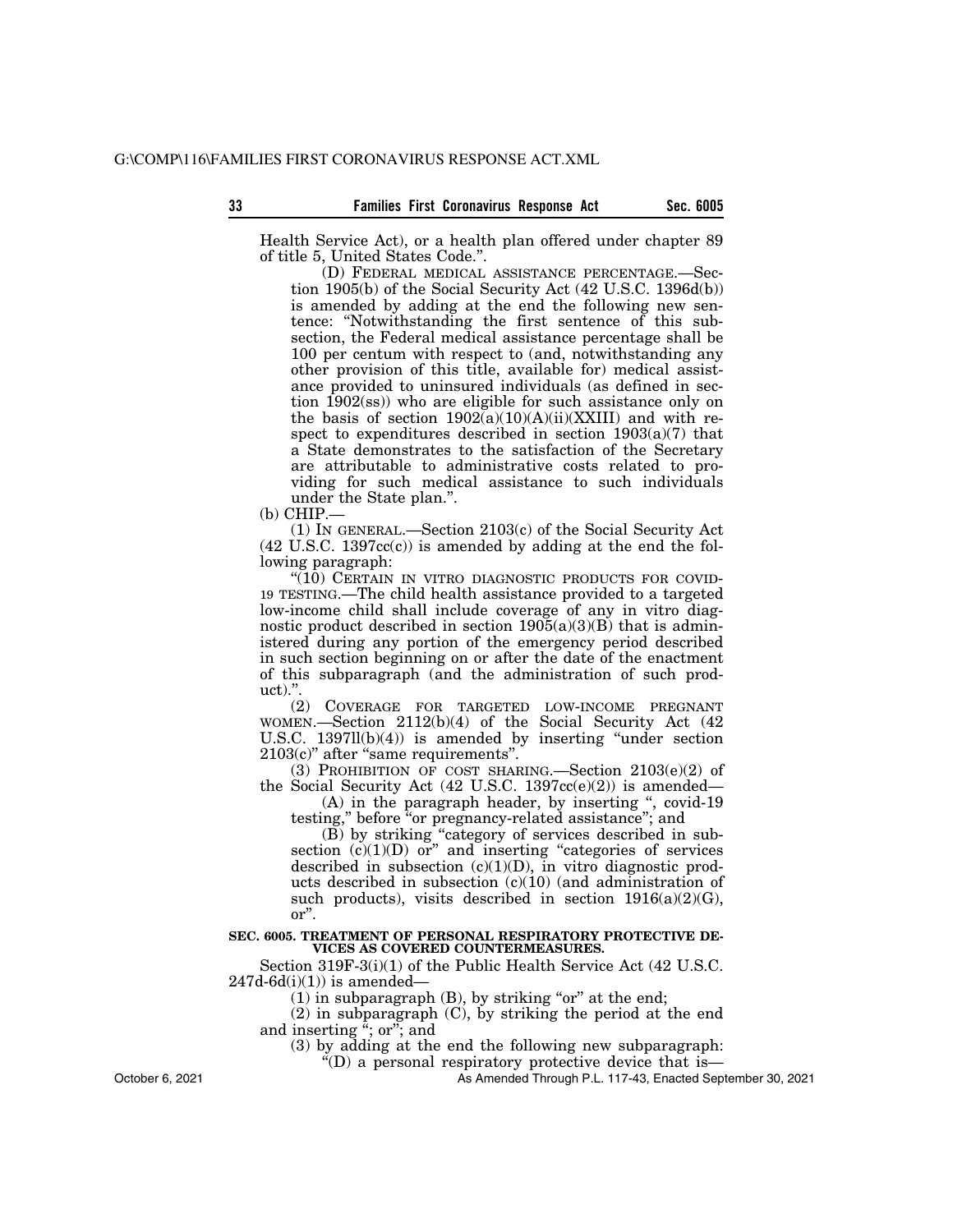Health Service Act), or a health plan offered under chapter 89 of title 5, United States Code.".

(D) FEDERAL MEDICAL ASSISTANCE PERCENTAGE.—Section 1905(b) of the Social Security Act (42 U.S.C. 1396d(b)) is amended by adding at the end the following new sentence: "Notwithstanding the first sentence of this subsection, the Federal medical assistance percentage shall be 100 per centum with respect to (and, notwithstanding any other provision of this title, available for) medical assistance provided to uninsured individuals (as defined in section 1902(ss)) who are eligible for such assistance only on the basis of section 1902(a)(10)(A)(ii)(XXIII) and with respect to expenditures described in section 1903(a)(7) that a State demonstrates to the satisfaction of the Secretary are attributable to administrative costs related to providing for such medical assistance to such individuals under the State plan.".

(b) CHIP.—

(1) IN GENERAL.—Section 2103(c) of the Social Security Act (42 U.S.C. 1397cc(c)) is amended by adding at the end the following paragraph:

"(10) CERTAIN IN VITRO DIAGNOSTIC PRODUCTS FOR COVID-19 TESTING.—The child health assistance provided to a targeted low-income child shall include coverage of any in vitro diagnostic product described in section 1905(a)(3)(B) that is administered during any portion of the emergency period described in such section beginning on or after the date of the enactment of this subparagraph (and the administration of such product).".

(2) COVERAGE FOR TARGETED LOW-INCOME PREGNANT WOMEN.—Section 2112(b)(4) of the Social Security Act (42 U.S.C. 1397ll(b)(4)) is amended by inserting "under section 2103(c)" after "same requirements".

(3) PROHIBITION OF COST SHARING.—Section 2103(e)(2) of the Social Security Act (42 U.S.C. 1397cc(e)(2)) is amended—

(A) in the paragraph header, by inserting ", covid-19 testing," before "or pregnancy-related assistance"; and

(B) by striking "category of services described in subsection (c)(1)(D) or" and inserting "categories of services described in subsection (c)(1)(D), in vitro diagnostic products described in subsection (c)(10) (and administration of such products), visits described in section 1916(a)(2)(G), or".

### SEC. 6005. TREATMENT OF PERSONAL RESPIRATORY PROTECTIVE DEVICES AS COVERED COUNTERMEASURES.

Section 319F-3(i)(1) of the Public Health Service Act (42 U.S.C. 247d-6d(i)(1)) is amended—

(1) in subparagraph (B), by striking "or" at the end;

(2) in subparagraph (C), by striking the period at the end and inserting "; or"; and

(3) by adding at the end the following new subparagraph:

"(D) a personal respiratory protective device that is—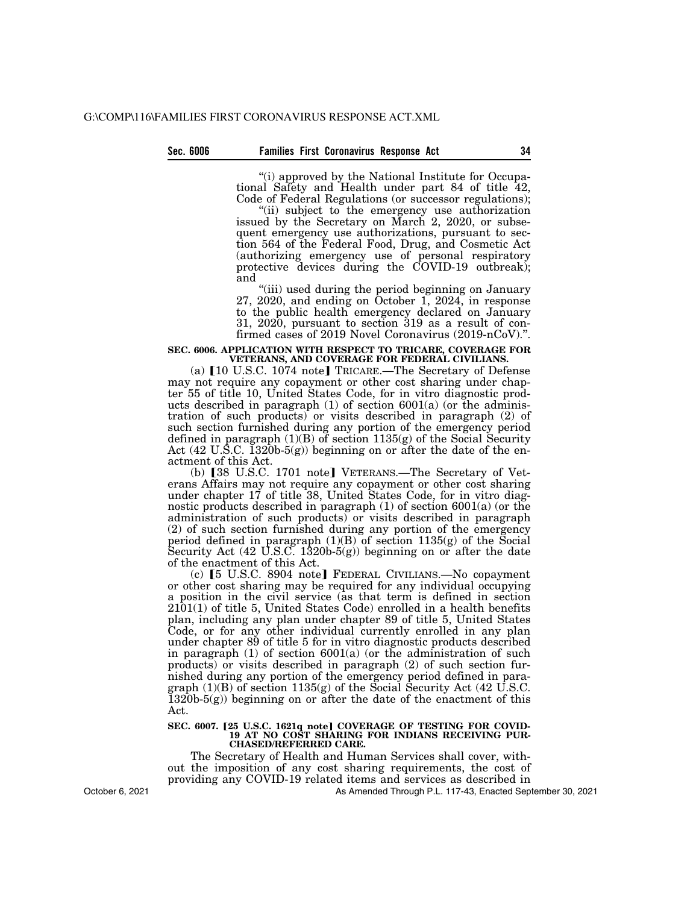"(i) approved by the National Institute for Occupational Safety and Health under part 84 of title 42, Code of Federal Regulations (or successor regulations);

"(ii) subject to the emergency use authorization issued by the Secretary on March 2, 2020, or subsequent emergency use authorizations, pursuant to section 564 of the Federal Food, Drug, and Cosmetic Act (authorizing emergency use of personal respiratory protective devices during the COVID-19 outbreak); and

"(iii) used during the period beginning on January 27, 2020, and ending on October 1, 2024, in response to the public health emergency declared on January 31, 2020, pursuant to section 319 as a result of confirmed cases of 2019 Novel Coronavirus (2019-nCoV).".

### SEC. 6006. APPLICATION WITH RESPECT TO TRICARE, COVERAGE FOR VETERANS, AND COVERAGE FOR FEDERAL CIVILIANS.

(a) 【10 U.S.C. 1074 note】 TRICARE.—The Secretary of Defense may not require any copayment or other cost sharing under chapter 55 of title 10, United States Code, for in vitro diagnostic products described in paragraph (1) of section 6001(a) (or the administration of such products) or visits described in paragraph (2) of such section furnished during any portion of the emergency period defined in paragraph (1)(B) of section 1135(g) of the Social Security Act (42 U.S.C. 1320b-5(g)) beginning on or after the date of the enactment of this Act.

(b) 【38 U.S.C. 1701 note】 VETERANS.—The Secretary of Veterans Affairs may not require any copayment or other cost sharing under chapter 17 of title 38, United States Code, for in vitro diagnostic products described in paragraph (1) of section 6001(a) (or the administration of such products) or visits described in paragraph (2) of such section furnished during any portion of the emergency period defined in paragraph (1)(B) of section 1135(g) of the Social Security Act (42 U.S.C. 1320b-5(g)) beginning on or after the date of the enactment of this Act.

(c) 【5 U.S.C. 8904 note】 FEDERAL CIVILIANS.—No copayment or other cost sharing may be required for any individual occupying a position in the civil service (as that term is defined in section 2101(1) of title 5, United States Code) enrolled in a health benefits plan, including any plan under chapter 89 of title 5, United States Code, or for any other individual currently enrolled in any plan under chapter 89 of title 5 for in vitro diagnostic products described in paragraph (1) of section 6001(a) (or the administration of such products) or visits described in paragraph (2) of such section furnished during any portion of the emergency period defined in paragraph (1)(B) of section 1135(g) of the Social Security Act (42 U.S.C. 1320b-5(g)) beginning on or after the date of the enactment of this Act.

### SEC. 6007. 【25 U.S.C. 1621q note】 COVERAGE OF TESTING FOR COVID-19 AT NO COST SHARING FOR INDIANS RECEIVING PURCHASED/REFERRED CARE.

The Secretary of Health and Human Services shall cover, without the imposition of any cost sharing requirements, the cost of providing any COVID-19 related items and services as described in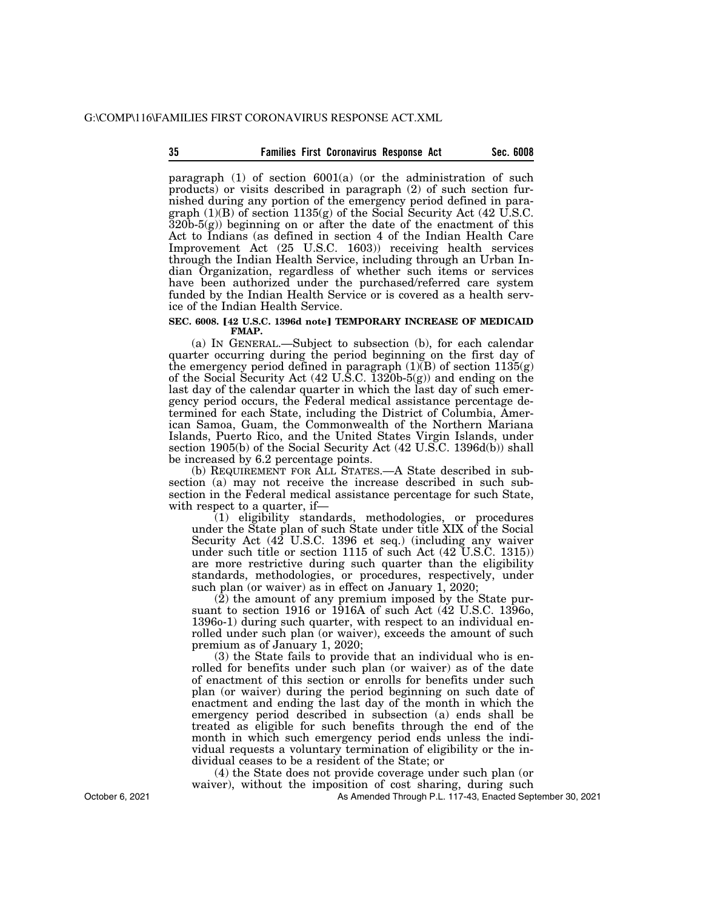paragraph (1) of section 6001(a) (or the administration of such products) or visits described in paragraph (2) of such section furnished during any portion of the emergency period defined in paragraph (1)(B) of section 1135(g) of the Social Security Act (42 U.S.C. 320b-5(g)) beginning on or after the date of the enactment of this Act to Indians (as defined in section 4 of the Indian Health Care Improvement Act (25 U.S.C. 1603)) receiving health services through the Indian Health Service, including through an Urban Indian Organization, regardless of whether such items or services have been authorized under the purchased/referred care system funded by the Indian Health Service or is covered as a health service of the Indian Health Service.

**SEC. 6008. [42 U.S.C. 1396d note] TEMPORARY INCREASE OF MEDICAID FMAP.**

(a) IN GENERAL.—Subject to subsection (b), for each calendar quarter occurring during the period beginning on the first day of the emergency period defined in paragraph (1)(B) of section 1135(g) of the Social Security Act (42 U.S.C. 1320b-5(g)) and ending on the last day of the calendar quarter in which the last day of such emergency period occurs, the Federal medical assistance percentage determined for each State, including the District of Columbia, American Samoa, Guam, the Commonwealth of the Northern Mariana Islands, Puerto Rico, and the United States Virgin Islands, under section 1905(b) of the Social Security Act (42 U.S.C. 1396d(b)) shall be increased by 6.2 percentage points.

(b) REQUIREMENT FOR ALL STATES.—A State described in subsection (a) may not receive the increase described in such subsection in the Federal medical assistance percentage for such State, with respect to a quarter, if—

(1) eligibility standards, methodologies, or procedures under the State plan of such State under title XIX of the Social Security Act (42 U.S.C. 1396 et seq.) (including any waiver under such title or section 1115 of such Act (42 U.S.C. 1315)) are more restrictive during such quarter than the eligibility standards, methodologies, or procedures, respectively, under such plan (or waiver) as in effect on January 1, 2020;

(2) the amount of any premium imposed by the State pursuant to section 1916 or 1916A of such Act (42 U.S.C. 1396o, 1396o-1) during such quarter, with respect to an individual enrolled under such plan (or waiver), exceeds the amount of such premium as of January 1, 2020;

(3) the State fails to provide that an individual who is enrolled for benefits under such plan (or waiver) as of the date of enactment of this section or enrolls for benefits under such plan (or waiver) during the period beginning on such date of enactment and ending the last day of the month in which the emergency period described in subsection (a) ends shall be treated as eligible for such benefits through the end of the month in which such emergency period ends unless the individual requests a voluntary termination of eligibility or the individual ceases to be a resident of the State; or

(4) the State does not provide coverage under such plan (or waiver), without the imposition of cost sharing, during such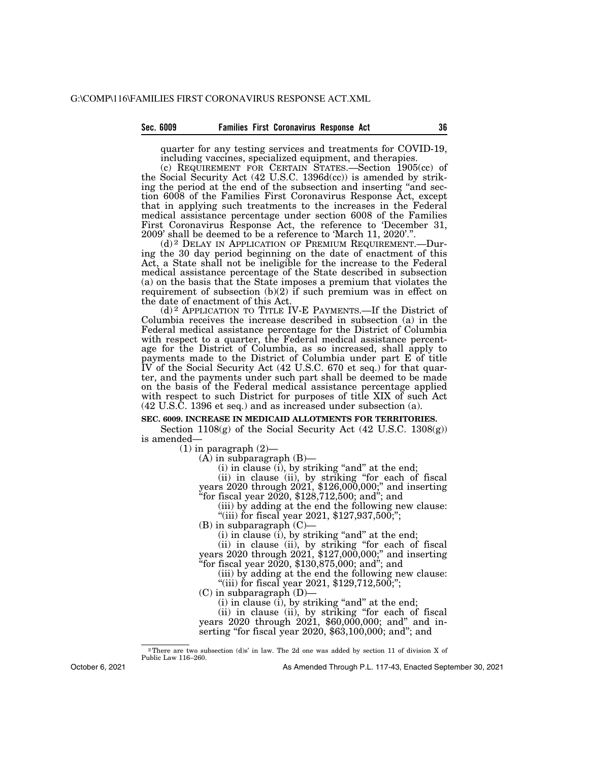quarter for any testing services and treatments for COVID-19, including vaccines, specialized equipment, and therapies.

(c) REQUIREMENT FOR CERTAIN STATES.—Section 1905(cc) of the Social Security Act (42 U.S.C. 1396d(cc)) is amended by striking the period at the end of the subsection and inserting "and section 6008 of the Families First Coronavirus Response Act, except that in applying such treatments to the increases in the Federal medical assistance percentage under section 6008 of the Families First Coronavirus Response Act, the reference to 'December 31, 2009' shall be deemed to be a reference to 'March 11, 2020'.".

(d)[2] DELAY IN APPLICATION OF PREMIUM REQUIREMENT.—During the 30 day period beginning on the date of enactment of this Act, a State shall not be ineligible for the increase to the Federal medical assistance percentage of the State described in subsection (a) on the basis that the State imposes a premium that violates the requirement of subsection (b)(2) if such premium was in effect on the date of enactment of this Act.

(d)[2] APPLICATION TO TITLE IV-E PAYMENTS.—If the District of Columbia receives the increase described in subsection (a) in the Federal medical assistance percentage for the District of Columbia with respect to a quarter, the Federal medical assistance percentage for the District of Columbia, as so increased, shall apply to payments made to the District of Columbia under part E of title IV of the Social Security Act (42 U.S.C. 670 et seq.) for that quarter, and the payments under such part shall be deemed to be made on the basis of the Federal medical assistance percentage applied with respect to such District for purposes of title XIX of such Act (42 U.S.C. 1396 et seq.) and as increased under subsection (a).

**SEC. 6009. INCREASE IN MEDICAID ALLOTMENTS FOR TERRITORIES.**

Section 1108(g) of the Social Security Act (42 U.S.C. 1308(g)) is amended—

(1) in paragraph (2)—

(A) in subparagraph (B)—

(i) in clause (i), by striking "and" at the end;

(ii) in clause (ii), by striking "for each of fiscal years 2020 through 2021, $126,000,000;" and inserting "for fiscal year 2020, $128,712,500; and"; and

(iii) by adding at the end the following new clause:

"(iii) for fiscal year 2021, $127,937,500;";

(B) in subparagraph (C)—

(i) in clause (i), by striking "and" at the end;

(ii) in clause (ii), by striking "for each of fiscal years 2020 through 2021, $127,000,000;" and inserting "for fiscal year 2020, $130,875,000; and"; and

(iii) by adding at the end the following new clause:

"(iii) for fiscal year 2021, $129,712,500;";

(C) in subparagraph (D)—

(i) in clause (i), by striking "and" at the end;

(ii) in clause (ii), by striking "for each of fiscal years 2020 through 2021, $60,000,000; and" and inserting "for fiscal year 2020, $63,100,000; and"; and

---

[2] There are two subsection (d)s' in law. The 2d one was added by section 11 of division X of Public Law 116–260.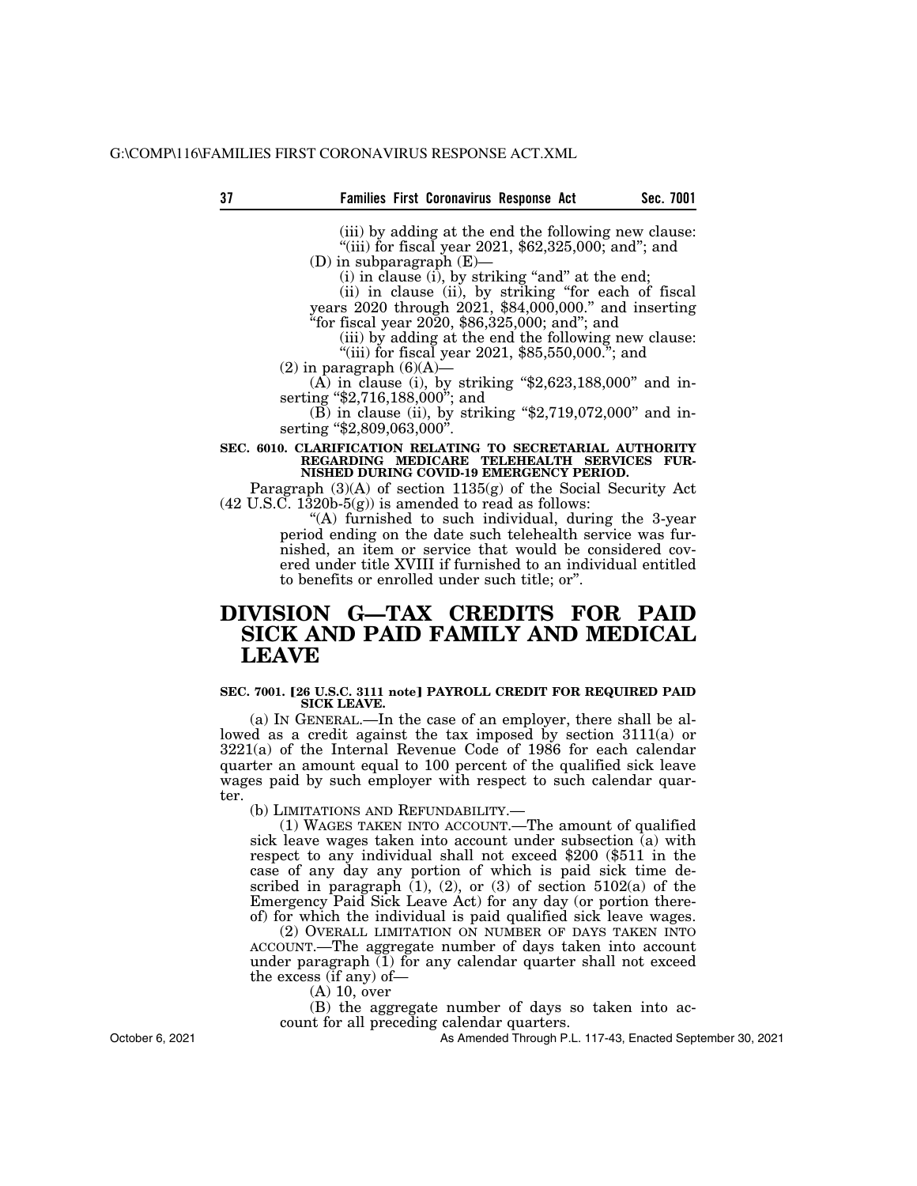(iii) by adding at the end the following new clause:

"(iii) for fiscal year 2021, $62,325,000; and"; and

(D) in subparagraph (E)—

(i) in clause (i), by striking "and" at the end;

(ii) in clause (ii), by striking "for each of fiscal years 2020 through 2021, $84,000,000." and inserting "for fiscal year 2020, $86,325,000; and"; and

(iii) by adding at the end the following new clause:

"(iii) for fiscal year 2021, $85,550,000."; and

(2) in paragraph (6)(A)—

(A) in clause (i), by striking "$2,623,188,000" and inserting "$2,716,188,000"; and

(B) in clause (ii), by striking "$2,719,072,000" and inserting "$2,809,063,000".

**SEC. 6010. CLARIFICATION RELATING TO SECRETARIAL AUTHORITY REGARDING MEDICARE TELEHEALTH SERVICES FURNISHED DURING COVID-19 EMERGENCY PERIOD.**

Paragraph (3)(A) of section 1135(g) of the Social Security Act (42 U.S.C. 1320b-5(g)) is amended to read as follows:

"(A) furnished to such individual, during the 3-year period ending on the date such telehealth service was furnished, an item or service that would be considered covered under title XVIII if furnished to an individual entitled to benefits or enrolled under such title; or".

# DIVISION G—TAX CREDITS FOR PAID SICK AND PAID FAMILY AND MEDICAL LEAVE

**SEC. 7001. [26 U.S.C. 3111 note] PAYROLL CREDIT FOR REQUIRED PAID SICK LEAVE.**

(a) IN GENERAL.—In the case of an employer, there shall be allowed as a credit against the tax imposed by section 3111(a) or 3221(a) of the Internal Revenue Code of 1986 for each calendar quarter an amount equal to 100 percent of the qualified sick leave wages paid by such employer with respect to such calendar quarter.

(b) LIMITATIONS AND REFUNDABILITY.—

(1) WAGES TAKEN INTO ACCOUNT.—The amount of qualified sick leave wages taken into account under subsection (a) with respect to any individual shall not exceed $200 ($511 in the case of any day any portion of which is paid sick time described in paragraph (1), (2), or (3) of section 5102(a) of the Emergency Paid Sick Leave Act) for any day (or portion thereof) for which the individual is paid qualified sick leave wages.

(2) OVERALL LIMITATION ON NUMBER OF DAYS TAKEN INTO ACCOUNT.—The aggregate number of days taken into account under paragraph (1) for any calendar quarter shall not exceed the excess (if any) of—

(A) 10, over

(B) the aggregate number of days so taken into account for all preceding calendar quarters.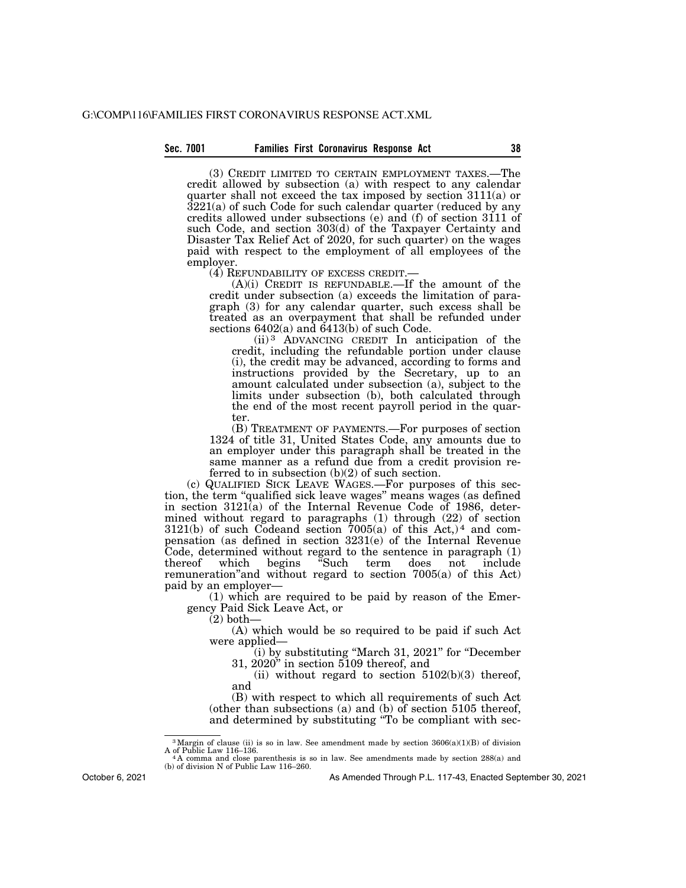(3) CREDIT LIMITED TO CERTAIN EMPLOYMENT TAXES.—The credit allowed by subsection (a) with respect to any calendar quarter shall not exceed the tax imposed by section 3111(a) or 3221(a) of such Code for such calendar quarter (reduced by any credits allowed under subsections (e) and (f) of section 3111 of such Code, and section 303(d) of the Taxpayer Certainty and Disaster Tax Relief Act of 2020, for such quarter) on the wages paid with respect to the employment of all employees of the employer.

(4) REFUNDABILITY OF EXCESS CREDIT.—

(A)(i) CREDIT IS REFUNDABLE.—If the amount of the credit under subsection (a) exceeds the limitation of paragraph (3) for any calendar quarter, such excess shall be treated as an overpayment that shall be refunded under sections 6402(a) and 6413(b) of such Code.

(ii)[3] ADVANCING CREDIT In anticipation of the credit, including the refundable portion under clause (i), the credit may be advanced, according to forms and instructions provided by the Secretary, up to an amount calculated under subsection (a), subject to the limits under subsection (b), both calculated through the end of the most recent payroll period in the quarter.

(B) TREATMENT OF PAYMENTS.—For purposes of section 1324 of title 31, United States Code, any amounts due to an employer under this paragraph shall be treated in the same manner as a refund due from a credit provision referred to in subsection (b)(2) of such section.

(c) QUALIFIED SICK LEAVE WAGES.—For purposes of this section, the term "qualified sick leave wages" means wages (as defined in section 3121(a) of the Internal Revenue Code of 1986, determined without regard to paragraphs (1) through (22) of section 3121(b) of such Codeand section 7005(a) of this Act,)[4] and compensation (as defined in section 3231(e) of the Internal Revenue Code, determined without regard to the sentence in paragraph (1) thereof which begins "Such term does not include remuneration"and without regard to section 7005(a) of this Act) paid by an employer—

(1) which are required to be paid by reason of the Emergency Paid Sick Leave Act, or

(2) both—

(A) which would be so required to be paid if such Act were applied—

(i) by substituting "March 31, 2021" for "December 31, 2020" in section 5109 thereof, and

(ii) without regard to section 5102(b)(3) thereof, and

(B) with respect to which all requirements of such Act (other than subsections (a) and (b) of section 5105 thereof, and determined by substituting "To be compliant with sec-

---

[3] Margin of clause (ii) is so in law. See amendment made by section 3606(a)(1)(B) of division A of Public Law 116–136.

[4] A comma and close parenthesis is so in law. See amendments made by section 288(a) and (b) of division N of Public Law 116–260.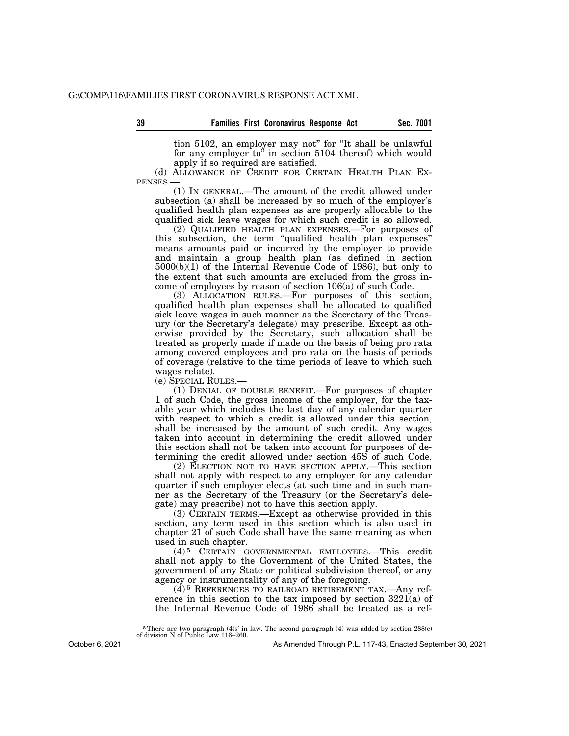tion 5102, an employer may not" for "It shall be unlawful for any employer to" in section 5104 thereof) which would apply if so required are satisfied.

(d) ALLOWANCE OF CREDIT FOR CERTAIN HEALTH PLAN EXPENSES.—

(1) IN GENERAL.—The amount of the credit allowed under subsection (a) shall be increased by so much of the employer's qualified health plan expenses as are properly allocable to the qualified sick leave wages for which such credit is so allowed.

(2) QUALIFIED HEALTH PLAN EXPENSES.—For purposes of this subsection, the term "qualified health plan expenses" means amounts paid or incurred by the employer to provide and maintain a group health plan (as defined in section 5000(b)(1) of the Internal Revenue Code of 1986), but only to the extent that such amounts are excluded from the gross income of employees by reason of section 106(a) of such Code.

(3) ALLOCATION RULES.—For purposes of this section, qualified health plan expenses shall be allocated to qualified sick leave wages in such manner as the Secretary of the Treasury (or the Secretary's delegate) may prescribe. Except as otherwise provided by the Secretary, such allocation shall be treated as properly made if made on the basis of being pro rata among covered employees and pro rata on the basis of periods of coverage (relative to the time periods of leave to which such wages relate).

(e) SPECIAL RULES.—

(1) DENIAL OF DOUBLE BENEFIT.—For purposes of chapter 1 of such Code, the gross income of the employer, for the taxable year which includes the last day of any calendar quarter with respect to which a credit is allowed under this section, shall be increased by the amount of such credit. Any wages taken into account in determining the credit allowed under this section shall not be taken into account for purposes of determining the credit allowed under section 45S of such Code.

(2) ELECTION NOT TO HAVE SECTION APPLY.—This section shall not apply with respect to any employer for any calendar quarter if such employer elects (at such time and in such manner as the Secretary of the Treasury (or the Secretary's delegate) may prescribe) not to have this section apply.

(3) CERTAIN TERMS.—Except as otherwise provided in this section, any term used in this section which is also used in chapter 21 of such Code shall have the same meaning as when used in such chapter.

(4)[5] CERTAIN GOVERNMENTAL EMPLOYERS.—This credit shall not apply to the Government of the United States, the government of any State or political subdivision thereof, or any agency or instrumentality of any of the foregoing.

(4)[5] REFERENCES TO RAILROAD RETIREMENT TAX.—Any reference in this section to the tax imposed by section 3221(a) of the Internal Revenue Code of 1986 shall be treated as a ref-

---

[5] There are two paragraph (4)s' in law. The second paragraph (4) was added by section 288(c) of division N of Public Law 116–260.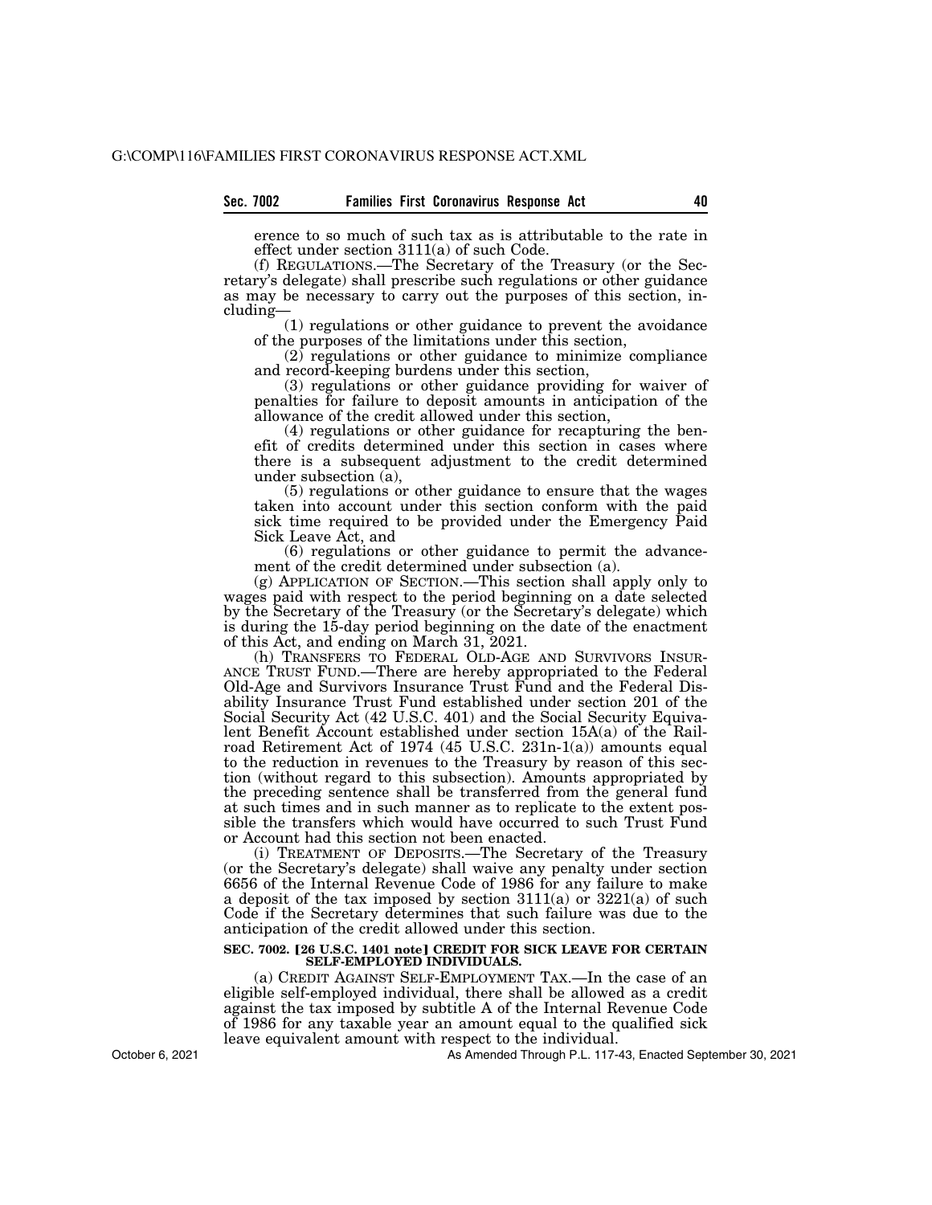erence to so much of such tax as is attributable to the rate in effect under section 3111(a) of such Code.

(f) REGULATIONS.—The Secretary of the Treasury (or the Secretary's delegate) shall prescribe such regulations or other guidance as may be necessary to carry out the purposes of this section, including—

(1) regulations or other guidance to prevent the avoidance of the purposes of the limitations under this section,

(2) regulations or other guidance to minimize compliance and record-keeping burdens under this section,

(3) regulations or other guidance providing for waiver of penalties for failure to deposit amounts in anticipation of the allowance of the credit allowed under this section,

(4) regulations or other guidance for recapturing the benefit of credits determined under this section in cases where there is a subsequent adjustment to the credit determined under subsection (a),

(5) regulations or other guidance to ensure that the wages taken into account under this section conform with the paid sick time required to be provided under the Emergency Paid Sick Leave Act, and

(6) regulations or other guidance to permit the advancement of the credit determined under subsection (a).

(g) APPLICATION OF SECTION.—This section shall apply only to wages paid with respect to the period beginning on a date selected by the Secretary of the Treasury (or the Secretary's delegate) which is during the 15-day period beginning on the date of the enactment of this Act, and ending on March 31, 2021.

(h) TRANSFERS TO FEDERAL OLD-AGE AND SURVIVORS INSURANCE TRUST FUND.—There are hereby appropriated to the Federal Old-Age and Survivors Insurance Trust Fund and the Federal Disability Insurance Trust Fund established under section 201 of the Social Security Act (42 U.S.C. 401) and the Social Security Equivalent Benefit Account established under section 15A(a) of the Railroad Retirement Act of 1974 (45 U.S.C. 231n-1(a)) amounts equal to the reduction in revenues to the Treasury by reason of this section (without regard to this subsection). Amounts appropriated by the preceding sentence shall be transferred from the general fund at such times and in such manner as to replicate to the extent possible the transfers which would have occurred to such Trust Fund or Account had this section not been enacted.

(i) TREATMENT OF DEPOSITS.—The Secretary of the Treasury (or the Secretary's delegate) shall waive any penalty under section 6656 of the Internal Revenue Code of 1986 for any failure to make a deposit of the tax imposed by section 3111(a) or 3221(a) of such Code if the Secretary determines that such failure was due to the anticipation of the credit allowed under this section.

**SEC. 7002. [26 U.S.C. 1401 note] CREDIT FOR SICK LEAVE FOR CERTAIN SELF-EMPLOYED INDIVIDUALS.**

(a) CREDIT AGAINST SELF-EMPLOYMENT TAX.—In the case of an eligible self-employed individual, there shall be allowed as a credit against the tax imposed by subtitle A of the Internal Revenue Code of 1986 for any taxable year an amount equal to the qualified sick leave equivalent amount with respect to the individual.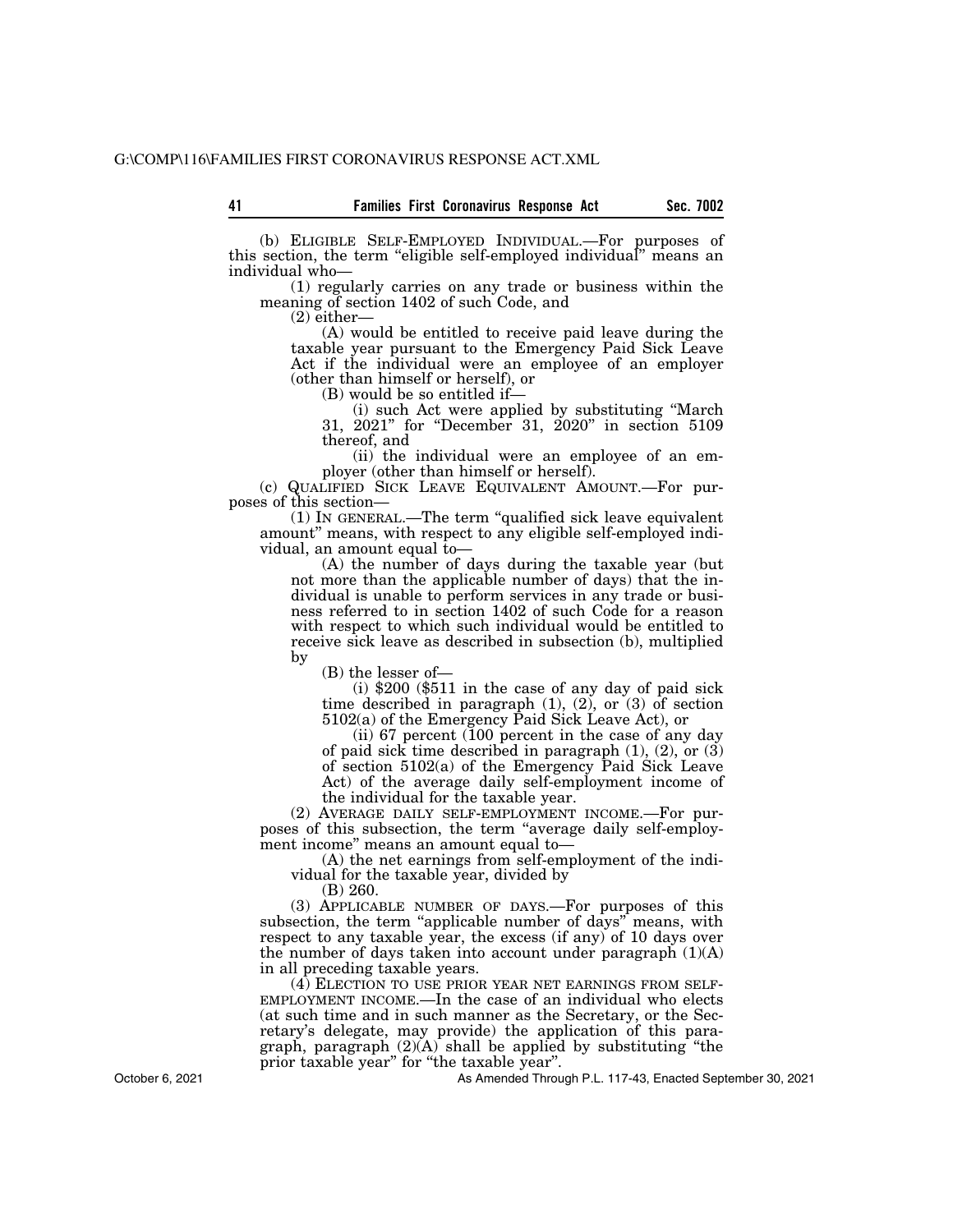(b) ELIGIBLE SELF-EMPLOYED INDIVIDUAL.—For purposes of this section, the term "eligible self-employed individual" means an individual who—

(1) regularly carries on any trade or business within the meaning of section 1402 of such Code, and

(2) either—

(A) would be entitled to receive paid leave during the taxable year pursuant to the Emergency Paid Sick Leave Act if the individual were an employee of an employer (other than himself or herself), or

(B) would be so entitled if—

(i) such Act were applied by substituting "March 31, 2021" for "December 31, 2020" in section 5109 thereof, and

(ii) the individual were an employee of an employer (other than himself or herself).

(c) QUALIFIED SICK LEAVE EQUIVALENT AMOUNT.—For purposes of this section—

(1) IN GENERAL.—The term "qualified sick leave equivalent amount" means, with respect to any eligible self-employed individual, an amount equal to—

(A) the number of days during the taxable year (but not more than the applicable number of days) that the individual is unable to perform services in any trade or business referred to in section 1402 of such Code for a reason with respect to which such individual would be entitled to receive sick leave as described in subsection (b), multiplied by

(B) the lesser of—

(i) $200 ($511 in the case of any day of paid sick time described in paragraph (1), (2), or (3) of section 5102(a) of the Emergency Paid Sick Leave Act), or

(ii) 67 percent (100 percent in the case of any day of paid sick time described in paragraph (1), (2), or (3) of section 5102(a) of the Emergency Paid Sick Leave Act) of the average daily self-employment income of the individual for the taxable year.

(2) AVERAGE DAILY SELF-EMPLOYMENT INCOME.—For purposes of this subsection, the term "average daily self-employment income" means an amount equal to—

(A) the net earnings from self-employment of the individual for the taxable year, divided by

(B) 260.

(3) APPLICABLE NUMBER OF DAYS.—For purposes of this subsection, the term "applicable number of days" means, with respect to any taxable year, the excess (if any) of 10 days over the number of days taken into account under paragraph (1)(A) in all preceding taxable years.

(4) ELECTION TO USE PRIOR YEAR NET EARNINGS FROM SELF-EMPLOYMENT INCOME.—In the case of an individual who elects (at such time and in such manner as the Secretary, or the Secretary's delegate, may provide) the application of this paragraph, paragraph (2)(A) shall be applied by substituting "the prior taxable year" for "the taxable year".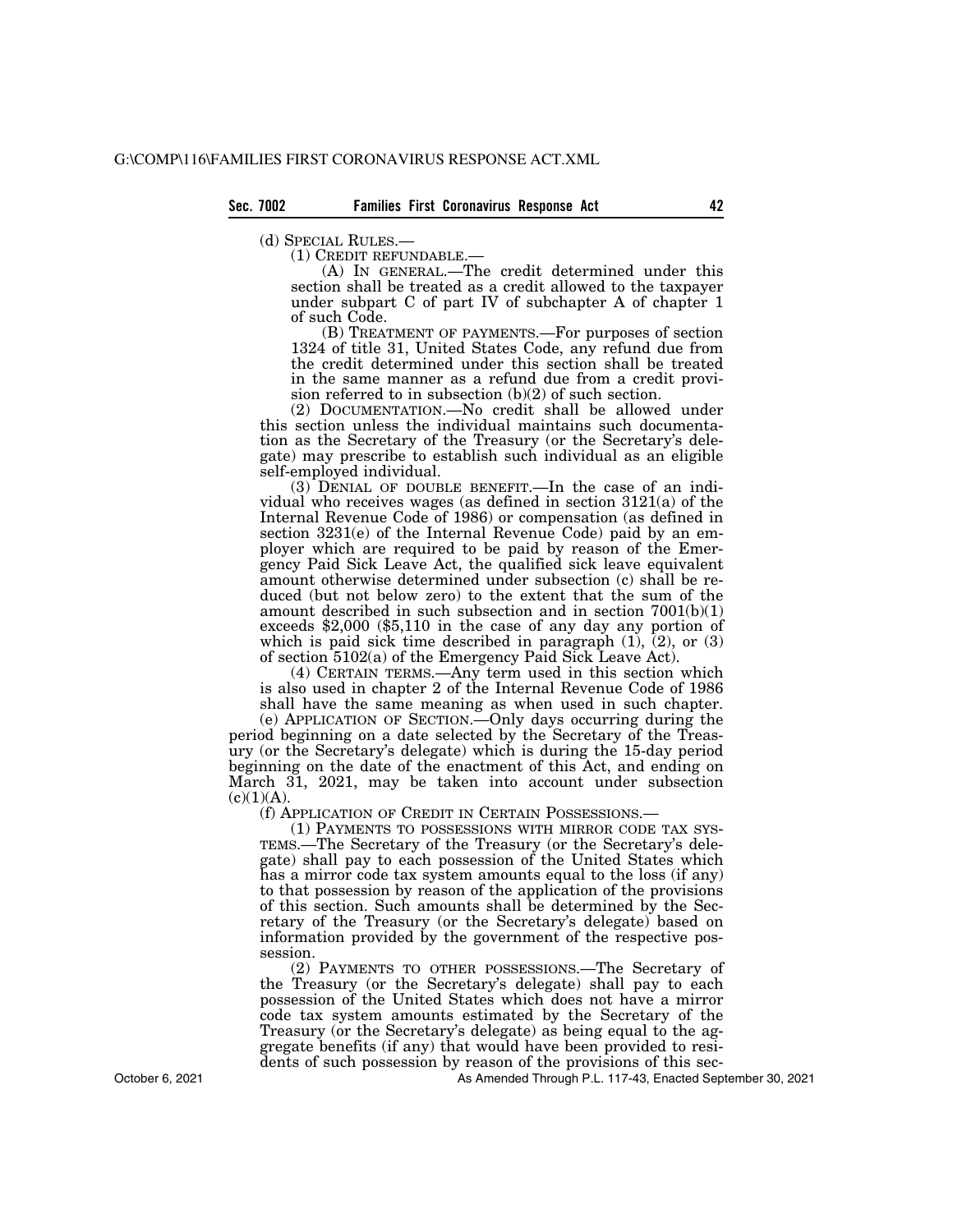(d) SPECIAL RULES.—

(1) CREDIT REFUNDABLE.—

(A) IN GENERAL.—The credit determined under this section shall be treated as a credit allowed to the taxpayer under subpart C of part IV of subchapter A of chapter 1 of such Code.

(B) TREATMENT OF PAYMENTS.—For purposes of section 1324 of title 31, United States Code, any refund due from the credit determined under this section shall be treated in the same manner as a refund due from a credit provision referred to in subsection (b)(2) of such section.

(2) DOCUMENTATION.—No credit shall be allowed under this section unless the individual maintains such documentation as the Secretary of the Treasury (or the Secretary's delegate) may prescribe to establish such individual as an eligible self-employed individual.

(3) DENIAL OF DOUBLE BENEFIT.—In the case of an individual who receives wages (as defined in section 3121(a) of the Internal Revenue Code of 1986) or compensation (as defined in section 3231(e) of the Internal Revenue Code) paid by an employer which are required to be paid by reason of the Emergency Paid Sick Leave Act, the qualified sick leave equivalent amount otherwise determined under subsection (c) shall be reduced (but not below zero) to the extent that the sum of the amount described in such subsection and in section 7001(b)(1) exceeds $2,000 ($5,110 in the case of any day any portion of which is paid sick time described in paragraph (1), (2), or (3) of section 5102(a) of the Emergency Paid Sick Leave Act).

(4) CERTAIN TERMS.—Any term used in this section which is also used in chapter 2 of the Internal Revenue Code of 1986 shall have the same meaning as when used in such chapter.

(e) APPLICATION OF SECTION.—Only days occurring during the period beginning on a date selected by the Secretary of the Treasury (or the Secretary's delegate) which is during the 15-day period beginning on the date of the enactment of this Act, and ending on March 31, 2021, may be taken into account under subsection (c)(1)(A).

(f) APPLICATION OF CREDIT IN CERTAIN POSSESSIONS.—

(1) PAYMENTS TO POSSESSIONS WITH MIRROR CODE TAX SYSTEMS.—The Secretary of the Treasury (or the Secretary's delegate) shall pay to each possession of the United States which has a mirror code tax system amounts equal to the loss (if any) to that possession by reason of the application of the provisions of this section. Such amounts shall be determined by the Secretary of the Treasury (or the Secretary's delegate) based on information provided by the government of the respective possession.

(2) PAYMENTS TO OTHER POSSESSIONS.—The Secretary of the Treasury (or the Secretary's delegate) shall pay to each possession of the United States which does not have a mirror code tax system amounts estimated by the Secretary of the Treasury (or the Secretary's delegate) as being equal to the aggregate benefits (if any) that would have been provided to residents of such possession by reason of the provisions of this sec-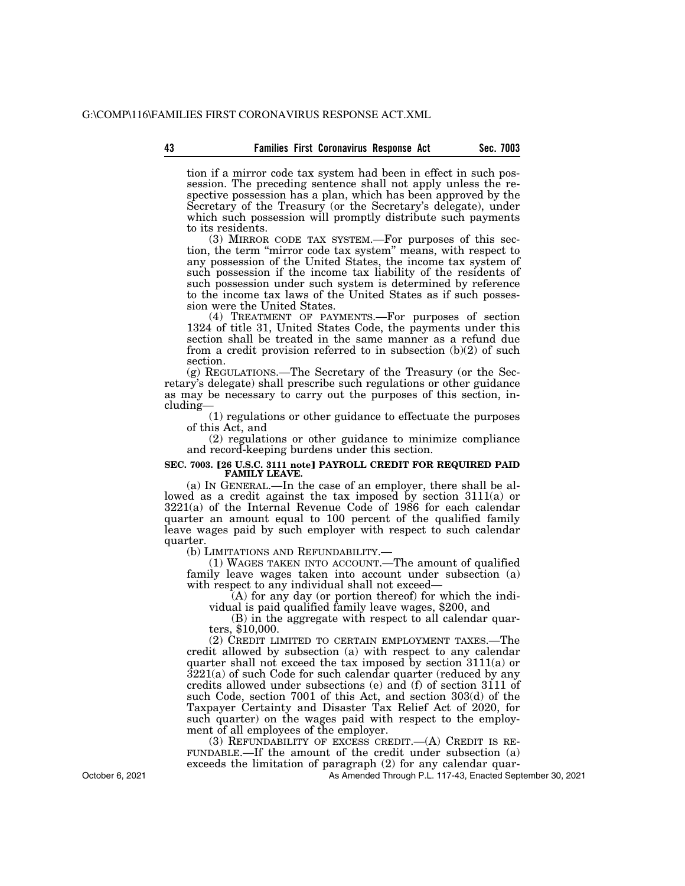tion if a mirror code tax system had been in effect in such possession. The preceding sentence shall not apply unless the respective possession has a plan, which has been approved by the Secretary of the Treasury (or the Secretary's delegate), under which such possession will promptly distribute such payments to its residents.

(3) MIRROR CODE TAX SYSTEM.—For purposes of this section, the term "mirror code tax system" means, with respect to any possession of the United States, the income tax system of such possession if the income tax liability of the residents of such possession under such system is determined by reference to the income tax laws of the United States as if such possession were the United States.

(4) TREATMENT OF PAYMENTS.—For purposes of section 1324 of title 31, United States Code, the payments under this section shall be treated in the same manner as a refund due from a credit provision referred to in subsection (b)(2) of such section.

(g) REGULATIONS.—The Secretary of the Treasury (or the Secretary's delegate) shall prescribe such regulations or other guidance as may be necessary to carry out the purposes of this section, including—

(1) regulations or other guidance to effectuate the purposes of this Act, and

(2) regulations or other guidance to minimize compliance and record-keeping burdens under this section.

**SEC. 7003. [26 U.S.C. 3111 note] PAYROLL CREDIT FOR REQUIRED PAID FAMILY LEAVE.**

(a) IN GENERAL.—In the case of an employer, there shall be allowed as a credit against the tax imposed by section 3111(a) or 3221(a) of the Internal Revenue Code of 1986 for each calendar quarter an amount equal to 100 percent of the qualified family leave wages paid by such employer with respect to such calendar quarter.

(b) LIMITATIONS AND REFUNDABILITY.—

(1) WAGES TAKEN INTO ACCOUNT.—The amount of qualified family leave wages taken into account under subsection (a) with respect to any individual shall not exceed—

(A) for any day (or portion thereof) for which the individual is paid qualified family leave wages, $200, and

(B) in the aggregate with respect to all calendar quarters, $10,000.

(2) CREDIT LIMITED TO CERTAIN EMPLOYMENT TAXES.—The credit allowed by subsection (a) with respect to any calendar quarter shall not exceed the tax imposed by section 3111(a) or 3221(a) of such Code for such calendar quarter (reduced by any credits allowed under subsections (e) and (f) of section 3111 of such Code, section 7001 of this Act, and section 303(d) of the Taxpayer Certainty and Disaster Tax Relief Act of 2020, for such quarter) on the wages paid with respect to the employment of all employees of the employer.

(3) REFUNDABILITY OF EXCESS CREDIT.—(A) CREDIT IS REFUNDABLE.—If the amount of the credit under subsection (a) exceeds the limitation of paragraph (2) for any calendar quar-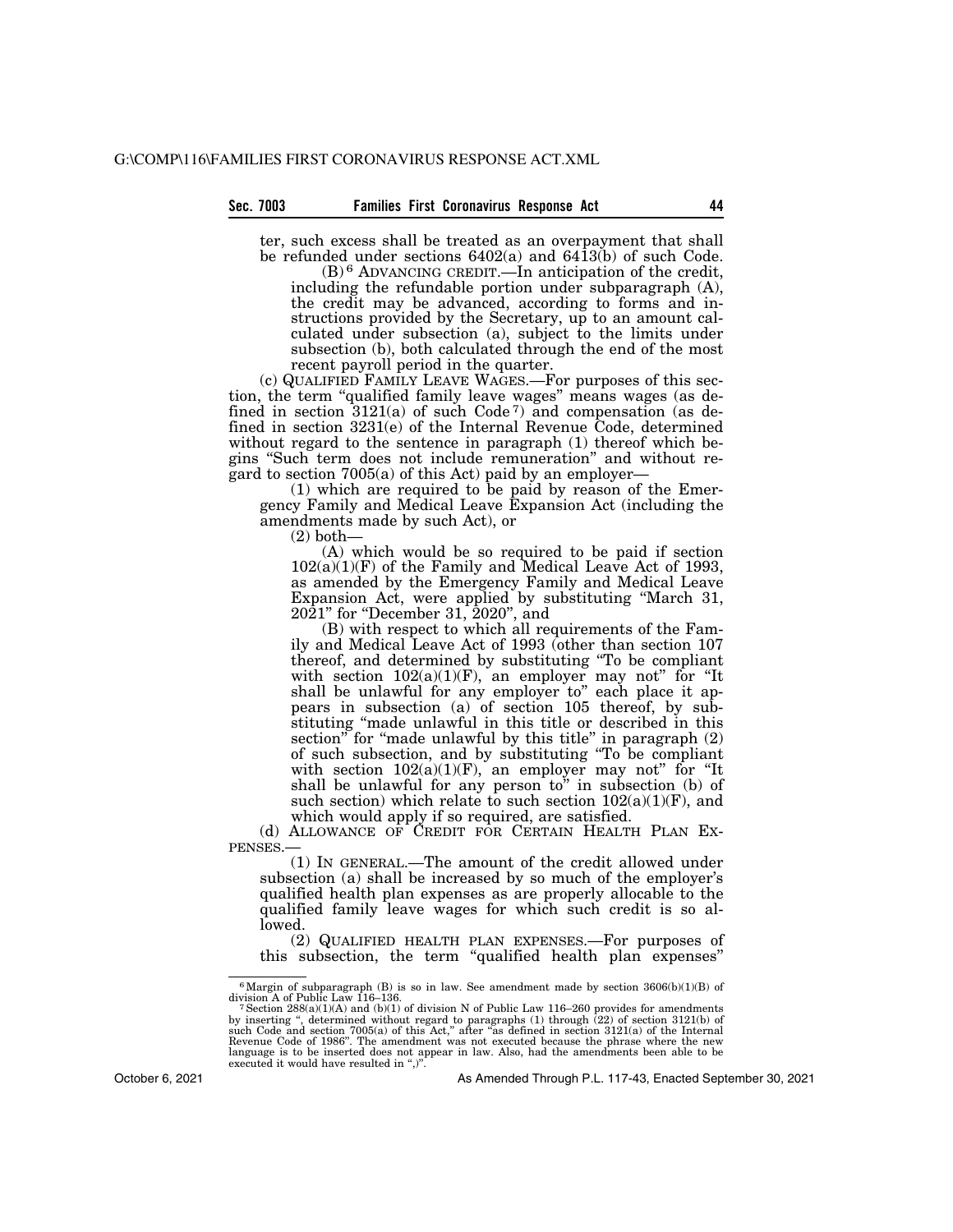ter, such excess shall be treated as an overpayment that shall be refunded under sections 6402(a) and 6413(b) of such Code.

(B)[6] ADVANCING CREDIT.—In anticipation of the credit, including the refundable portion under subparagraph (A), the credit may be advanced, according to forms and instructions provided by the Secretary, up to an amount calculated under subsection (a), subject to the limits under subsection (b), both calculated through the end of the most recent payroll period in the quarter.

(c) QUALIFIED FAMILY LEAVE WAGES.—For purposes of this section, the term "qualified family leave wages" means wages (as defined in section 3121(a) of such Code[7]) and compensation (as defined in section 3231(e) of the Internal Revenue Code, determined without regard to the sentence in paragraph (1) thereof which begins "Such term does not include remuneration" and without regard to section 7005(a) of this Act) paid by an employer—

(1) which are required to be paid by reason of the Emergency Family and Medical Leave Expansion Act (including the amendments made by such Act), or

(2) both—

(A) which would be so required to be paid if section 102(a)(1)(F) of the Family and Medical Leave Act of 1993, as amended by the Emergency Family and Medical Leave Expansion Act, were applied by substituting "March 31, 2021" for "December 31, 2020", and

(B) with respect to which all requirements of the Family and Medical Leave Act of 1993 (other than section 107 thereof, and determined by substituting "To be compliant with section 102(a)(1)(F), an employer may not" for "It shall be unlawful for any employer to" each place it appears in subsection (a) of section 105 thereof, by substituting "made unlawful in this title or described in this section" for "made unlawful by this title" in paragraph (2) of such subsection, and by substituting "To be compliant with section 102(a)(1)(F), an employer may not" for "It shall be unlawful for any person to" in subsection (b) of such section) which relate to such section 102(a)(1)(F), and which would apply if so required, are satisfied.

(d) ALLOWANCE OF CREDIT FOR CERTAIN HEALTH PLAN EXPENSES.—

(1) IN GENERAL.—The amount of the credit allowed under subsection (a) shall be increased by so much of the employer's qualified health plan expenses as are properly allocable to the qualified family leave wages for which such credit is so allowed.

(2) QUALIFIED HEALTH PLAN EXPENSES.—For purposes of this subsection, the term "qualified health plan expenses"

---

[6] Margin of subparagraph (B) is so in law. See amendment made by section 3606(b)(1)(B) of division A of Public Law 116–136.

[7] Section 288(a)(1)(A) and (b)(1) of division N of Public Law 116–260 provides for amendments by inserting ", determined without regard to paragraphs (1) through (22) of section 3121(b) of such Code and section 7005(a) of this Act," after "as defined in section 3121(a) of the Internal Revenue Code of 1986". The amendment was not executed because the phrase where the new language is to be inserted does not appear in law. Also, had the amendments been able to be executed it would have resulted in ",)".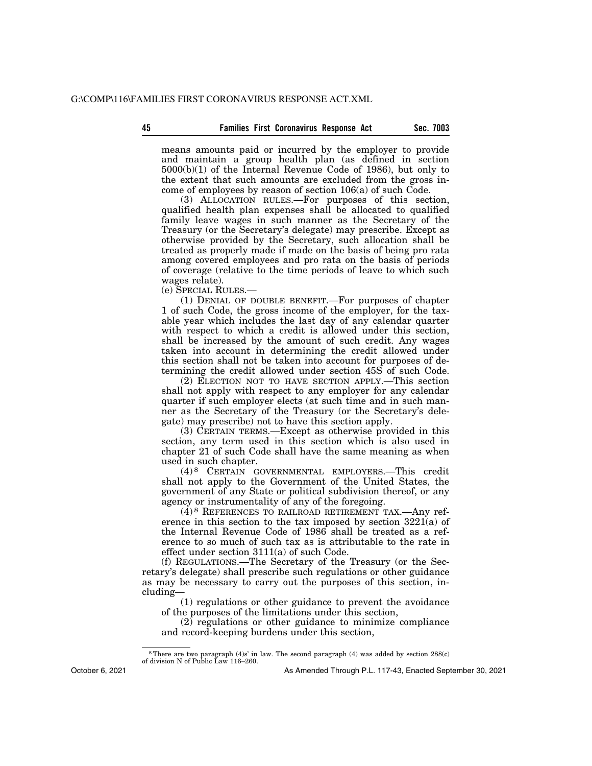means amounts paid or incurred by the employer to provide and maintain a group health plan (as defined in section 5000(b)(1) of the Internal Revenue Code of 1986), but only to the extent that such amounts are excluded from the gross income of employees by reason of section 106(a) of such Code.

(3) ALLOCATION RULES.—For purposes of this section, qualified health plan expenses shall be allocated to qualified family leave wages in such manner as the Secretary of the Treasury (or the Secretary's delegate) may prescribe. Except as otherwise provided by the Secretary, such allocation shall be treated as properly made if made on the basis of being pro rata among covered employees and pro rata on the basis of periods of coverage (relative to the time periods of leave to which such wages relate).

(e) SPECIAL RULES.—

(1) DENIAL OF DOUBLE BENEFIT.—For purposes of chapter 1 of such Code, the gross income of the employer, for the taxable year which includes the last day of any calendar quarter with respect to which a credit is allowed under this section, shall be increased by the amount of such credit. Any wages taken into account in determining the credit allowed under this section shall not be taken into account for purposes of determining the credit allowed under section 45S of such Code.

(2) ELECTION NOT TO HAVE SECTION APPLY.—This section shall not apply with respect to any employer for any calendar quarter if such employer elects (at such time and in such manner as the Secretary of the Treasury (or the Secretary's delegate) may prescribe) not to have this section apply.

(3) CERTAIN TERMS.—Except as otherwise provided in this section, any term used in this section which is also used in chapter 21 of such Code shall have the same meaning as when used in such chapter.

(4)[8] CERTAIN GOVERNMENTAL EMPLOYERS.—This credit shall not apply to the Government of the United States, the government of any State or political subdivision thereof, or any agency or instrumentality of any of the foregoing.

(4)[8] REFERENCES TO RAILROAD RETIREMENT TAX.—Any reference in this section to the tax imposed by section 3221(a) of the Internal Revenue Code of 1986 shall be treated as a reference to so much of such tax as is attributable to the rate in effect under section 3111(a) of such Code.

(f) REGULATIONS.—The Secretary of the Treasury (or the Secretary's delegate) shall prescribe such regulations or other guidance as may be necessary to carry out the purposes of this section, including—

(1) regulations or other guidance to prevent the avoidance of the purposes of the limitations under this section,

(2) regulations or other guidance to minimize compliance and record-keeping burdens under this section,

[8] There are two paragraph (4)s' in law. The second paragraph (4) was added by section 288(c) of division N of Public Law 116–260.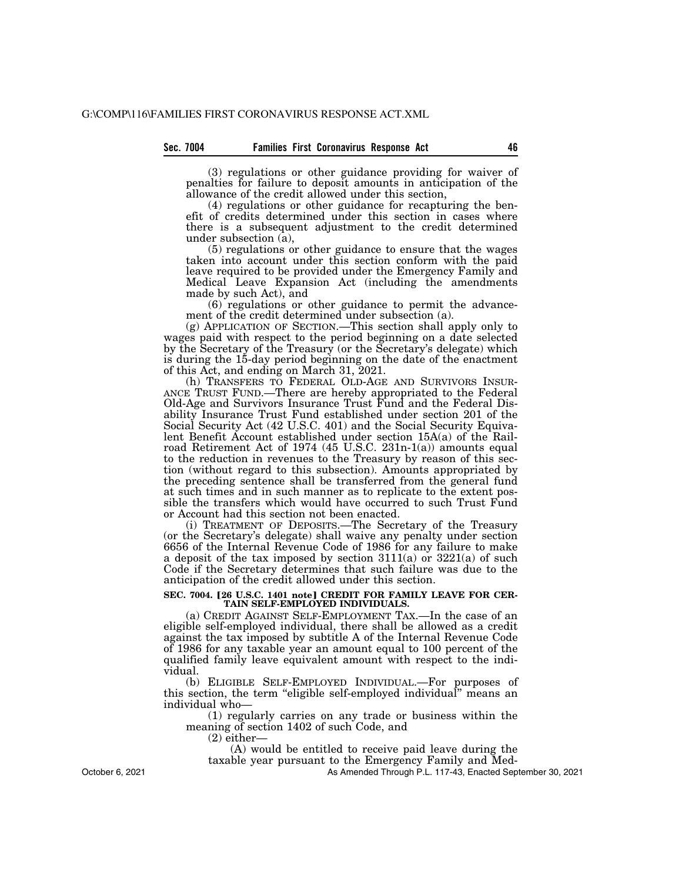(3) regulations or other guidance providing for waiver of penalties for failure to deposit amounts in anticipation of the allowance of the credit allowed under this section,

(4) regulations or other guidance for recapturing the benefit of credits determined under this section in cases where there is a subsequent adjustment to the credit determined under subsection (a),

(5) regulations or other guidance to ensure that the wages taken into account under this section conform with the paid leave required to be provided under the Emergency Family and Medical Leave Expansion Act (including the amendments made by such Act), and

(6) regulations or other guidance to permit the advancement of the credit determined under subsection (a).

(g) APPLICATION OF SECTION.—This section shall apply only to wages paid with respect to the period beginning on a date selected by the Secretary of the Treasury (or the Secretary's delegate) which is during the 15-day period beginning on the date of the enactment of this Act, and ending on March 31, 2021.

(h) TRANSFERS TO FEDERAL OLD-AGE AND SURVIVORS INSURANCE TRUST FUND.—There are hereby appropriated to the Federal Old-Age and Survivors Insurance Trust Fund and the Federal Disability Insurance Trust Fund established under section 201 of the Social Security Act (42 U.S.C. 401) and the Social Security Equivalent Benefit Account established under section 15A(a) of the Railroad Retirement Act of 1974 (45 U.S.C. 231n-1(a)) amounts equal to the reduction in revenues to the Treasury by reason of this section (without regard to this subsection). Amounts appropriated by the preceding sentence shall be transferred from the general fund at such times and in such manner as to replicate to the extent possible the transfers which would have occurred to such Trust Fund or Account had this section not been enacted.

(i) TREATMENT OF DEPOSITS.—The Secretary of the Treasury (or the Secretary's delegate) shall waive any penalty under section 6656 of the Internal Revenue Code of 1986 for any failure to make a deposit of the tax imposed by section 3111(a) or 3221(a) of such Code if the Secretary determines that such failure was due to the anticipation of the credit allowed under this section.

**SEC. 7004. [26 U.S.C. 1401 note] CREDIT FOR FAMILY LEAVE FOR CERTAIN SELF-EMPLOYED INDIVIDUALS.**

(a) CREDIT AGAINST SELF-EMPLOYMENT TAX.—In the case of an eligible self-employed individual, there shall be allowed as a credit against the tax imposed by subtitle A of the Internal Revenue Code of 1986 for any taxable year an amount equal to 100 percent of the qualified family leave equivalent amount with respect to the individual.

(b) ELIGIBLE SELF-EMPLOYED INDIVIDUAL.—For purposes of this section, the term "eligible self-employed individual" means an individual who—

(1) regularly carries on any trade or business within the meaning of section 1402 of such Code, and

(2) either—

(A) would be entitled to receive paid leave during the taxable year pursuant to the Emergency Family and Med-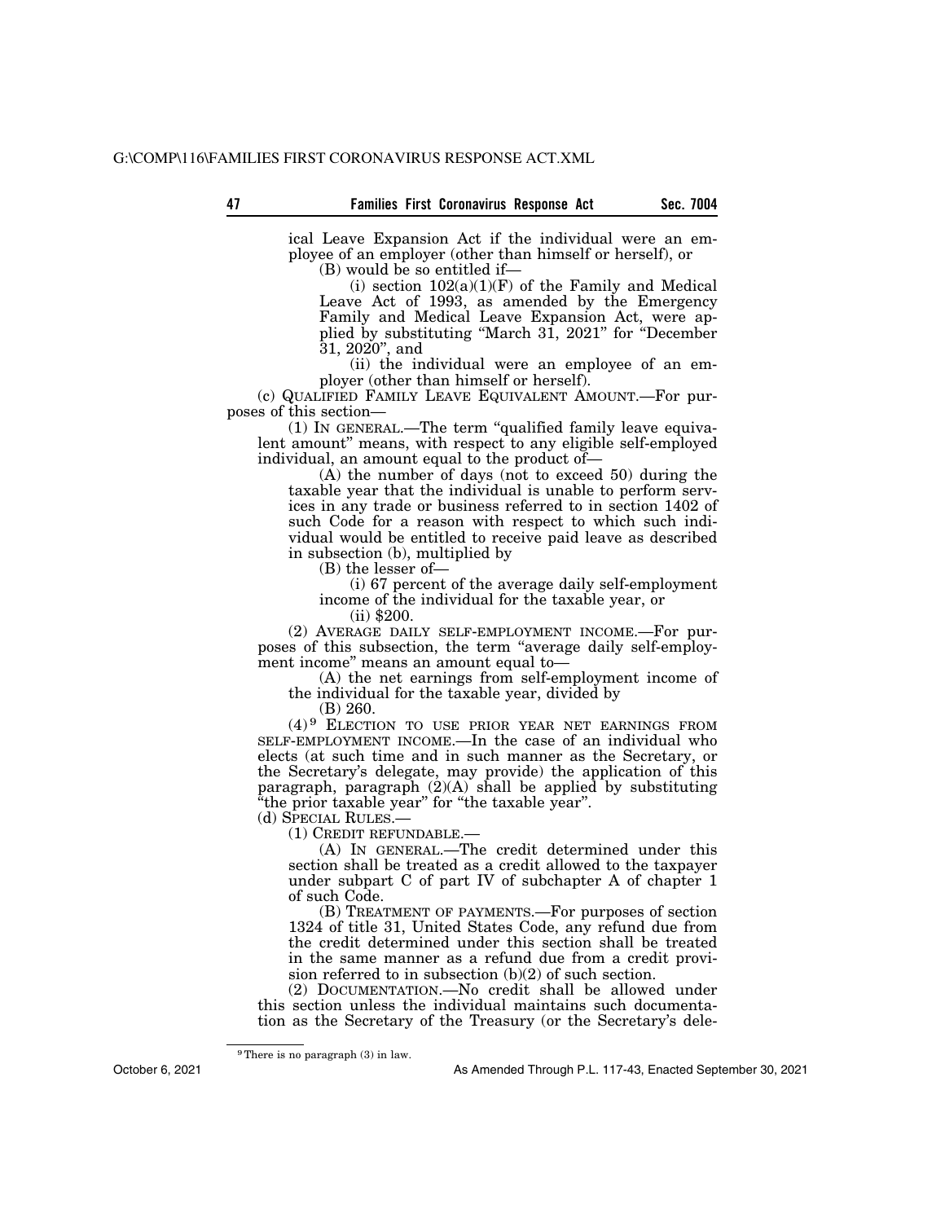ical Leave Expansion Act if the individual were an employee of an employer (other than himself or herself), or

(B) would be so entitled if—

(i) section 102(a)(1)(F) of the Family and Medical Leave Act of 1993, as amended by the Emergency Family and Medical Leave Expansion Act, were applied by substituting "March 31, 2021" for "December 31, 2020", and

(ii) the individual were an employee of an employer (other than himself or herself).

(c) QUALIFIED FAMILY LEAVE EQUIVALENT AMOUNT.—For purposes of this section—

(1) IN GENERAL.—The term "qualified family leave equivalent amount" means, with respect to any eligible self-employed individual, an amount equal to the product of—

(A) the number of days (not to exceed 50) during the taxable year that the individual is unable to perform services in any trade or business referred to in section 1402 of such Code for a reason with respect to which such individual would be entitled to receive paid leave as described in subsection (b), multiplied by

(B) the lesser of—

(i) 67 percent of the average daily self-employment income of the individual for the taxable year, or

(ii) $200.

(2) AVERAGE DAILY SELF-EMPLOYMENT INCOME.—For purposes of this subsection, the term "average daily self-employment income" means an amount equal to—

(A) the net earnings from self-employment income of the individual for the taxable year, divided by

(B) 260.

(4)[9] ELECTION TO USE PRIOR YEAR NET EARNINGS FROM SELF-EMPLOYMENT INCOME.—In the case of an individual who elects (at such time and in such manner as the Secretary, or the Secretary's delegate, may provide) the application of this paragraph, paragraph (2)(A) shall be applied by substituting "the prior taxable year" for "the taxable year".

(d) SPECIAL RULES.—

(1) CREDIT REFUNDABLE.—

(A) IN GENERAL.—The credit determined under this section shall be treated as a credit allowed to the taxpayer under subpart C of part IV of subchapter A of chapter 1 of such Code.

(B) TREATMENT OF PAYMENTS.—For purposes of section 1324 of title 31, United States Code, any refund due from the credit determined under this section shall be treated in the same manner as a refund due from a credit provision referred to in subsection (b)(2) of such section.

(2) DOCUMENTATION.—No credit shall be allowed under this section unless the individual maintains such documentation as the Secretary of the Treasury (or the Secretary's dele-

[9] There is no paragraph (3) in law.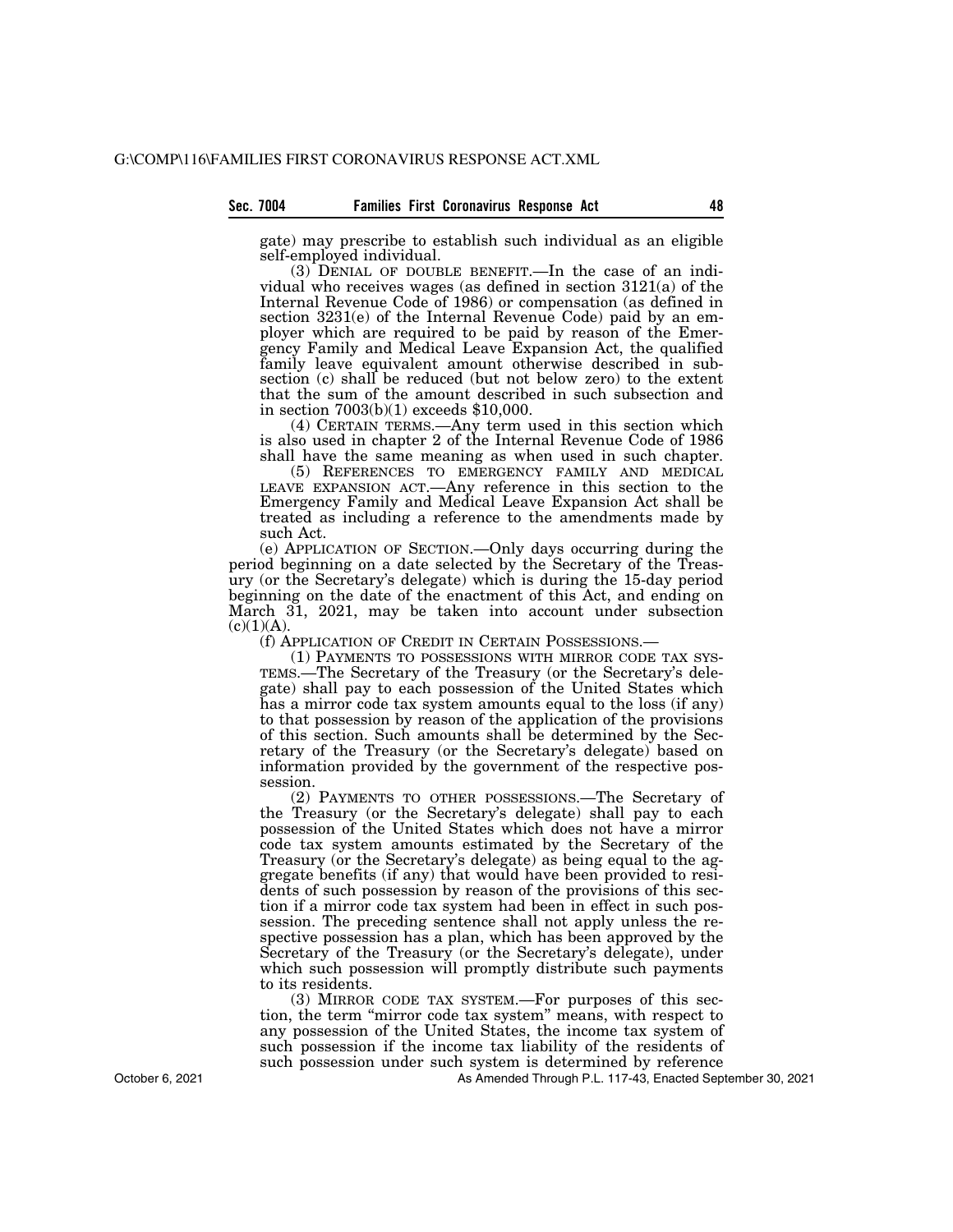gate) may prescribe to establish such individual as an eligible self-employed individual.

(3) DENIAL OF DOUBLE BENEFIT.—In the case of an individual who receives wages (as defined in section 3121(a) of the Internal Revenue Code of 1986) or compensation (as defined in section 3231(e) of the Internal Revenue Code) paid by an employer which are required to be paid by reason of the Emergency Family and Medical Leave Expansion Act, the qualified family leave equivalent amount otherwise described in subsection (c) shall be reduced (but not below zero) to the extent that the sum of the amount described in such subsection and in section 7003(b)(1) exceeds $10,000.

(4) CERTAIN TERMS.—Any term used in this section which is also used in chapter 2 of the Internal Revenue Code of 1986 shall have the same meaning as when used in such chapter.

(5) REFERENCES TO EMERGENCY FAMILY AND MEDICAL LEAVE EXPANSION ACT.—Any reference in this section to the Emergency Family and Medical Leave Expansion Act shall be treated as including a reference to the amendments made by such Act.

(e) APPLICATION OF SECTION.—Only days occurring during the period beginning on a date selected by the Secretary of the Treasury (or the Secretary's delegate) which is during the 15-day period beginning on the date of the enactment of this Act, and ending on March 31, 2021, may be taken into account under subsection (c)(1)(A).

(f) APPLICATION OF CREDIT IN CERTAIN POSSESSIONS.—

(1) PAYMENTS TO POSSESSIONS WITH MIRROR CODE TAX SYSTEMS.—The Secretary of the Treasury (or the Secretary's delegate) shall pay to each possession of the United States which has a mirror code tax system amounts equal to the loss (if any) to that possession by reason of the application of the provisions of this section. Such amounts shall be determined by the Secretary of the Treasury (or the Secretary's delegate) based on information provided by the government of the respective possession.

(2) PAYMENTS TO OTHER POSSESSIONS.—The Secretary of the Treasury (or the Secretary's delegate) shall pay to each possession of the United States which does not have a mirror code tax system amounts estimated by the Secretary of the Treasury (or the Secretary's delegate) as being equal to the aggregate benefits (if any) that would have been provided to residents of such possession by reason of the provisions of this section if a mirror code tax system had been in effect in such possession. The preceding sentence shall not apply unless the respective possession has a plan, which has been approved by the Secretary of the Treasury (or the Secretary's delegate), under which such possession will promptly distribute such payments to its residents.

(3) MIRROR CODE TAX SYSTEM.—For purposes of this section, the term "mirror code tax system" means, with respect to any possession of the United States, the income tax system of such possession if the income tax liability of the residents of such possession under such system is determined by reference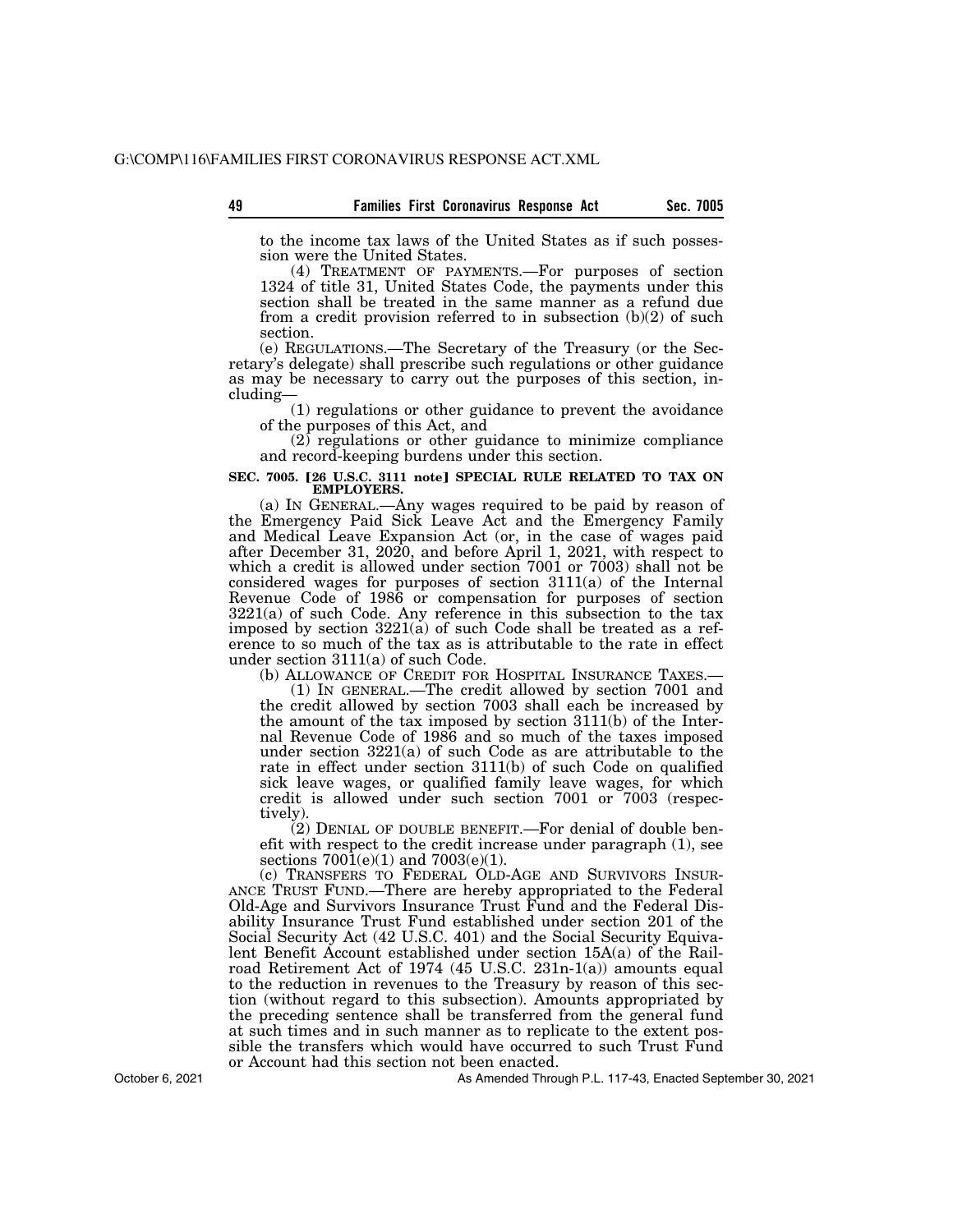to the income tax laws of the United States as if such possession were the United States.

(4) TREATMENT OF PAYMENTS.—For purposes of section 1324 of title 31, United States Code, the payments under this section shall be treated in the same manner as a refund due from a credit provision referred to in subsection (b)(2) of such section.

(e) REGULATIONS.—The Secretary of the Treasury (or the Secretary's delegate) shall prescribe such regulations or other guidance as may be necessary to carry out the purposes of this section, including—

(1) regulations or other guidance to prevent the avoidance of the purposes of this Act, and

(2) regulations or other guidance to minimize compliance and record-keeping burdens under this section.

**SEC. 7005. [26 U.S.C. 3111 note] SPECIAL RULE RELATED TO TAX ON EMPLOYERS.**

(a) IN GENERAL.—Any wages required to be paid by reason of the Emergency Paid Sick Leave Act and the Emergency Family and Medical Leave Expansion Act (or, in the case of wages paid after December 31, 2020, and before April 1, 2021, with respect to which a credit is allowed under section 7001 or 7003) shall not be considered wages for purposes of section 3111(a) of the Internal Revenue Code of 1986 or compensation for purposes of section 3221(a) of such Code. Any reference in this subsection to the tax imposed by section 3221(a) of such Code shall be treated as a reference to so much of the tax as is attributable to the rate in effect under section 3111(a) of such Code.

(b) ALLOWANCE OF CREDIT FOR HOSPITAL INSURANCE TAXES.—

(1) IN GENERAL.—The credit allowed by section 7001 and the credit allowed by section 7003 shall each be increased by the amount of the tax imposed by section 3111(b) of the Internal Revenue Code of 1986 and so much of the taxes imposed under section 3221(a) of such Code as are attributable to the rate in effect under section 3111(b) of such Code on qualified sick leave wages, or qualified family leave wages, for which credit is allowed under such section 7001 or 7003 (respectively).

(2) DENIAL OF DOUBLE BENEFIT.—For denial of double benefit with respect to the credit increase under paragraph (1), see sections 7001(e)(1) and 7003(e)(1).

(c) TRANSFERS TO FEDERAL OLD-AGE AND SURVIVORS INSURANCE TRUST FUND.—There are hereby appropriated to the Federal Old-Age and Survivors Insurance Trust Fund and the Federal Disability Insurance Trust Fund established under section 201 of the Social Security Act (42 U.S.C. 401) and the Social Security Equivalent Benefit Account established under section 15A(a) of the Railroad Retirement Act of 1974 (45 U.S.C. 231n-1(a)) amounts equal to the reduction in revenues to the Treasury by reason of this section (without regard to this subsection). Amounts appropriated by the preceding sentence shall be transferred from the general fund at such times and in such manner as to replicate to the extent possible the transfers which would have occurred to such Trust Fund or Account had this section not been enacted.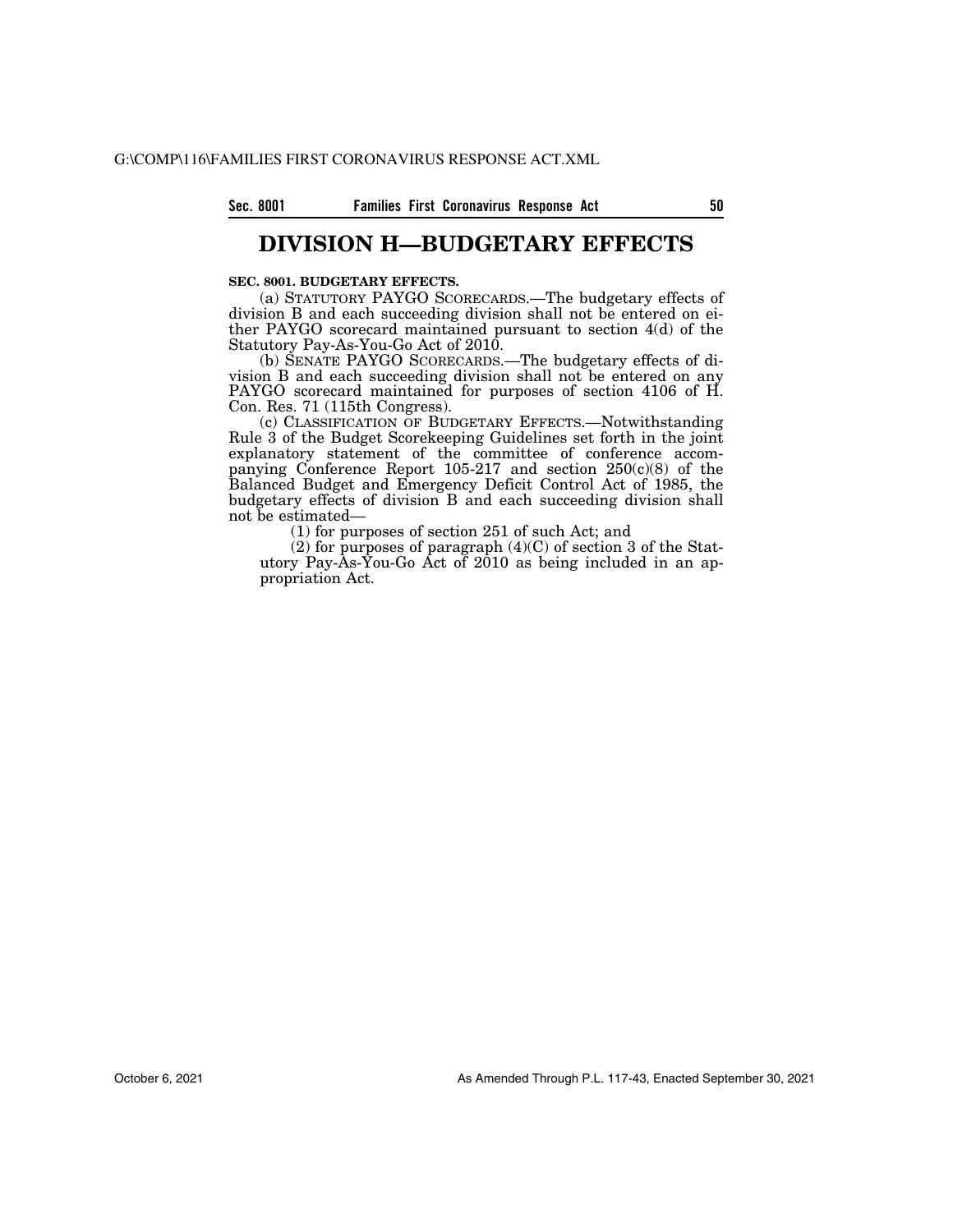# DIVISION H—BUDGETARY EFFECTS

**SEC. 8001. BUDGETARY EFFECTS.**

(a) STATUTORY PAYGO SCORECARDS.—The budgetary effects of division B and each succeeding division shall not be entered on either PAYGO scorecard maintained pursuant to section 4(d) of the Statutory Pay-As-You-Go Act of 2010.

(b) SENATE PAYGO SCORECARDS.—The budgetary effects of division B and each succeeding division shall not be entered on any PAYGO scorecard maintained for purposes of section 4106 of H. Con. Res. 71 (115th Congress).

(c) CLASSIFICATION OF BUDGETARY EFFECTS.—Notwithstanding Rule 3 of the Budget Scorekeeping Guidelines set forth in the joint explanatory statement of the committee of conference accompanying Conference Report 105-217 and section 250(c)(8) of the Balanced Budget and Emergency Deficit Control Act of 1985, the budgetary effects of division B and each succeeding division shall not be estimated—

(1) for purposes of section 251 of such Act; and

(2) for purposes of paragraph (4)(C) of section 3 of the Statutory Pay-As-You-Go Act of 2010 as being included in an appropriation Act.